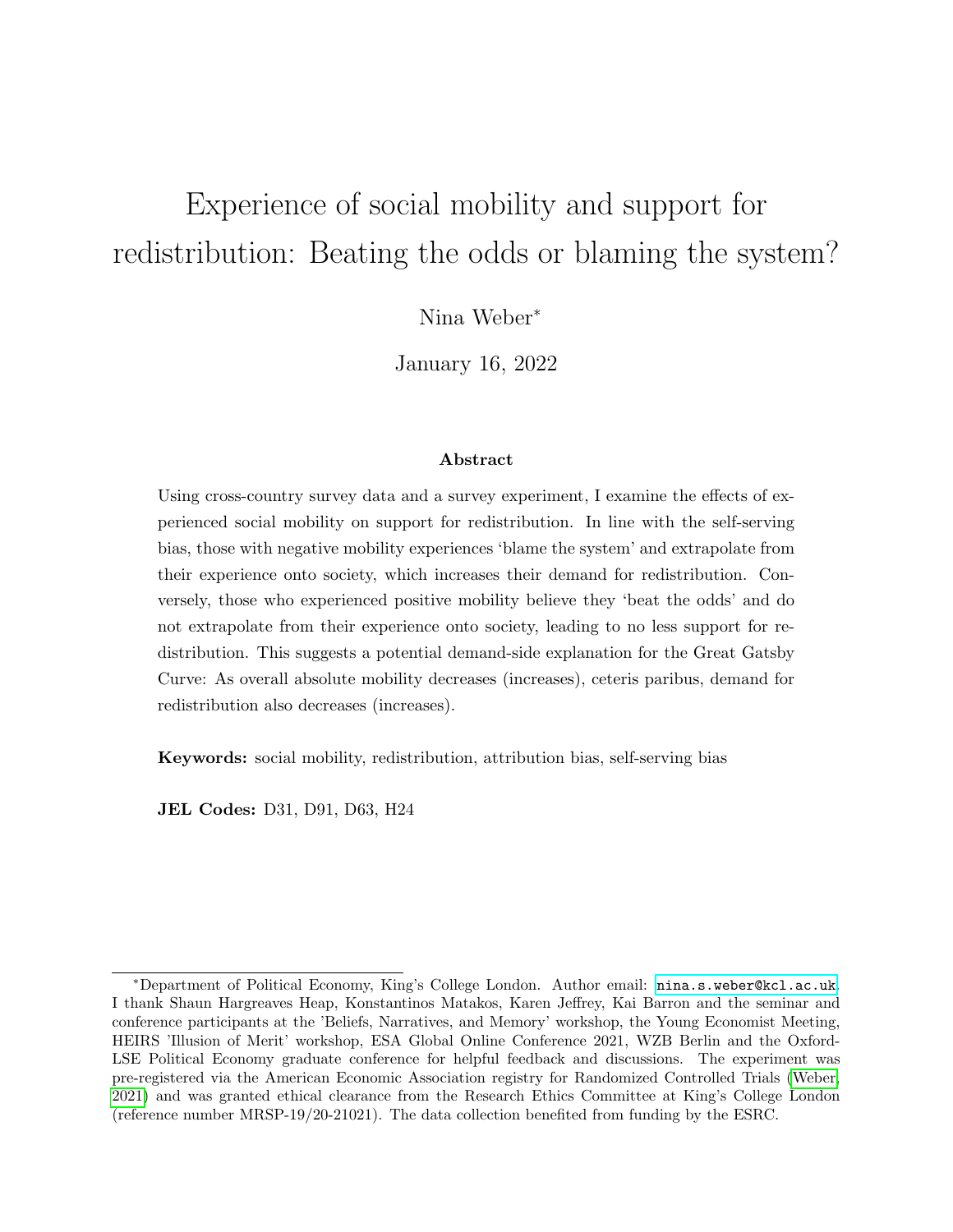# Experience of social mobility and support for redistribution: Beating the odds or blaming the system?

Nina Weber[*]

January 16, 2022

### Abstract

Using cross-country survey data and a survey experiment, I examine the effects of experienced social mobility on support for redistribution. In line with the self-serving bias, those with negative mobility experiences 'blame the system' and extrapolate from their experience onto society, which increases their demand for redistribution. Conversely, those who experienced positive mobility believe they 'beat the odds' and do not extrapolate from their experience onto society, leading to no less support for redistribution. This suggests a potential demand-side explanation for the Great Gatsby Curve: As overall absolute mobility decreases (increases), ceteris paribus, demand for redistribution also decreases (increases).

**Keywords:** social mobility, redistribution, attribution bias, self-serving bias

**JEL Codes:** D31, D91, D63, H24

---

[*] Department of Political Economy, King's College London. Author email: nina.s.weber@kcl.ac.uk. I thank Shaun Hargreaves Heap, Konstantinos Matakos, Karen Jeffrey, Kai Barron and the seminar and conference participants at the 'Beliefs, Narratives, and Memory' workshop, the Young Economist Meeting, HEIRS 'Illusion of Merit' workshop, ESA Global Online Conference 2021, WZB Berlin and the Oxford-LSE Political Economy graduate conference for helpful feedback and discussions. The experiment was pre-registered via the American Economic Association registry for Randomized Controlled Trials (Weber, 2021) and was granted ethical clearance from the Research Ethics Committee at King's College London (reference number MRSP-19/20-21021). The data collection benefited from funding by the ESRC.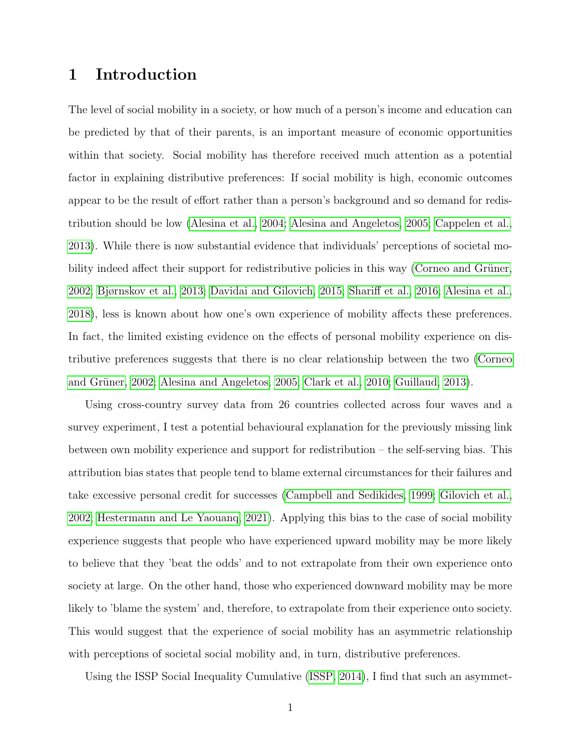# 1 Introduction

The level of social mobility in a society, or how much of a person's income and education can be predicted by that of their parents, is an important measure of economic opportunities within that society. Social mobility has therefore received much attention as a potential factor in explaining distributive preferences: If social mobility is high, economic outcomes appear to be the result of effort rather than a person's background and so demand for redistribution should be low (Alesina et al., 2004; Alesina and Angeletos, 2005; Cappelen et al., 2013). While there is now substantial evidence that individuals' perceptions of societal mobility indeed affect their support for redistributive policies in this way (Corneo and Grüner, 2002; Bjørnskov et al., 2013; Davidai and Gilovich, 2015; Shariff et al., 2016; Alesina et al., 2018), less is known about how one's own experience of mobility affects these preferences. In fact, the limited existing evidence on the effects of personal mobility experience on distributive preferences suggests that there is no clear relationship between the two (Corneo and Grüner, 2002; Alesina and Angeletos, 2005; Clark et al., 2010; Guillaud, 2013).

Using cross-country survey data from 26 countries collected across four waves and a survey experiment, I test a potential behavioural explanation for the previously missing link between own mobility experience and support for redistribution – the self-serving bias. This attribution bias states that people tend to blame external circumstances for their failures and take excessive personal credit for successes (Campbell and Sedikides, 1999; Gilovich et al., 2002; Hestermann and Le Yaouanq, 2021). Applying this bias to the case of social mobility experience suggests that people who have experienced upward mobility may be more likely to believe that they 'beat the odds' and to not extrapolate from their own experience onto society at large. On the other hand, those who experienced downward mobility may be more likely to 'blame the system' and, therefore, to extrapolate from their experience onto society. This would suggest that the experience of social mobility has an asymmetric relationship with perceptions of societal social mobility and, in turn, distributive preferences.

Using the ISSP Social Inequality Cumulative (ISSP, 2014), I find that such an asymmet-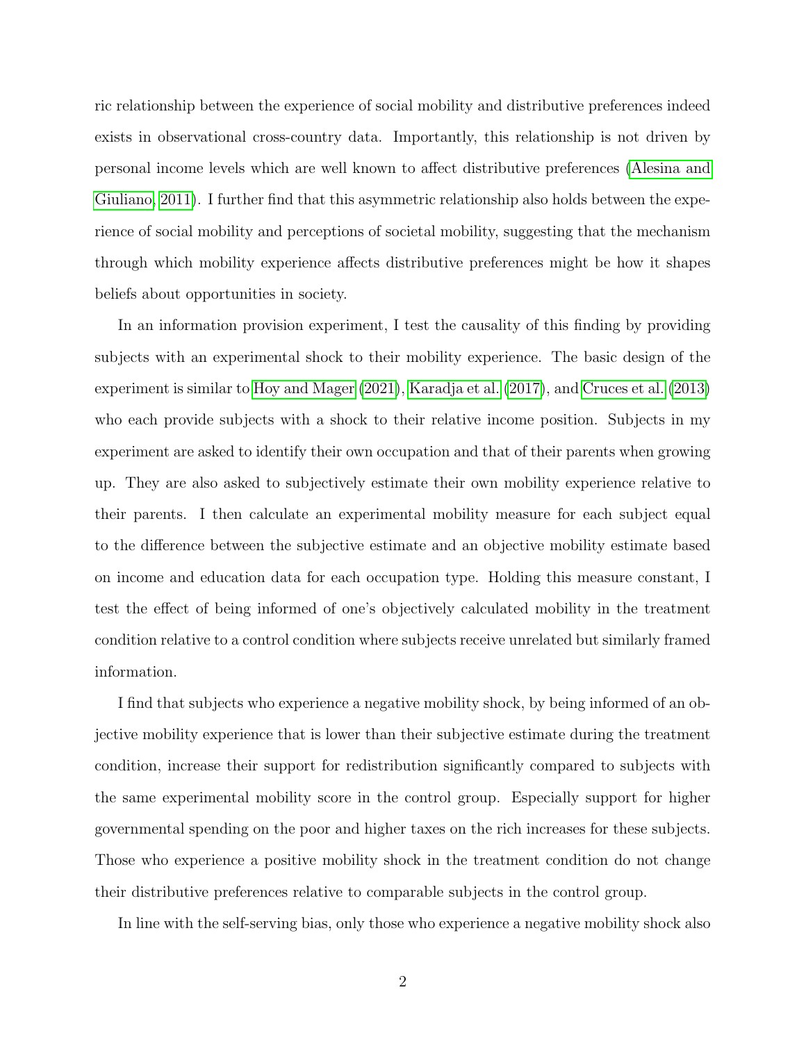ric relationship between the experience of social mobility and distributive preferences indeed exists in observational cross-country data. Importantly, this relationship is not driven by personal income levels which are well known to affect distributive preferences (Alesina and Giuliano, 2011). I further find that this asymmetric relationship also holds between the experience of social mobility and perceptions of societal mobility, suggesting that the mechanism through which mobility experience affects distributive preferences might be how it shapes beliefs about opportunities in society.

In an information provision experiment, I test the causality of this finding by providing subjects with an experimental shock to their mobility experience. The basic design of the experiment is similar to Hoy and Mager (2021), Karadja et al. (2017), and Cruces et al. (2013) who each provide subjects with a shock to their relative income position. Subjects in my experiment are asked to identify their own occupation and that of their parents when growing up. They are also asked to subjectively estimate their own mobility experience relative to their parents. I then calculate an experimental mobility measure for each subject equal to the difference between the subjective estimate and an objective mobility estimate based on income and education data for each occupation type. Holding this measure constant, I test the effect of being informed of one's objectively calculated mobility in the treatment condition relative to a control condition where subjects receive unrelated but similarly framed information.

I find that subjects who experience a negative mobility shock, by being informed of an objective mobility experience that is lower than their subjective estimate during the treatment condition, increase their support for redistribution significantly compared to subjects with the same experimental mobility score in the control group. Especially support for higher governmental spending on the poor and higher taxes on the rich increases for these subjects. Those who experience a positive mobility shock in the treatment condition do not change their distributive preferences relative to comparable subjects in the control group.

In line with the self-serving bias, only those who experience a negative mobility shock also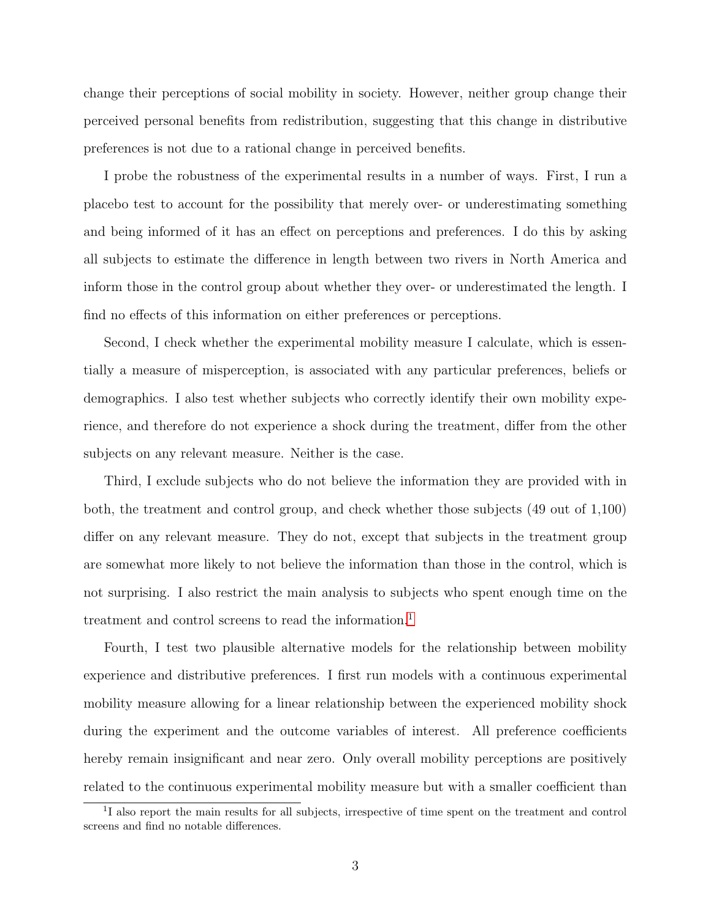change their perceptions of social mobility in society. However, neither group change their perceived personal benefits from redistribution, suggesting that this change in distributive preferences is not due to a rational change in perceived benefits.

I probe the robustness of the experimental results in a number of ways. First, I run a placebo test to account for the possibility that merely over- or underestimating something and being informed of it has an effect on perceptions and preferences. I do this by asking all subjects to estimate the difference in length between two rivers in North America and inform those in the control group about whether they over- or underestimated the length. I find no effects of this information on either preferences or perceptions.

Second, I check whether the experimental mobility measure I calculate, which is essentially a measure of misperception, is associated with any particular preferences, beliefs or demographics. I also test whether subjects who correctly identify their own mobility experience, and therefore do not experience a shock during the treatment, differ from the other subjects on any relevant measure. Neither is the case.

Third, I exclude subjects who do not believe the information they are provided with in both, the treatment and control group, and check whether those subjects (49 out of 1,100) differ on any relevant measure. They do not, except that subjects in the treatment group are somewhat more likely to not believe the information than those in the control, which is not surprising. I also restrict the main analysis to subjects who spent enough time on the treatment and control screens to read the information.[1]

Fourth, I test two plausible alternative models for the relationship between mobility experience and distributive preferences. I first run models with a continuous experimental mobility measure allowing for a linear relationship between the experienced mobility shock during the experiment and the outcome variables of interest. All preference coefficients hereby remain insignificant and near zero. Only overall mobility perceptions are positively related to the continuous experimental mobility measure but with a smaller coefficient than

[1] I also report the main results for all subjects, irrespective of time spent on the treatment and control screens and find no notable differences.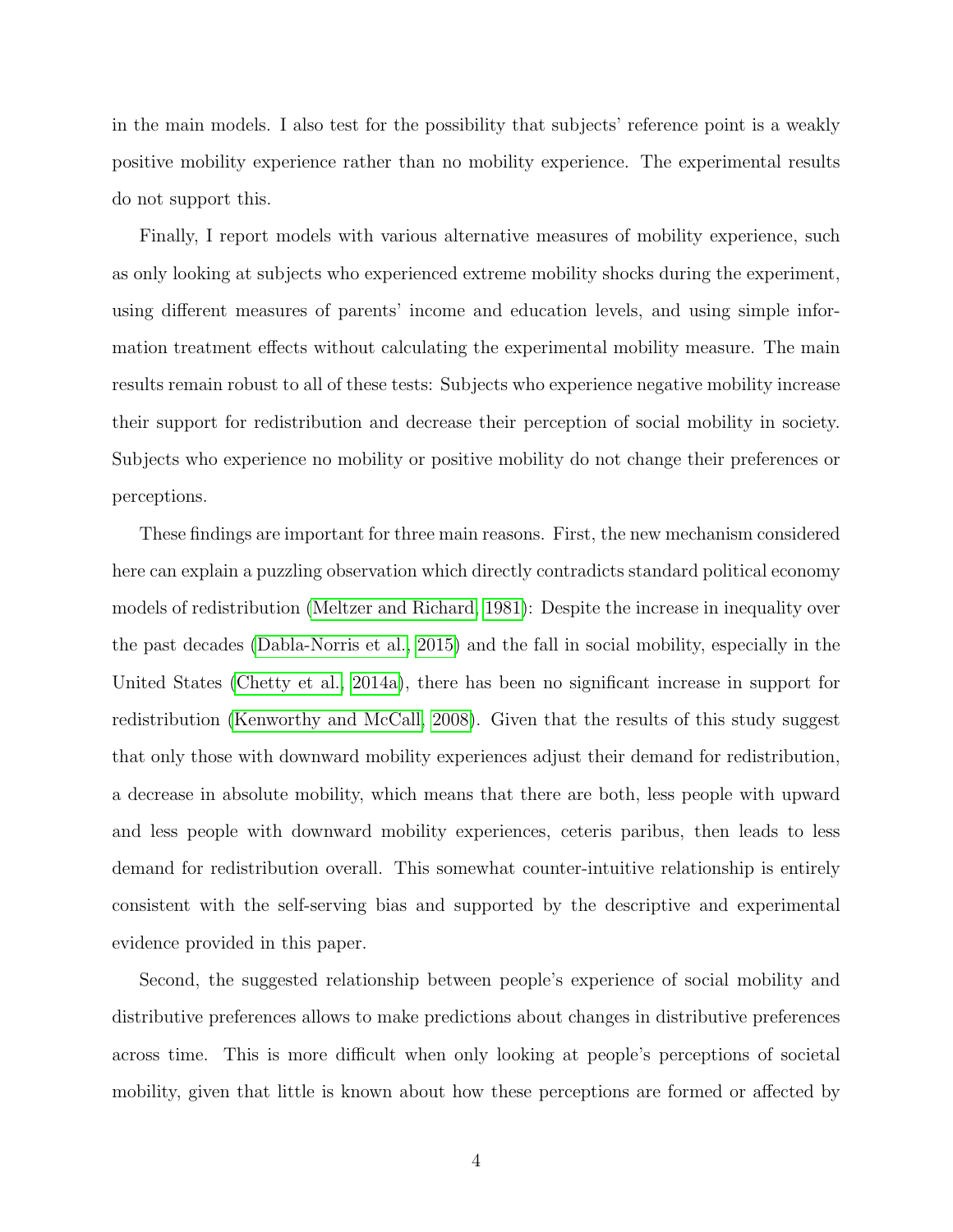in the main models. I also test for the possibility that subjects' reference point is a weakly positive mobility experience rather than no mobility experience. The experimental results do not support this.

Finally, I report models with various alternative measures of mobility experience, such as only looking at subjects who experienced extreme mobility shocks during the experiment, using different measures of parents' income and education levels, and using simple information treatment effects without calculating the experimental mobility measure. The main results remain robust to all of these tests: Subjects who experience negative mobility increase their support for redistribution and decrease their perception of social mobility in society. Subjects who experience no mobility or positive mobility do not change their preferences or perceptions.

These findings are important for three main reasons. First, the new mechanism considered here can explain a puzzling observation which directly contradicts standard political economy models of redistribution (Meltzer and Richard, 1981): Despite the increase in inequality over the past decades (Dabla-Norris et al., 2015) and the fall in social mobility, especially in the United States (Chetty et al., 2014a), there has been no significant increase in support for redistribution (Kenworthy and McCall, 2008). Given that the results of this study suggest that only those with downward mobility experiences adjust their demand for redistribution, a decrease in absolute mobility, which means that there are both, less people with upward and less people with downward mobility experiences, ceteris paribus, then leads to less demand for redistribution overall. This somewhat counter-intuitive relationship is entirely consistent with the self-serving bias and supported by the descriptive and experimental evidence provided in this paper.

Second, the suggested relationship between people's experience of social mobility and distributive preferences allows to make predictions about changes in distributive preferences across time. This is more difficult when only looking at people's perceptions of societal mobility, given that little is known about how these perceptions are formed or affected by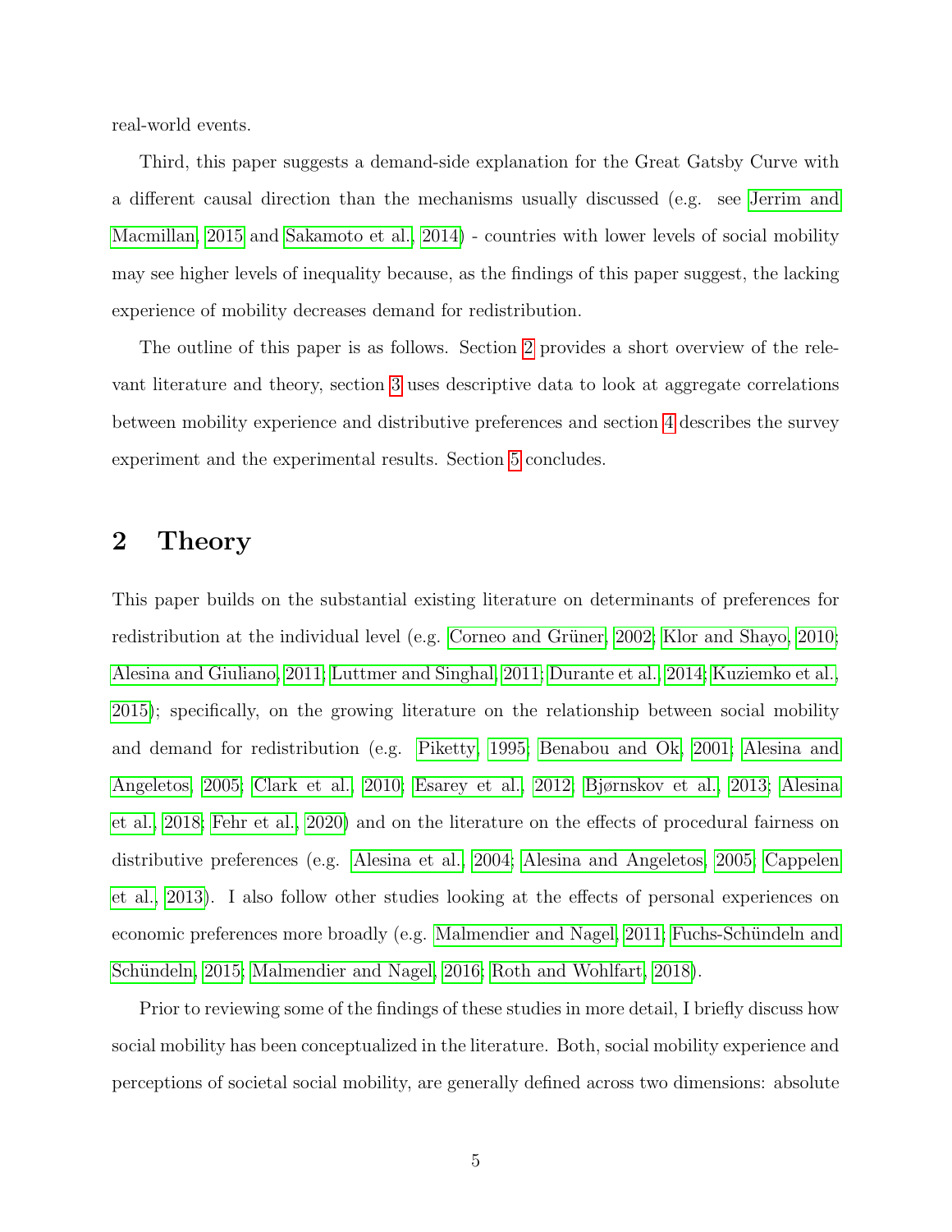real-world events.

Third, this paper suggests a demand-side explanation for the Great Gatsby Curve with a different causal direction than the mechanisms usually discussed (e.g. see Jerrim and Macmillan, 2015 and Sakamoto et al., 2014) - countries with lower levels of social mobility may see higher levels of inequality because, as the findings of this paper suggest, the lacking experience of mobility decreases demand for redistribution.

The outline of this paper is as follows. Section 2 provides a short overview of the relevant literature and theory, section 3 uses descriptive data to look at aggregate correlations between mobility experience and distributive preferences and section 4 describes the survey experiment and the experimental results. Section 5 concludes.

## 2 Theory

This paper builds on the substantial existing literature on determinants of preferences for redistribution at the individual level (e.g. Corneo and Grüner, 2002; Klor and Shayo, 2010; Alesina and Giuliano, 2011; Luttmer and Singhal, 2011; Durante et al., 2014; Kuziemko et al., 2015); specifically, on the growing literature on the relationship between social mobility and demand for redistribution (e.g. Piketty, 1995; Benabou and Ok, 2001; Alesina and Angeletos, 2005; Clark et al., 2010; Esarey et al., 2012; Bjørnskov et al., 2013; Alesina et al., 2018; Fehr et al., 2020) and on the literature on the effects of procedural fairness on distributive preferences (e.g. Alesina et al., 2004; Alesina and Angeletos, 2005; Cappelen et al., 2013). I also follow other studies looking at the effects of personal experiences on economic preferences more broadly (e.g. Malmendier and Nagel, 2011; Fuchs-Schündeln and Schündeln, 2015; Malmendier and Nagel, 2016; Roth and Wohlfart, 2018).

Prior to reviewing some of the findings of these studies in more detail, I briefly discuss how social mobility has been conceptualized in the literature. Both, social mobility experience and perceptions of societal social mobility, are generally defined across two dimensions: absolute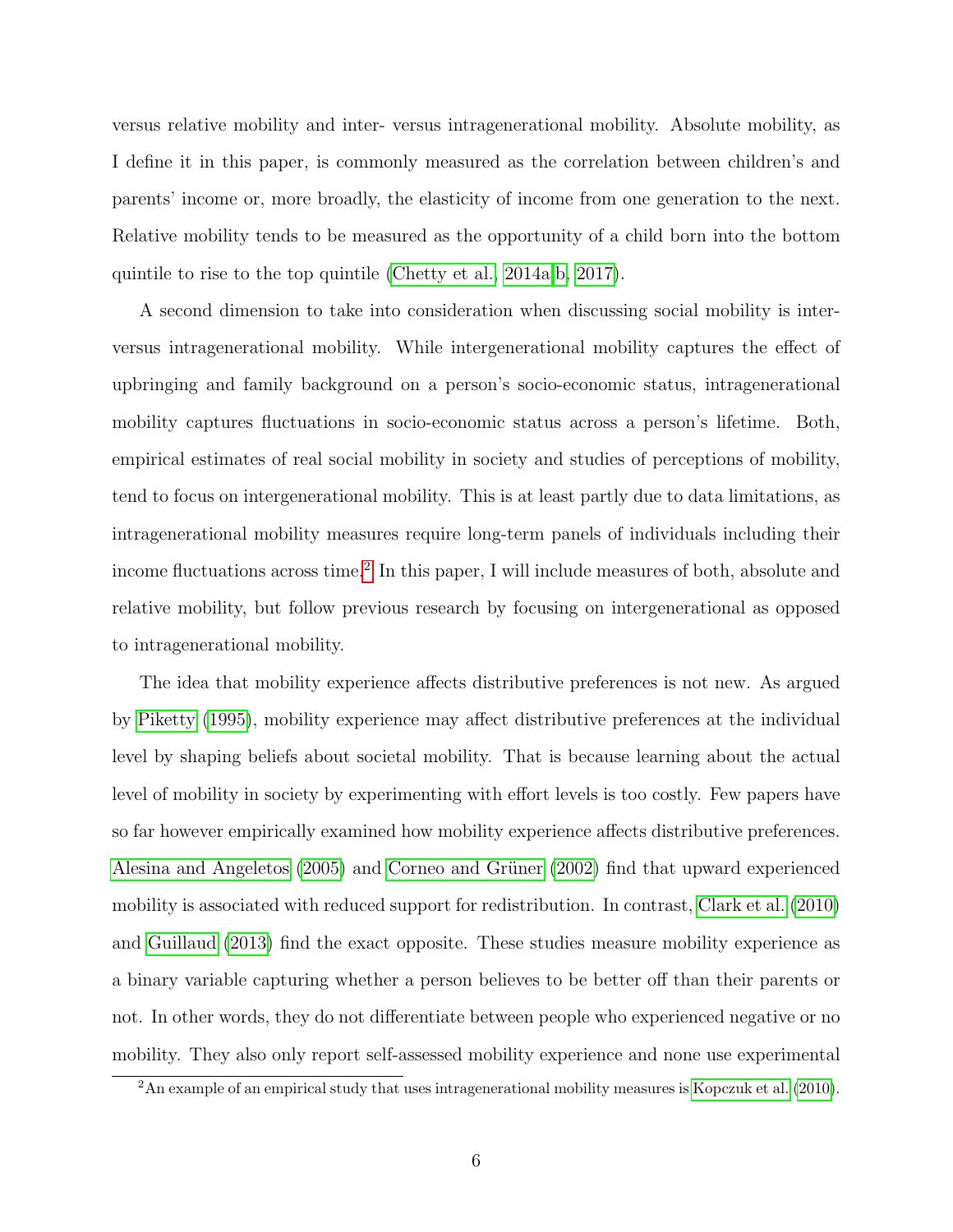versus relative mobility and inter- versus intragenerational mobility. Absolute mobility, as I define it in this paper, is commonly measured as the correlation between children's and parents' income or, more broadly, the elasticity of income from one generation to the next. Relative mobility tends to be measured as the opportunity of a child born into the bottom quintile to rise to the top quintile (Chetty et al., 2014a,b, 2017).

A second dimension to take into consideration when discussing social mobility is inter- versus intragenerational mobility. While intergenerational mobility captures the effect of upbringing and family background on a person's socio-economic status, intragenerational mobility captures fluctuations in socio-economic status across a person's lifetime. Both, empirical estimates of real social mobility in society and studies of perceptions of mobility, tend to focus on intergenerational mobility. This is at least partly due to data limitations, as intragenerational mobility measures require long-term panels of individuals including their income fluctuations across time.[2] In this paper, I will include measures of both, absolute and relative mobility, but follow previous research by focusing on intergenerational as opposed to intragenerational mobility.

The idea that mobility experience affects distributive preferences is not new. As argued by Piketty (1995), mobility experience may affect distributive preferences at the individual level by shaping beliefs about societal mobility. That is because learning about the actual level of mobility in society by experimenting with effort levels is too costly. Few papers have so far however empirically examined how mobility experience affects distributive preferences. Alesina and Angeletos (2005) and Corneo and Grüner (2002) find that upward experienced mobility is associated with reduced support for redistribution. In contrast, Clark et al. (2010) and Guillaud (2013) find the exact opposite. These studies measure mobility experience as a binary variable capturing whether a person believes to be better off than their parents or not. In other words, they do not differentiate between people who experienced negative or no mobility. They also only report self-assessed mobility experience and none use experimental

[2] An example of an empirical study that uses intragenerational mobility measures is Kopczuk et al. (2010).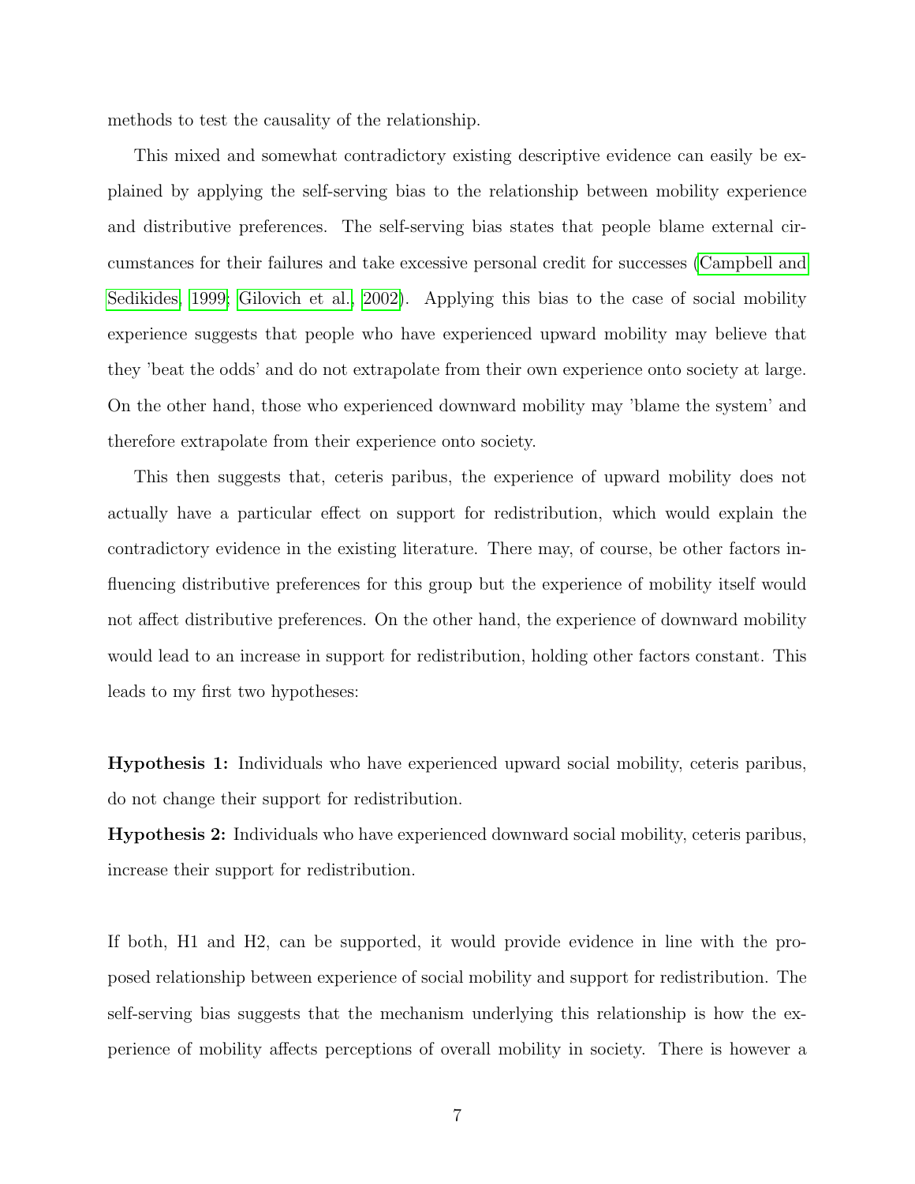methods to test the causality of the relationship.

This mixed and somewhat contradictory existing descriptive evidence can easily be explained by applying the self-serving bias to the relationship between mobility experience and distributive preferences. The self-serving bias states that people blame external circumstances for their failures and take excessive personal credit for successes (Campbell and Sedikides, 1999; Gilovich et al., 2002). Applying this bias to the case of social mobility experience suggests that people who have experienced upward mobility may believe that they 'beat the odds' and do not extrapolate from their own experience onto society at large. On the other hand, those who experienced downward mobility may 'blame the system' and therefore extrapolate from their experience onto society.

This then suggests that, ceteris paribus, the experience of upward mobility does not actually have a particular effect on support for redistribution, which would explain the contradictory evidence in the existing literature. There may, of course, be other factors influencing distributive preferences for this group but the experience of mobility itself would not affect distributive preferences. On the other hand, the experience of downward mobility would lead to an increase in support for redistribution, holding other factors constant. This leads to my first two hypotheses:

**Hypothesis 1:** Individuals who have experienced upward social mobility, ceteris paribus, do not change their support for redistribution.

**Hypothesis 2:** Individuals who have experienced downward social mobility, ceteris paribus, increase their support for redistribution.

If both, H1 and H2, can be supported, it would provide evidence in line with the proposed relationship between experience of social mobility and support for redistribution. The self-serving bias suggests that the mechanism underlying this relationship is how the experience of mobility affects perceptions of overall mobility in society. There is however a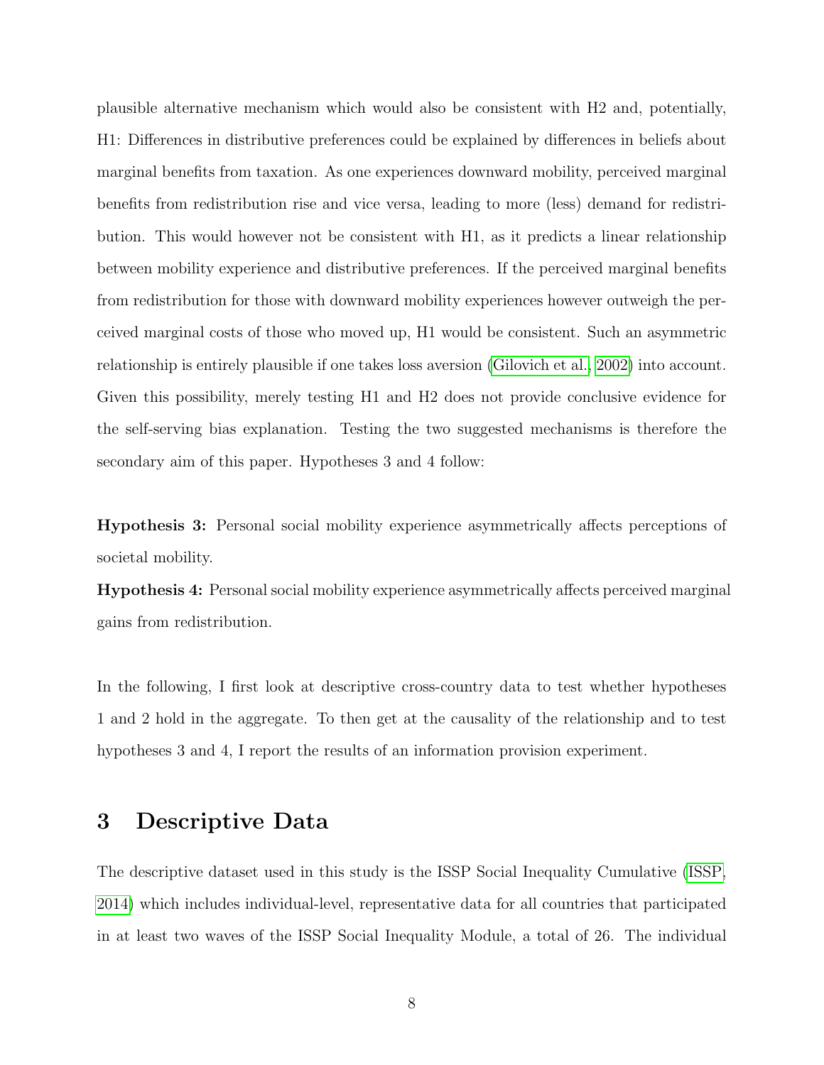plausible alternative mechanism which would also be consistent with H2 and, potentially, H1: Differences in distributive preferences could be explained by differences in beliefs about marginal benefits from taxation. As one experiences downward mobility, perceived marginal benefits from redistribution rise and vice versa, leading to more (less) demand for redistribution. This would however not be consistent with H1, as it predicts a linear relationship between mobility experience and distributive preferences. If the perceived marginal benefits from redistribution for those with downward mobility experiences however outweigh the perceived marginal costs of those who moved up, H1 would be consistent. Such an asymmetric relationship is entirely plausible if one takes loss aversion (Gilovich et al., 2002) into account. Given this possibility, merely testing H1 and H2 does not provide conclusive evidence for the self-serving bias explanation. Testing the two suggested mechanisms is therefore the secondary aim of this paper. Hypotheses 3 and 4 follow:

**Hypothesis 3:** Personal social mobility experience asymmetrically affects perceptions of societal mobility.

**Hypothesis 4:** Personal social mobility experience asymmetrically affects perceived marginal gains from redistribution.

In the following, I first look at descriptive cross-country data to test whether hypotheses 1 and 2 hold in the aggregate. To then get at the causality of the relationship and to test hypotheses 3 and 4, I report the results of an information provision experiment.

# 3 Descriptive Data

The descriptive dataset used in this study is the ISSP Social Inequality Cumulative (ISSP, 2014) which includes individual-level, representative data for all countries that participated in at least two waves of the ISSP Social Inequality Module, a total of 26. The individual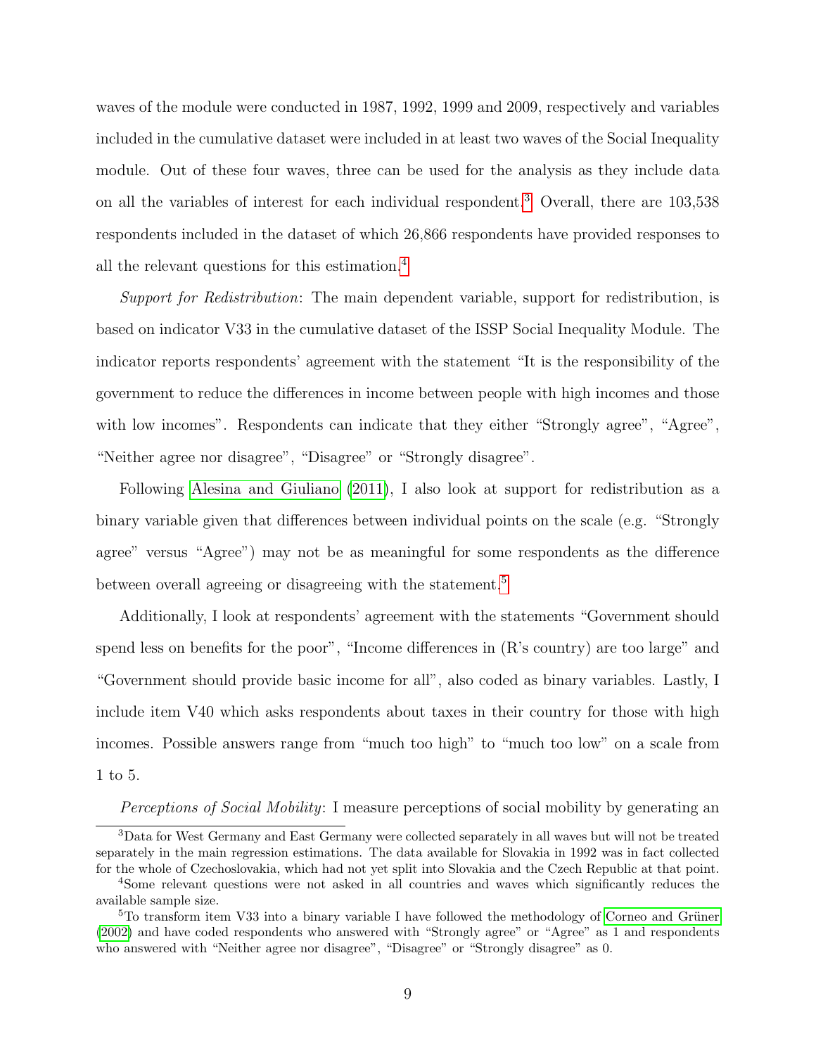waves of the module were conducted in 1987, 1992, 1999 and 2009, respectively and variables included in the cumulative dataset were included in at least two waves of the Social Inequality module. Out of these four waves, three can be used for the analysis as they include data on all the variables of interest for each individual respondent.[3] Overall, there are 103,538 respondents included in the dataset of which 26,866 respondents have provided responses to all the relevant questions for this estimation.[4]

*Support for Redistribution*: The main dependent variable, support for redistribution, is based on indicator V33 in the cumulative dataset of the ISSP Social Inequality Module. The indicator reports respondents' agreement with the statement "It is the responsibility of the government to reduce the differences in income between people with high incomes and those with low incomes". Respondents can indicate that they either "Strongly agree", "Agree", "Neither agree nor disagree", "Disagree" or "Strongly disagree".

Following Alesina and Giuliano (2011), I also look at support for redistribution as a binary variable given that differences between individual points on the scale (e.g. "Strongly agree" versus "Agree") may not be as meaningful for some respondents as the difference between overall agreeing or disagreeing with the statement.[5]

Additionally, I look at respondents' agreement with the statements "Government should spend less on benefits for the poor", "Income differences in (R's country) are too large" and "Government should provide basic income for all", also coded as binary variables. Lastly, I include item V40 which asks respondents about taxes in their country for those with high incomes. Possible answers range from "much too high" to "much too low" on a scale from 1 to 5.

*Perceptions of Social Mobility*: I measure perceptions of social mobility by generating an

---

[3] Data for West Germany and East Germany were collected separately in all waves but will not be treated separately in the main regression estimations. The data available for Slovakia in 1992 was in fact collected for the whole of Czechoslovakia, which had not yet split into Slovakia and the Czech Republic at that point.

[4] Some relevant questions were not asked in all countries and waves which significantly reduces the available sample size.

[5] To transform item V33 into a binary variable I have followed the methodology of Corneo and Grüner (2002) and have coded respondents who answered with "Strongly agree" or "Agree" as 1 and respondents who answered with "Neither agree nor disagree", "Disagree" or "Strongly disagree" as 0.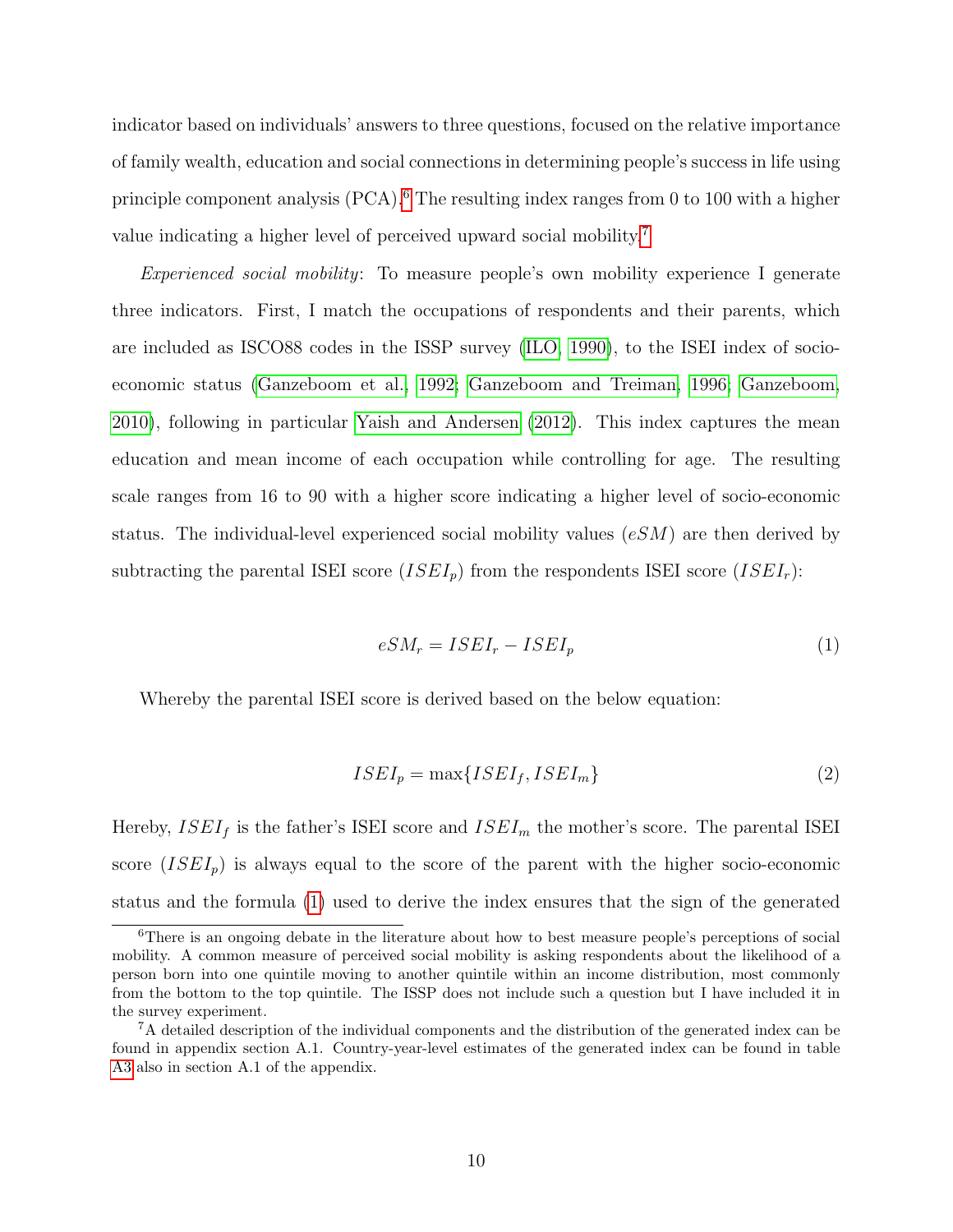indicator based on individuals' answers to three questions, focused on the relative importance of family wealth, education and social connections in determining people's success in life using principle component analysis (PCA).[6] The resulting index ranges from 0 to 100 with a higher value indicating a higher level of perceived upward social mobility.[7]

*Experienced social mobility*: To measure people's own mobility experience I generate three indicators. First, I match the occupations of respondents and their parents, which are included as ISCO88 codes in the ISSP survey (ILO, 1990), to the ISEI index of socio-economic status (Ganzeboom et al., 1992; Ganzeboom and Treiman, 1996; Ganzeboom, 2010), following in particular Yaish and Andersen (2012). This index captures the mean education and mean income of each occupation while controlling for age. The resulting scale ranges from 16 to 90 with a higher score indicating a higher level of socio-economic status. The individual-level experienced social mobility values ($eSM$) are then derived by subtracting the parental ISEI score ($ISEI_p$) from the respondents ISEI score ($ISEI_r$):

$$eSM_r = ISEI_r - ISEI_p \tag{1}$$

Whereby the parental ISEI score is derived based on the below equation:

$$ISEI_p = \max\{ISEI_f, ISEI_m\} \tag{2}$$

Hereby, $ISEI_f$ is the father's ISEI score and $ISEI_m$ the mother's score. The parental ISEI score ($ISEI_p$) is always equal to the score of the parent with the higher socio-economic status and the formula (1) used to derive the index ensures that the sign of the generated

---

[6] There is an ongoing debate in the literature about how to best measure people's perceptions of social mobility. A common measure of perceived social mobility is asking respondents about the likelihood of a person born into one quintile moving to another quintile within an income distribution, most commonly from the bottom to the top quintile. The ISSP does not include such a question but I have included it in the survey experiment.

[7] A detailed description of the individual components and the distribution of the generated index can be found in appendix section A.1. Country-year-level estimates of the generated index can be found in table A3 also in section A.1 of the appendix.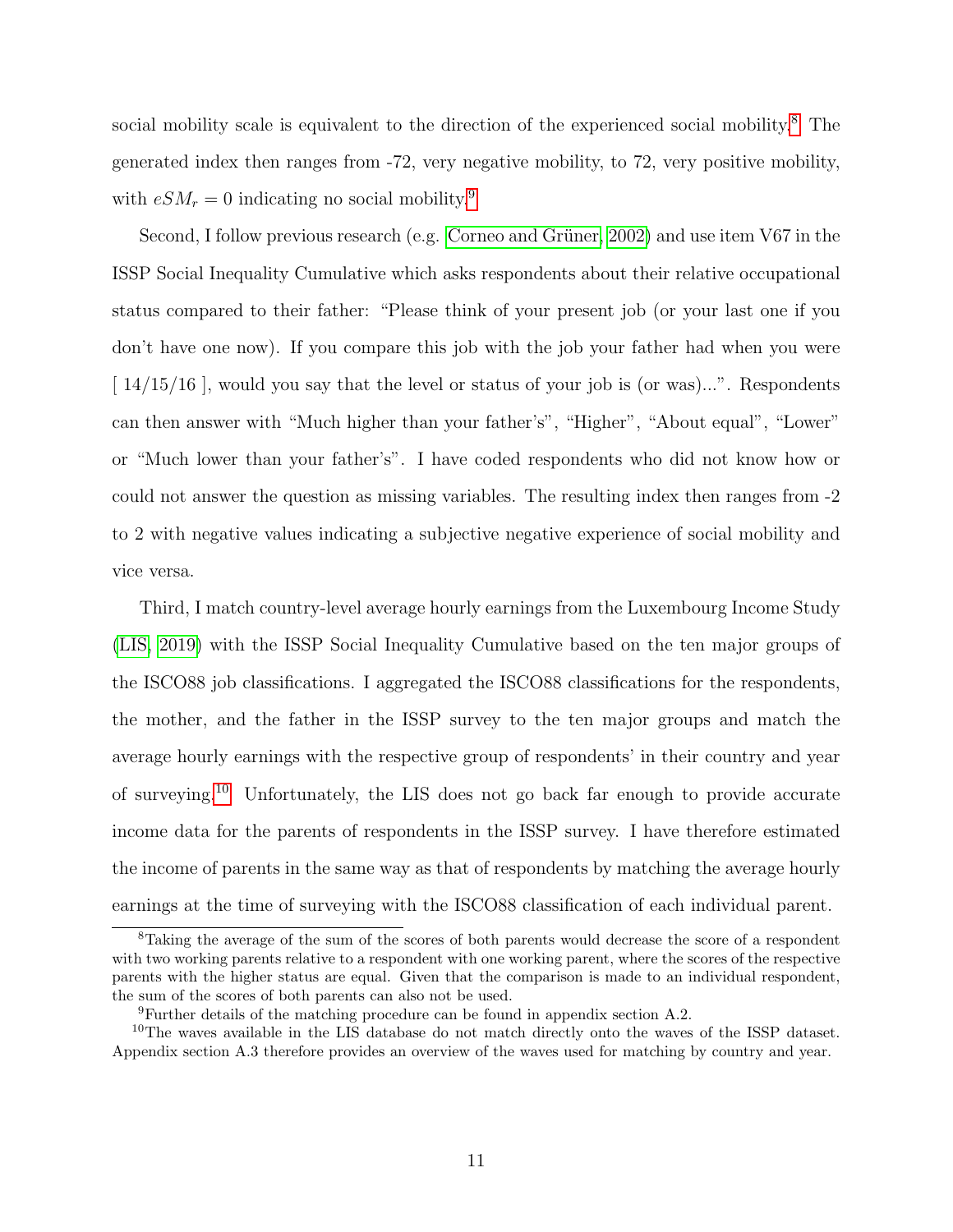social mobility scale is equivalent to the direction of the experienced social mobility.[8] The generated index then ranges from -72, very negative mobility, to 72, very positive mobility, with $eSM_r = 0$ indicating no social mobility.[9]

Second, I follow previous research (e.g. Corneo and Grüner, 2002) and use item V67 in the ISSP Social Inequality Cumulative which asks respondents about their relative occupational status compared to their father: "Please think of your present job (or your last one if you don't have one now). If you compare this job with the job your father had when you were [ 14/15/16 ], would you say that the level or status of your job is (or was)...". Respondents can then answer with "Much higher than your father's", "Higher", "About equal", "Lower" or "Much lower than your father's". I have coded respondents who did not know how or could not answer the question as missing variables. The resulting index then ranges from -2 to 2 with negative values indicating a subjective negative experience of social mobility and vice versa.

Third, I match country-level average hourly earnings from the Luxembourg Income Study (LIS, 2019) with the ISSP Social Inequality Cumulative based on the ten major groups of the ISCO88 job classifications. I aggregated the ISCO88 classifications for the respondents, the mother, and the father in the ISSP survey to the ten major groups and match the average hourly earnings with the respective group of respondents' in their country and year of surveying.[10] Unfortunately, the LIS does not go back far enough to provide accurate income data for the parents of respondents in the ISSP survey. I have therefore estimated the income of parents in the same way as that of respondents by matching the average hourly earnings at the time of surveying with the ISCO88 classification of each individual parent.

[8] Taking the average of the sum of the scores of both parents would decrease the score of a respondent with two working parents relative to a respondent with one working parent, where the scores of the respective parents with the higher status are equal. Given that the comparison is made to an individual respondent, the sum of the scores of both parents can also not be used.

[9] Further details of the matching procedure can be found in appendix section A.2.

[10] The waves available in the LIS database do not match directly onto the waves of the ISSP dataset. Appendix section A.3 therefore provides an overview of the waves used for matching by country and year.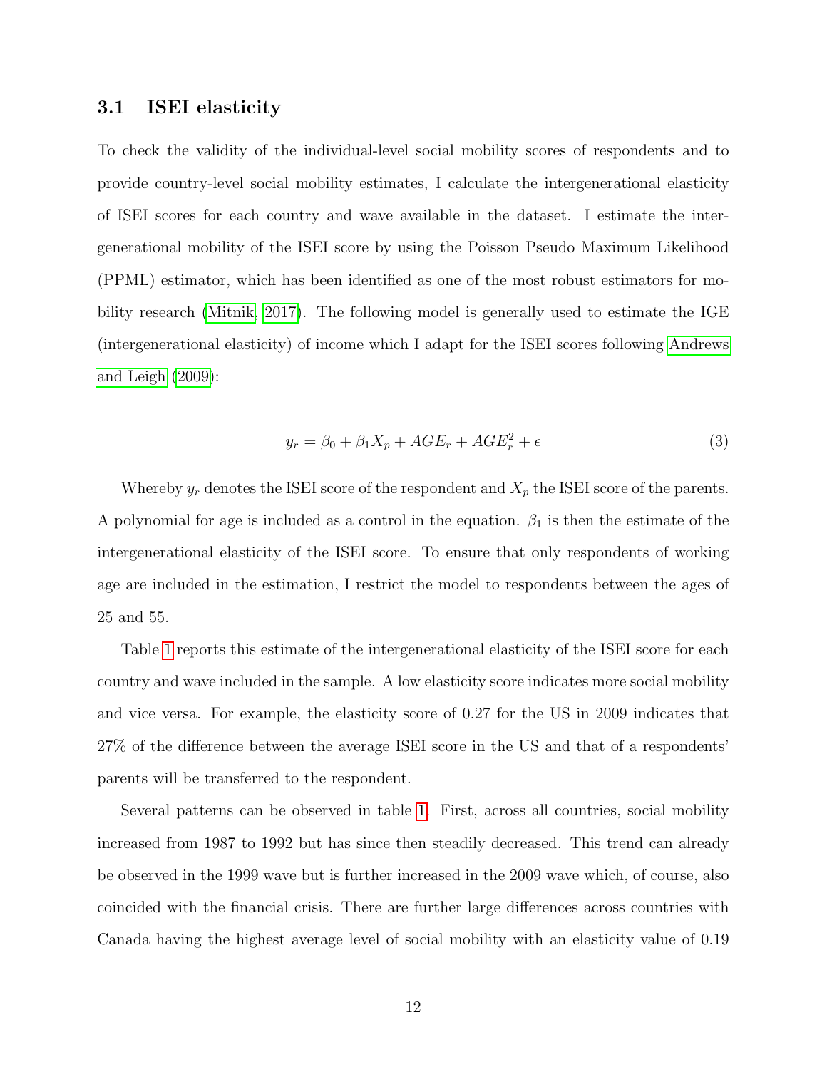### 3.1 ISEI elasticity

To check the validity of the individual-level social mobility scores of respondents and to provide country-level social mobility estimates, I calculate the intergenerational elasticity of ISEI scores for each country and wave available in the dataset. I estimate the intergenerational mobility of the ISEI score by using the Poisson Pseudo Maximum Likelihood (PPML) estimator, which has been identified as one of the most robust estimators for mobility research (Mitnik, 2017). The following model is generally used to estimate the IGE (intergenerational elasticity) of income which I adapt for the ISEI scores following Andrews and Leigh (2009):

$$y_r = \beta_0 + \beta_1 X_p + AGE_r + AGE_r^2 + \epsilon \tag{3}$$

Whereby $y_r$ denotes the ISEI score of the respondent and $X_p$ the ISEI score of the parents. A polynomial for age is included as a control in the equation. $\beta_1$ is then the estimate of the intergenerational elasticity of the ISEI score. To ensure that only respondents of working age are included in the estimation, I restrict the model to respondents between the ages of 25 and 55.

Table 1 reports this estimate of the intergenerational elasticity of the ISEI score for each country and wave included in the sample. A low elasticity score indicates more social mobility and vice versa. For example, the elasticity score of 0.27 for the US in 2009 indicates that 27% of the difference between the average ISEI score in the US and that of a respondents' parents will be transferred to the respondent.

Several patterns can be observed in table 1. First, across all countries, social mobility increased from 1987 to 1992 but has since then steadily decreased. This trend can already be observed in the 1999 wave but is further increased in the 2009 wave which, of course, also coincided with the financial crisis. There are further large differences across countries with Canada having the highest average level of social mobility with an elasticity value of 0.19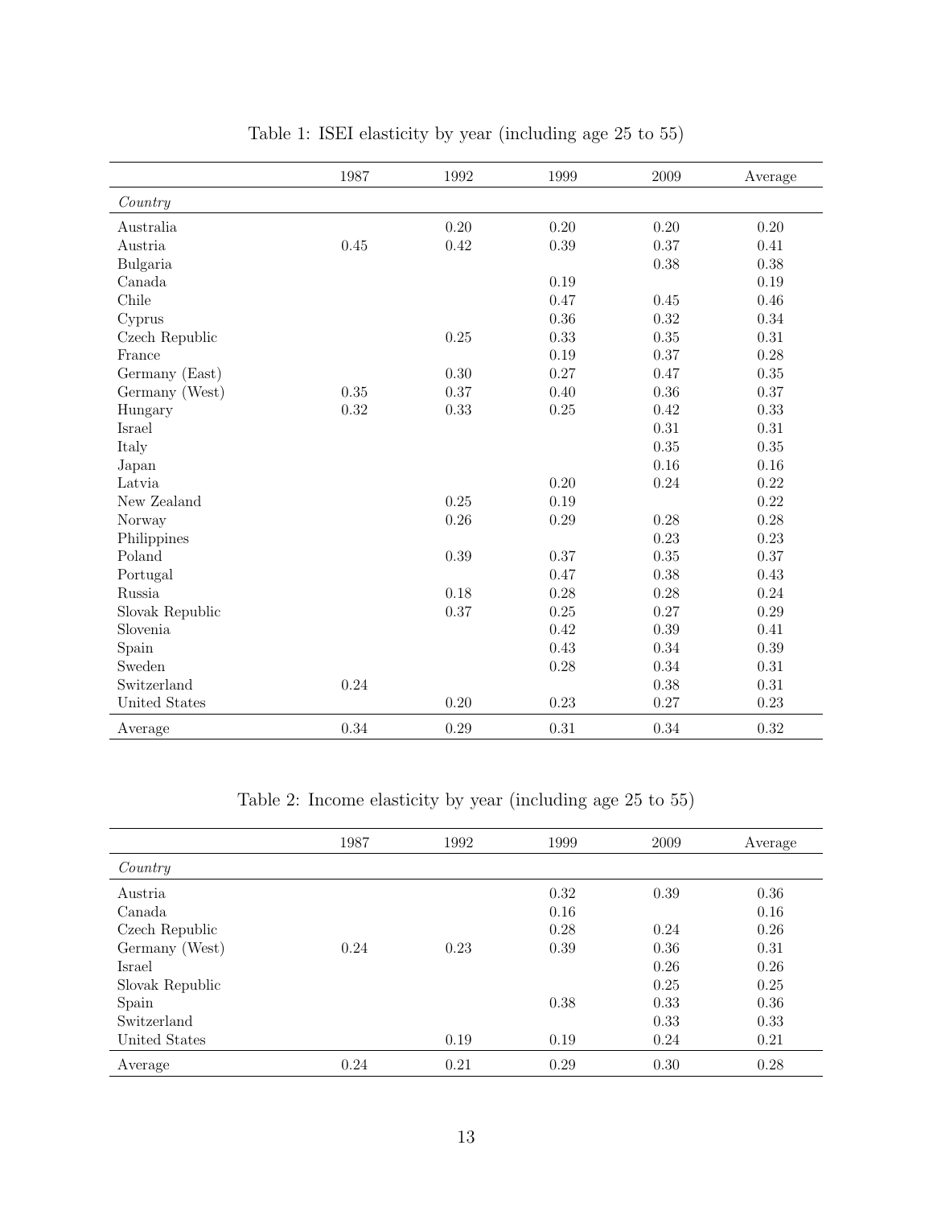Table 1: ISEI elasticity by year (including age 25 to 55)

| | 1987 | 1992 | 1999 | 2009 | Average |
|---|---|---|---|---|---|
| *Country* | | | | | |
| Australia | | 0.20 | 0.20 | 0.20 | 0.20 |
| Austria | 0.45 | 0.42 | 0.39 | 0.37 | 0.41 |
| Bulgaria | | | | 0.38 | 0.38 |
| Canada | | | 0.19 | | 0.19 |
| Chile | | | 0.47 | 0.45 | 0.46 |
| Cyprus | | | 0.36 | 0.32 | 0.34 |
| Czech Republic | | 0.25 | 0.33 | 0.35 | 0.31 |
| France | | | 0.19 | 0.37 | 0.28 |
| Germany (East) | | 0.30 | 0.27 | 0.47 | 0.35 |
| Germany (West) | 0.35 | 0.37 | 0.40 | 0.36 | 0.37 |
| Hungary | 0.32 | 0.33 | 0.25 | 0.42 | 0.33 |
| Israel | | | | 0.31 | 0.31 |
| Italy | | | | 0.35 | 0.35 |
| Japan | | | | 0.16 | 0.16 |
| Latvia | | | 0.20 | 0.24 | 0.22 |
| New Zealand | | 0.25 | 0.19 | | 0.22 |
| Norway | | 0.26 | 0.29 | 0.28 | 0.28 |
| Philippines | | | | 0.23 | 0.23 |
| Poland | | 0.39 | 0.37 | 0.35 | 0.37 |
| Portugal | | | 0.47 | 0.38 | 0.43 |
| Russia | | 0.18 | 0.28 | 0.28 | 0.24 |
| Slovak Republic | | 0.37 | 0.25 | 0.27 | 0.29 |
| Slovenia | | | 0.42 | 0.39 | 0.41 |
| Spain | | | 0.43 | 0.34 | 0.39 |
| Sweden | | | 0.28 | 0.34 | 0.31 |
| Switzerland | 0.24 | | | 0.38 | 0.31 |
| United States | | 0.20 | 0.23 | 0.27 | 0.23 |
| Average | 0.34 | 0.29 | 0.31 | 0.34 | 0.32 |

Table 2: Income elasticity by year (including age 25 to 55)

| | 1987 | 1992 | 1999 | 2009 | Average |
|---|---|---|---|---|---|
| *Country* | | | | | |
| Austria | | | 0.32 | 0.39 | 0.36 |
| Canada | | | 0.16 | | 0.16 |
| Czech Republic | | | 0.28 | 0.24 | 0.26 |
| Germany (West) | 0.24 | 0.23 | 0.39 | 0.36 | 0.31 |
| Israel | | | | 0.26 | 0.26 |
| Slovak Republic | | | | 0.25 | 0.25 |
| Spain | | | 0.38 | 0.33 | 0.36 |
| Switzerland | | | | 0.33 | 0.33 |
| United States | | 0.19 | 0.19 | 0.24 | 0.21 |
| Average | 0.24 | 0.21 | 0.29 | 0.30 | 0.28 |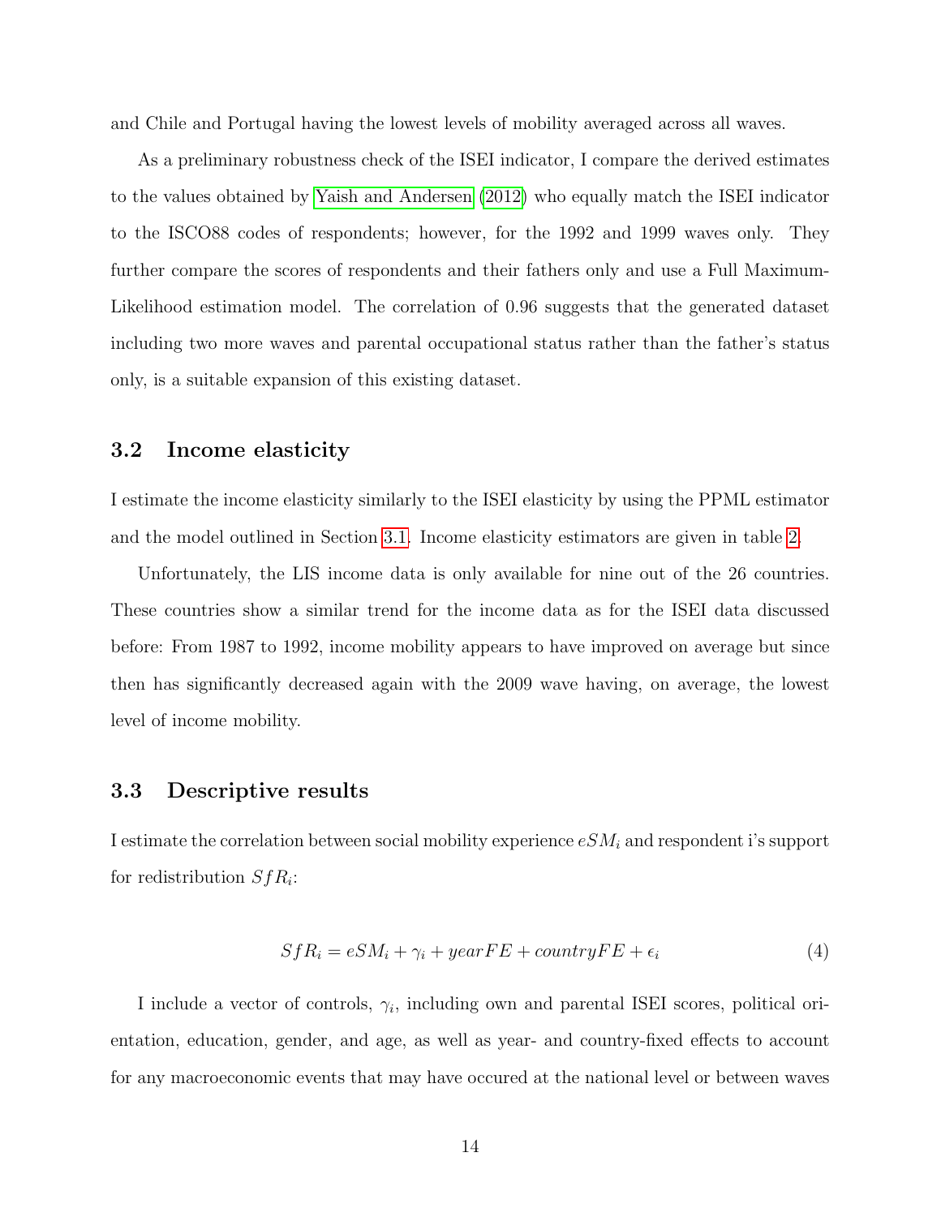and Chile and Portugal having the lowest levels of mobility averaged across all waves.

As a preliminary robustness check of the ISEI indicator, I compare the derived estimates to the values obtained by Yaish and Andersen (2012) who equally match the ISEI indicator to the ISCO88 codes of respondents; however, for the 1992 and 1999 waves only. They further compare the scores of respondents and their fathers only and use a Full Maximum-Likelihood estimation model. The correlation of 0.96 suggests that the generated dataset including two more waves and parental occupational status rather than the father's status only, is a suitable expansion of this existing dataset.

### 3.2 Income elasticity

I estimate the income elasticity similarly to the ISEI elasticity by using the PPML estimator and the model outlined in Section 3.1. Income elasticity estimators are given in table 2.

Unfortunately, the LIS income data is only available for nine out of the 26 countries. These countries show a similar trend for the income data as for the ISEI data discussed before: From 1987 to 1992, income mobility appears to have improved on average but since then has significantly decreased again with the 2009 wave having, on average, the lowest level of income mobility.

### 3.3 Descriptive results

I estimate the correlation between social mobility experience $eSM_i$ and respondent i's support for redistribution $SfR_i$:

$$SfR_i = eSM_i + \gamma_i + yearFE + countryFE + \epsilon_i \tag{4}$$

I include a vector of controls, $\gamma_i$, including own and parental ISEI scores, political orientation, education, gender, and age, as well as year- and country-fixed effects to account for any macroeconomic events that may have occured at the national level or between waves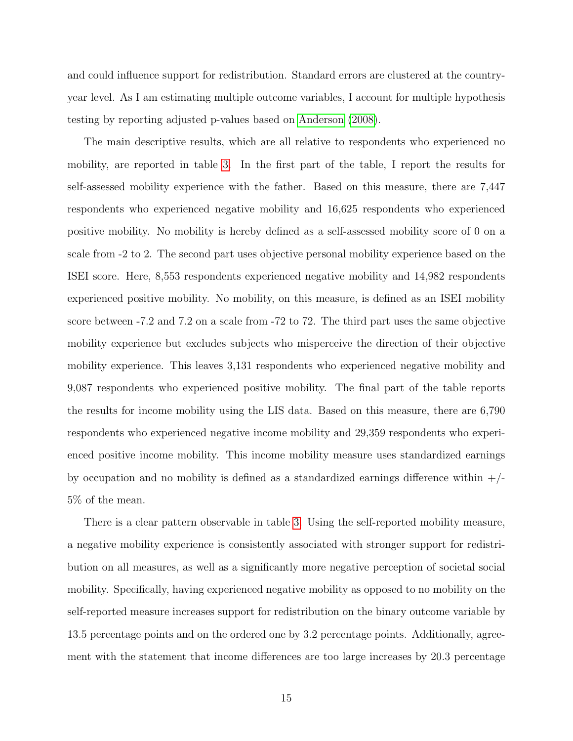and could influence support for redistribution. Standard errors are clustered at the country-year level. As I am estimating multiple outcome variables, I account for multiple hypothesis testing by reporting adjusted p-values based on Anderson (2008).

The main descriptive results, which are all relative to respondents who experienced no mobility, are reported in table 3. In the first part of the table, I report the results for self-assessed mobility experience with the father. Based on this measure, there are 7,447 respondents who experienced negative mobility and 16,625 respondents who experienced positive mobility. No mobility is hereby defined as a self-assessed mobility score of 0 on a scale from -2 to 2. The second part uses objective personal mobility experience based on the ISEI score. Here, 8,553 respondents experienced negative mobility and 14,982 respondents experienced positive mobility. No mobility, on this measure, is defined as an ISEI mobility score between -7.2 and 7.2 on a scale from -72 to 72. The third part uses the same objective mobility experience but excludes subjects who misperceive the direction of their objective mobility experience. This leaves 3,131 respondents who experienced negative mobility and 9,087 respondents who experienced positive mobility. The final part of the table reports the results for income mobility using the LIS data. Based on this measure, there are 6,790 respondents who experienced negative income mobility and 29,359 respondents who experienced positive income mobility. This income mobility measure uses standardized earnings by occupation and no mobility is defined as a standardized earnings difference within +/- 5% of the mean.

There is a clear pattern observable in table 3. Using the self-reported mobility measure, a negative mobility experience is consistently associated with stronger support for redistribution on all measures, as well as a significantly more negative perception of societal social mobility. Specifically, having experienced negative mobility as opposed to no mobility on the self-reported measure increases support for redistribution on the binary outcome variable by 13.5 percentage points and on the ordered one by 3.2 percentage points. Additionally, agreement with the statement that income differences are too large increases by 20.3 percentage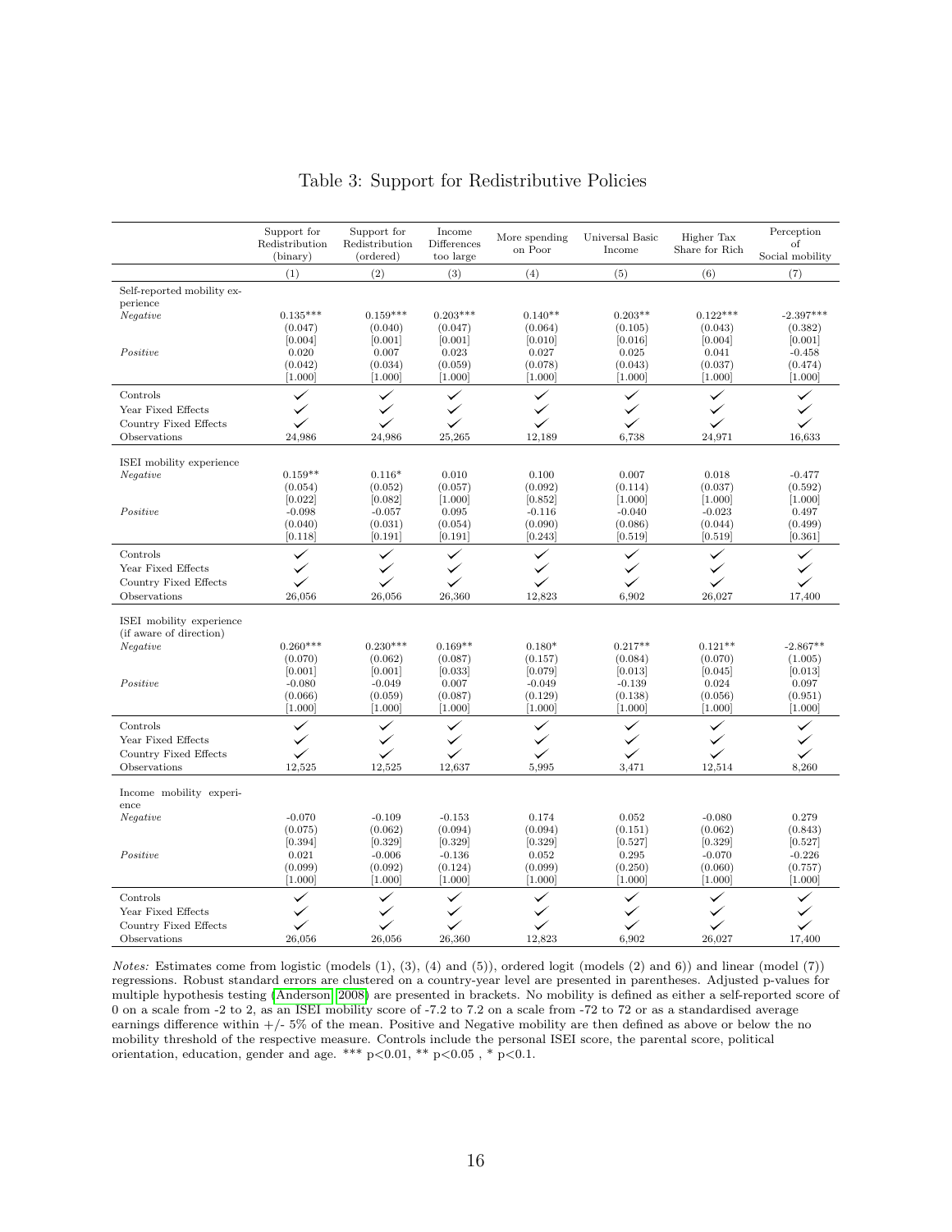# Table 3: Support for Redistributive Policies

| | Support for Redistribution (binary) | Support for Redistribution (ordered) | Income Differences too large | More spending on Poor | Universal Basic Income | Higher Tax Share for Rich | Perception of Social mobility |
|---|---|---|---|---|---|---|---|
| | (1) | (2) | (3) | (4) | (5) | (6) | (7) |
| Self-reported mobility experience | | | | | | | |
| *Negative* | 0.135*** | 0.159*** | 0.203*** | 0.140** | 0.203** | 0.122*** | -2.397*** |
| | (0.047) | (0.040) | (0.047) | (0.064) | (0.105) | (0.043) | (0.382) |
| | [0.004] | [0.001] | [0.001] | [0.010] | [0.016] | [0.004] | [0.001] |
| *Positive* | 0.020 | 0.007 | 0.023 | 0.027 | 0.025 | 0.041 | -0.458 |
| | (0.042) | (0.034) | (0.059) | (0.078) | (0.043) | (0.037) | (0.474) |
| | [1.000] | [1.000] | [1.000] | [1.000] | [1.000] | [1.000] | [1.000] |
| Controls | ✓ | ✓ | ✓ | ✓ | ✓ | ✓ | ✓ |
| Year Fixed Effects | ✓ | ✓ | ✓ | ✓ | ✓ | ✓ | ✓ |
| Country Fixed Effects | ✓ | ✓ | ✓ | ✓ | ✓ | ✓ | ✓ |
| Observations | 24,986 | 24,986 | 25,265 | 12,189 | 6,738 | 24,971 | 16,633 |
| ISEI mobility experience | | | | | | | |
| *Negative* | 0.159** | 0.116* | 0.010 | 0.100 | 0.007 | 0.018 | -0.477 |
| | (0.054) | (0.052) | (0.057) | (0.092) | (0.114) | (0.037) | (0.592) |
| | [0.022] | [0.082] | [1.000] | [0.852] | [1.000] | [1.000] | [1.000] |
| *Positive* | -0.098 | -0.057 | 0.095 | -0.116 | -0.040 | -0.023 | 0.497 |
| | (0.040) | (0.031) | (0.054) | (0.090) | (0.086) | (0.044) | (0.499) |
| | [0.118] | [0.191] | [0.191] | [0.243] | [0.519] | [0.519] | [0.361] |
| Controls | ✓ | ✓ | ✓ | ✓ | ✓ | ✓ | ✓ |
| Year Fixed Effects | ✓ | ✓ | ✓ | ✓ | ✓ | ✓ | ✓ |
| Country Fixed Effects | ✓ | ✓ | ✓ | ✓ | ✓ | ✓ | ✓ |
| Observations | 26,056 | 26,056 | 26,360 | 12,823 | 6,902 | 26,027 | 17,400 |
| ISEI mobility experience (if aware of direction) | | | | | | | |
| *Negative* | 0.260*** | 0.230*** | 0.169** | 0.180* | 0.217** | 0.121** | -2.867** |
| | (0.070) | (0.062) | (0.087) | (0.157) | (0.084) | (0.070) | (1.005) |
| | [0.001] | [0.001] | [0.033] | [0.079] | [0.013] | [0.045] | [0.013] |
| *Positive* | -0.080 | -0.049 | 0.007 | -0.049 | -0.139 | 0.024 | 0.097 |
| | (0.066) | (0.059) | (0.087) | (0.129) | (0.138) | (0.056) | (0.951) |
| | [1.000] | [1.000] | [1.000] | [1.000] | [1.000] | [1.000] | [1.000] |
| Controls | ✓ | ✓ | ✓ | ✓ | ✓ | ✓ | ✓ |
| Year Fixed Effects | ✓ | ✓ | ✓ | ✓ | ✓ | ✓ | ✓ |
| Country Fixed Effects | ✓ | ✓ | ✓ | ✓ | ✓ | ✓ | ✓ |
| Observations | 12,525 | 12,525 | 12,637 | 5,995 | 3,471 | 12,514 | 8,260 |
| Income mobility experience | | | | | | | |
| *Negative* | -0.070 | -0.109 | -0.153 | 0.174 | 0.052 | -0.080 | 0.279 |
| | (0.075) | (0.062) | (0.094) | (0.094) | (0.151) | (0.062) | (0.843) |
| | [0.394] | [0.329] | [0.329] | [0.329] | [0.527] | [0.329] | [0.527] |
| *Positive* | 0.021 | -0.006 | -0.136 | 0.052 | 0.295 | -0.070 | -0.226 |
| | (0.099) | (0.092) | (0.124) | (0.099) | (0.250) | (0.060) | (0.757) |
| | [1.000] | [1.000] | [1.000] | [1.000] | [1.000] | [1.000] | [1.000] |
| Controls | ✓ | ✓ | ✓ | ✓ | ✓ | ✓ | ✓ |
| Year Fixed Effects | ✓ | ✓ | ✓ | ✓ | ✓ | ✓ | ✓ |
| Country Fixed Effects | ✓ | ✓ | ✓ | ✓ | ✓ | ✓ | ✓ |
| Observations | 26,056 | 26,056 | 26,360 | 12,823 | 6,902 | 26,027 | 17,400 |

*Notes:* Estimates come from logistic (models (1), (3), (4) and (5)), ordered logit (models (2) and 6)) and linear (model (7)) regressions. Robust standard errors are clustered on a country-year level are presented in parentheses. Adjusted p-values for multiple hypothesis testing (Anderson, 2008) are presented in brackets. No mobility is defined as either a self-reported score of 0 on a scale from -2 to 2, as an ISEI mobility score of -7.2 to 7.2 on a scale from -72 to 72 or as a standardised average earnings difference within +/- 5% of the mean. Positive and Negative mobility are then defined as above or below the no mobility threshold of the respective measure. Controls include the personal ISEI score, the parental score, political orientation, education, gender and age. *** p<0.01, ** p<0.05 , * p<0.1.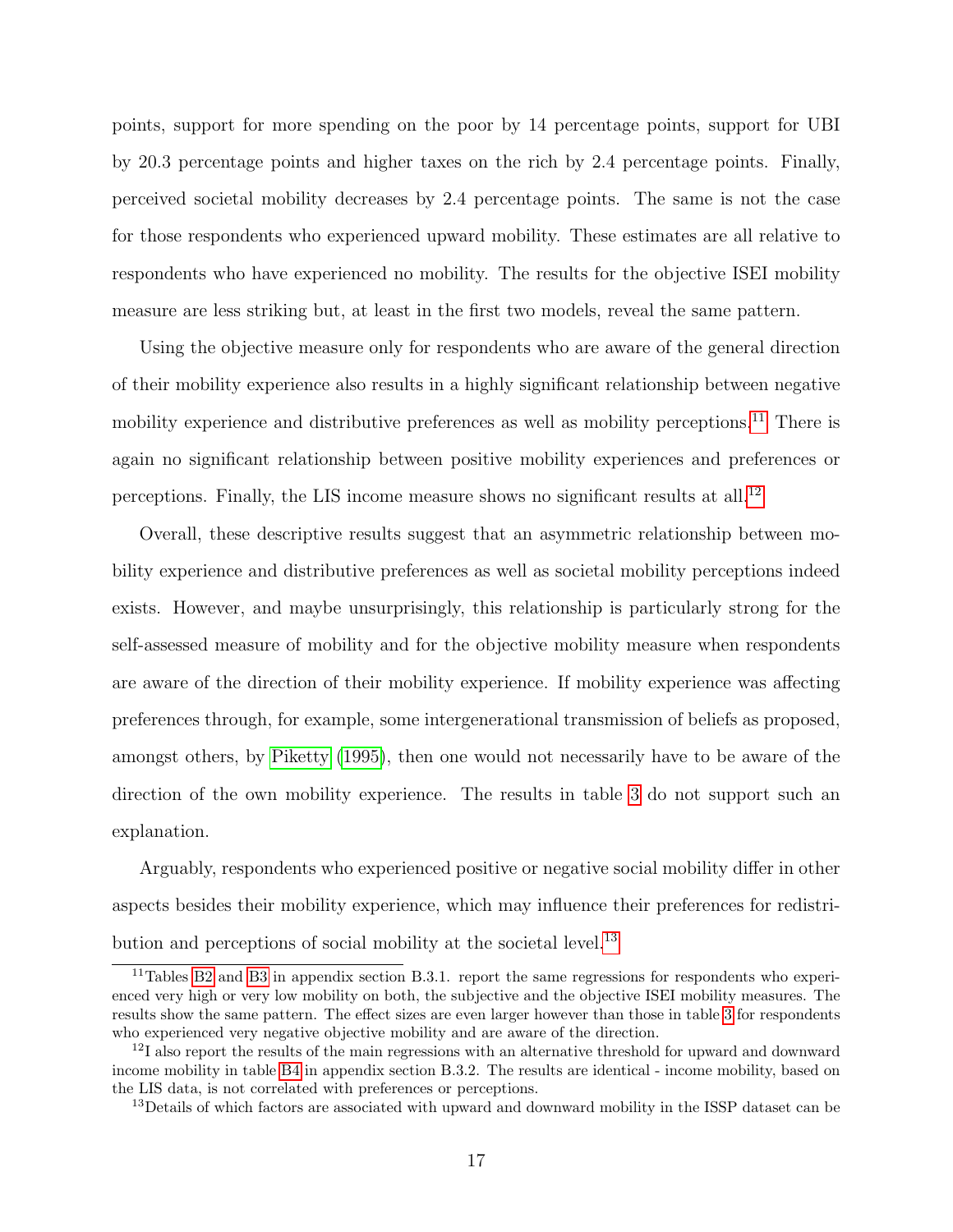points, support for more spending on the poor by 14 percentage points, support for UBI by 20.3 percentage points and higher taxes on the rich by 2.4 percentage points. Finally, perceived societal mobility decreases by 2.4 percentage points. The same is not the case for those respondents who experienced upward mobility. These estimates are all relative to respondents who have experienced no mobility. The results for the objective ISEI mobility measure are less striking but, at least in the first two models, reveal the same pattern.

Using the objective measure only for respondents who are aware of the general direction of their mobility experience also results in a highly significant relationship between negative mobility experience and distributive preferences as well as mobility perceptions.[11] There is again no significant relationship between positive mobility experiences and preferences or perceptions. Finally, the LIS income measure shows no significant results at all.[12]

Overall, these descriptive results suggest that an asymmetric relationship between mobility experience and distributive preferences as well as societal mobility perceptions indeed exists. However, and maybe unsurprisingly, this relationship is particularly strong for the self-assessed measure of mobility and for the objective mobility measure when respondents are aware of the direction of their mobility experience. If mobility experience was affecting preferences through, for example, some intergenerational transmission of beliefs as proposed, amongst others, by Piketty (1995), then one would not necessarily have to be aware of the direction of the own mobility experience. The results in table 3 do not support such an explanation.

Arguably, respondents who experienced positive or negative social mobility differ in other aspects besides their mobility experience, which may influence their preferences for redistribution and perceptions of social mobility at the societal level.[13]

---

[11] Tables B2 and B3 in appendix section B.3.1. report the same regressions for respondents who experienced very high or very low mobility on both, the subjective and the objective ISEI mobility measures. The results show the same pattern. The effect sizes are even larger however than those in table 3 for respondents who experienced very negative objective mobility and are aware of the direction.

[12] I also report the results of the main regressions with an alternative threshold for upward and downward income mobility in table B4 in appendix section B.3.2. The results are identical - income mobility, based on the LIS data, is not correlated with preferences or perceptions.

[13] Details of which factors are associated with upward and downward mobility in the ISSP dataset can be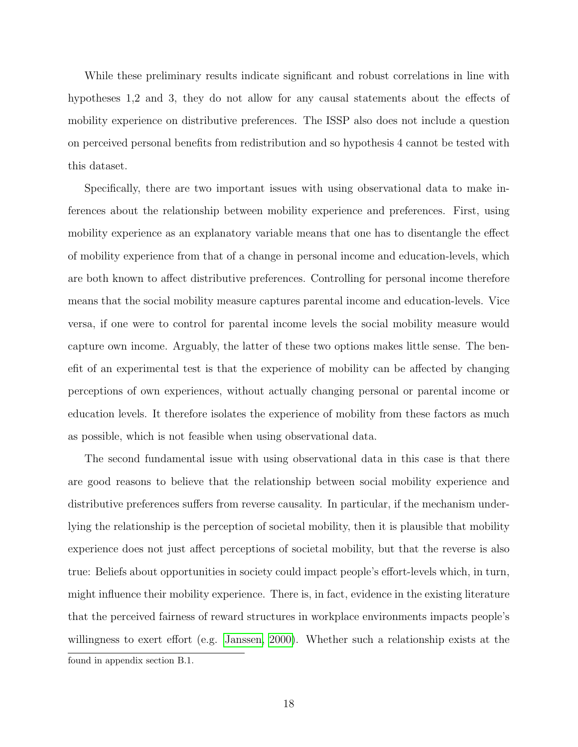While these preliminary results indicate significant and robust correlations in line with hypotheses 1,2 and 3, they do not allow for any causal statements about the effects of mobility experience on distributive preferences. The ISSP also does not include a question on perceived personal benefits from redistribution and so hypothesis 4 cannot be tested with this dataset.

Specifically, there are two important issues with using observational data to make inferences about the relationship between mobility experience and preferences. First, using mobility experience as an explanatory variable means that one has to disentangle the effect of mobility experience from that of a change in personal income and education-levels, which are both known to affect distributive preferences. Controlling for personal income therefore means that the social mobility measure captures parental income and education-levels. Vice versa, if one were to control for parental income levels the social mobility measure would capture own income. Arguably, the latter of these two options makes little sense. The benefit of an experimental test is that the experience of mobility can be affected by changing perceptions of own experiences, without actually changing personal or parental income or education levels. It therefore isolates the experience of mobility from these factors as much as possible, which is not feasible when using observational data.

The second fundamental issue with using observational data in this case is that there are good reasons to believe that the relationship between social mobility experience and distributive preferences suffers from reverse causality. In particular, if the mechanism underlying the relationship is the perception of societal mobility, then it is plausible that mobility experience does not just affect perceptions of societal mobility, but that the reverse is also true: Beliefs about opportunities in society could impact people's effort-levels which, in turn, might influence their mobility experience. There is, in fact, evidence in the existing literature that the perceived fairness of reward structures in workplace environments impacts people's willingness to exert effort (e.g. Janssen, 2000). Whether such a relationship exists at the

found in appendix section B.1.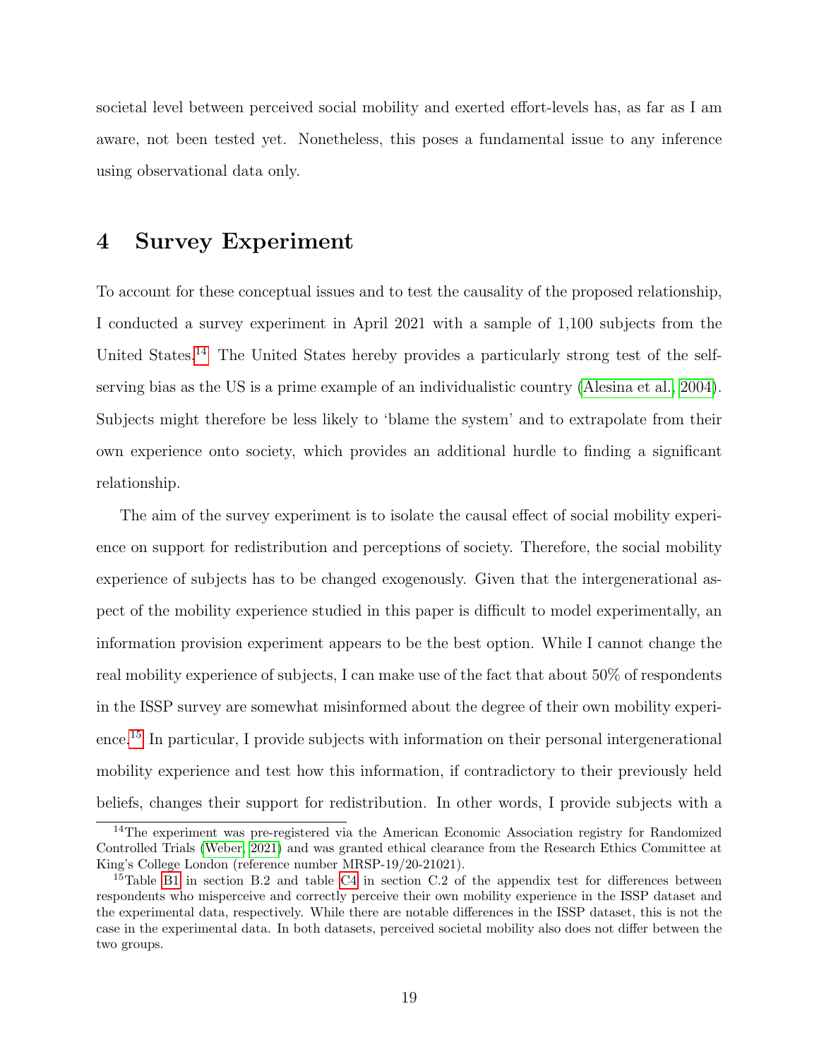societal level between perceived social mobility and exerted effort-levels has, as far as I am aware, not been tested yet. Nonetheless, this poses a fundamental issue to any inference using observational data only.

# 4 Survey Experiment

To account for these conceptual issues and to test the causality of the proposed relationship, I conducted a survey experiment in April 2021 with a sample of 1,100 subjects from the United States.[14] The United States hereby provides a particularly strong test of the self-serving bias as the US is a prime example of an individualistic country (Alesina et al., 2004). Subjects might therefore be less likely to 'blame the system' and to extrapolate from their own experience onto society, which provides an additional hurdle to finding a significant relationship.

The aim of the survey experiment is to isolate the causal effect of social mobility experience on support for redistribution and perceptions of society. Therefore, the social mobility experience of subjects has to be changed exogenously. Given that the intergenerational aspect of the mobility experience studied in this paper is difficult to model experimentally, an information provision experiment appears to be the best option. While I cannot change the real mobility experience of subjects, I can make use of the fact that about 50% of respondents in the ISSP survey are somewhat misinformed about the degree of their own mobility experience.[15] In particular, I provide subjects with information on their personal intergenerational mobility experience and test how this information, if contradictory to their previously held beliefs, changes their support for redistribution. In other words, I provide subjects with a

[14] The experiment was pre-registered via the American Economic Association registry for Randomized Controlled Trials (Weber, 2021) and was granted ethical clearance from the Research Ethics Committee at King's College London (reference number MRSP-19/20-21021).

[15] Table B1 in section B.2 and table C4 in section C.2 of the appendix test for differences between respondents who misperceive and correctly perceive their own mobility experience in the ISSP dataset and the experimental data, respectively. While there are notable differences in the ISSP dataset, this is not the case in the experimental data. In both datasets, perceived societal mobility also does not differ between the two groups.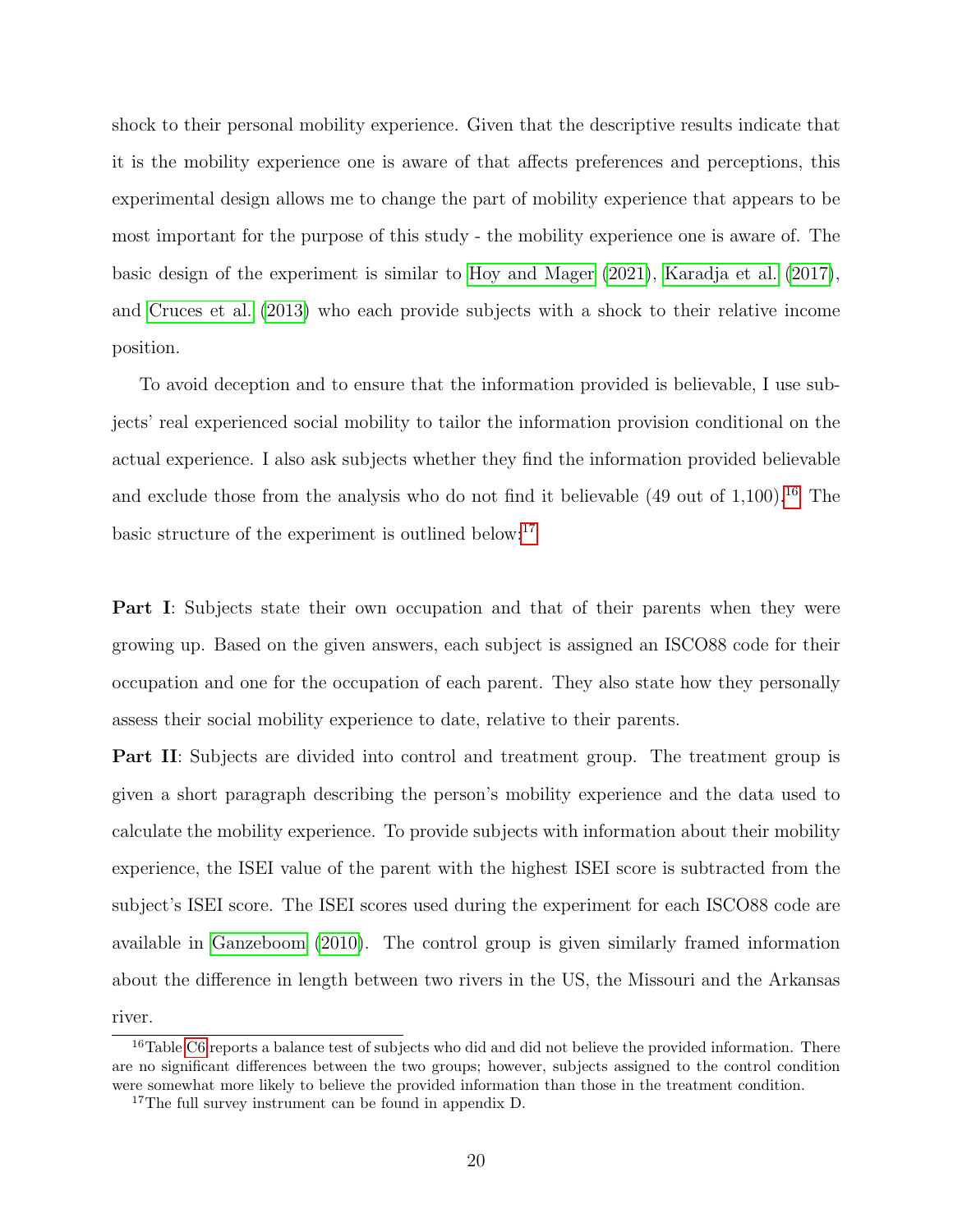shock to their personal mobility experience. Given that the descriptive results indicate that it is the mobility experience one is aware of that affects preferences and perceptions, this experimental design allows me to change the part of mobility experience that appears to be most important for the purpose of this study - the mobility experience one is aware of. The basic design of the experiment is similar to Hoy and Mager (2021), Karadja et al. (2017), and Cruces et al. (2013) who each provide subjects with a shock to their relative income position.

To avoid deception and to ensure that the information provided is believable, I use subjects' real experienced social mobility to tailor the information provision conditional on the actual experience. I also ask subjects whether they find the information provided believable and exclude those from the analysis who do not find it believable (49 out of 1,100).[16] The basic structure of the experiment is outlined below:[17]

**Part I**: Subjects state their own occupation and that of their parents when they were growing up. Based on the given answers, each subject is assigned an ISCO88 code for their occupation and one for the occupation of each parent. They also state how they personally assess their social mobility experience to date, relative to their parents.

**Part II**: Subjects are divided into control and treatment group. The treatment group is given a short paragraph describing the person's mobility experience and the data used to calculate the mobility experience. To provide subjects with information about their mobility experience, the ISEI value of the parent with the highest ISEI score is subtracted from the subject's ISEI score. The ISEI scores used during the experiment for each ISCO88 code are available in Ganzeboom (2010). The control group is given similarly framed information about the difference in length between two rivers in the US, the Missouri and the Arkansas river.

[16] Table C6 reports a balance test of subjects who did and did not believe the provided information. There are no significant differences between the two groups; however, subjects assigned to the control condition were somewhat more likely to believe the provided information than those in the treatment condition.

[17] The full survey instrument can be found in appendix D.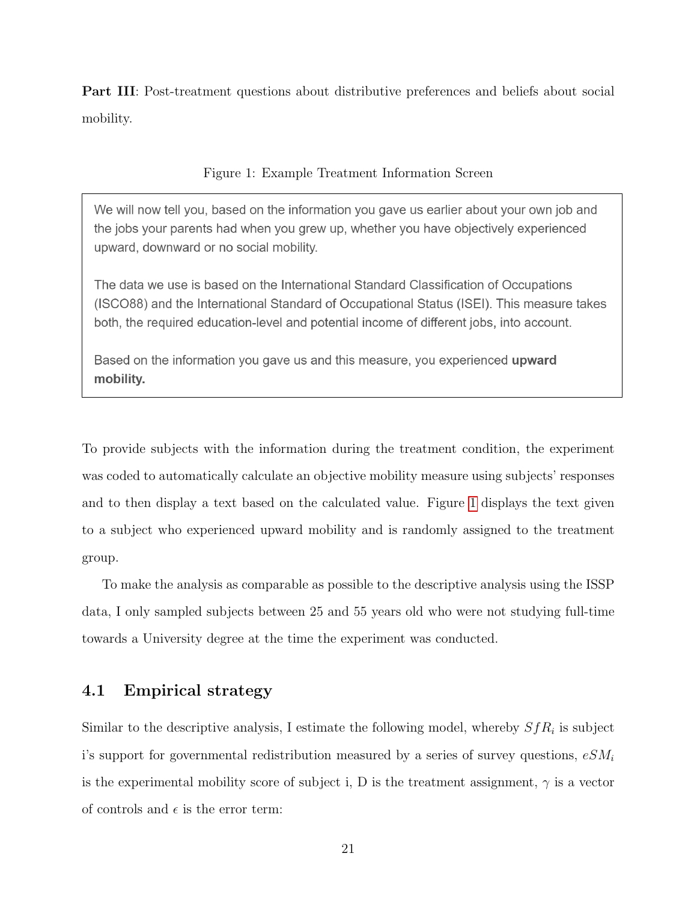**Part III**: Post-treatment questions about distributive preferences and beliefs about social mobility.

Figure 1: Example Treatment Information Screen

> We will now tell you, based on the information you gave us earlier about your own job and the jobs your parents had when you grew up, whether you have objectively experienced upward, downward or no social mobility.
>
> The data we use is based on the International Standard Classification of Occupations (ISCO88) and the International Standard of Occupational Status (ISEI). This measure takes both, the required education-level and potential income of different jobs, into account.
>
> Based on the information you gave us and this measure, you experienced **upward mobility.**

To provide subjects with the information during the treatment condition, the experiment was coded to automatically calculate an objective mobility measure using subjects' responses and to then display a text based on the calculated value. Figure 1 displays the text given to a subject who experienced upward mobility and is randomly assigned to the treatment group.

To make the analysis as comparable as possible to the descriptive analysis using the ISSP data, I only sampled subjects between 25 and 55 years old who were not studying full-time towards a University degree at the time the experiment was conducted.

## 4.1 Empirical strategy

Similar to the descriptive analysis, I estimate the following model, whereby $SfR_i$ is subject i's support for governmental redistribution measured by a series of survey questions, $eSM_i$ is the experimental mobility score of subject i, D is the treatment assignment, $\gamma$ is a vector of controls and $\epsilon$ is the error term: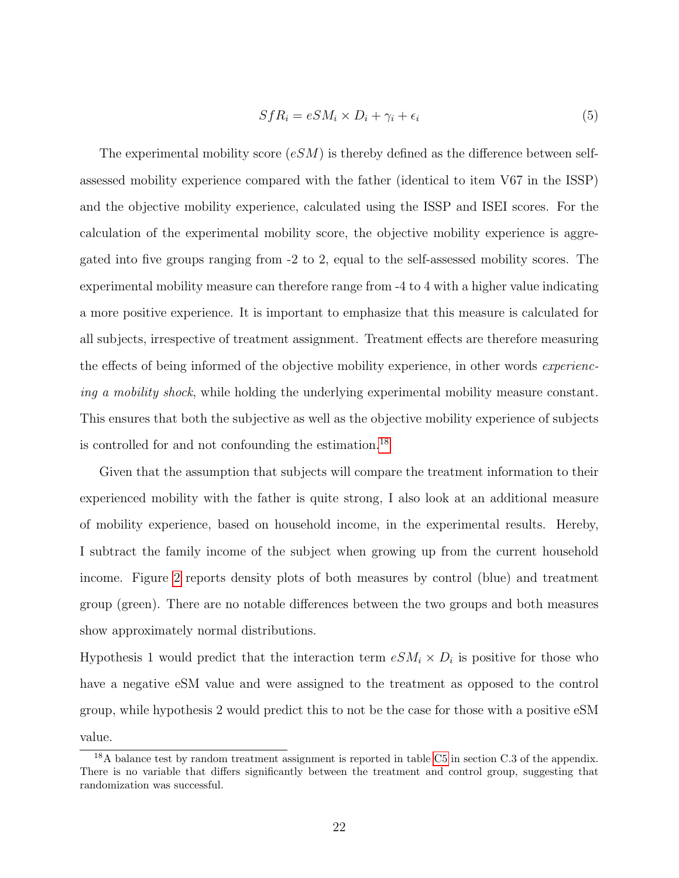$$SfR_i = eSM_i \times D_i + \gamma_i + \epsilon_i \tag{5}$$

The experimental mobility score ($eSM$) is thereby defined as the difference between self-assessed mobility experience compared with the father (identical to item V67 in the ISSP) and the objective mobility experience, calculated using the ISSP and ISEI scores. For the calculation of the experimental mobility score, the objective mobility experience is aggregated into five groups ranging from -2 to 2, equal to the self-assessed mobility scores. The experimental mobility measure can therefore range from -4 to 4 with a higher value indicating a more positive experience. It is important to emphasize that this measure is calculated for all subjects, irrespective of treatment assignment. Treatment effects are therefore measuring the effects of being informed of the objective mobility experience, in other words *experiencing a mobility shock*, while holding the underlying experimental mobility measure constant. This ensures that both the subjective as well as the objective mobility experience of subjects is controlled for and not confounding the estimation.[18]

Given that the assumption that subjects will compare the treatment information to their experienced mobility with the father is quite strong, I also look at an additional measure of mobility experience, based on household income, in the experimental results. Hereby, I subtract the family income of the subject when growing up from the current household income. Figure 2 reports density plots of both measures by control (blue) and treatment group (green). There are no notable differences between the two groups and both measures show approximately normal distributions.

Hypothesis 1 would predict that the interaction term $eSM_i \times D_i$ is positive for those who have a negative eSM value and were assigned to the treatment as opposed to the control group, while hypothesis 2 would predict this to not be the case for those with a positive eSM value.

[18] A balance test by random treatment assignment is reported in table C5 in section C.3 of the appendix. There is no variable that differs significantly between the treatment and control group, suggesting that randomization was successful.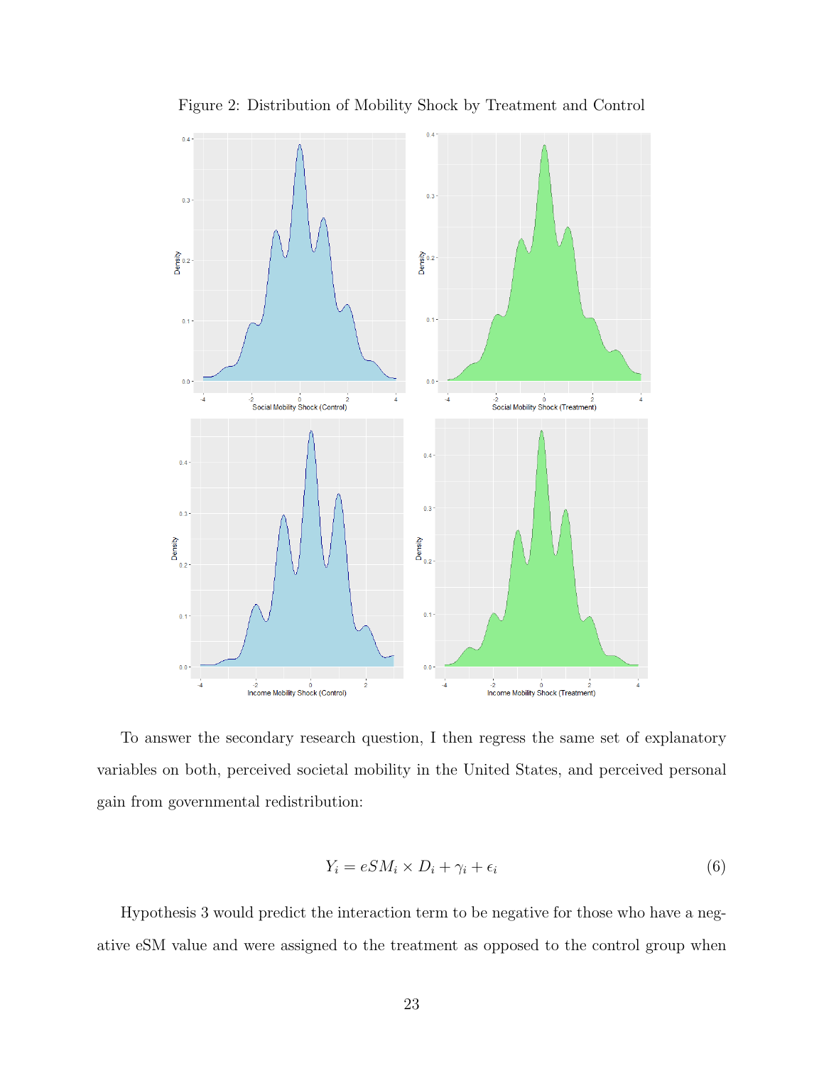Figure 2: Distribution of Mobility Shock by Treatment and Control

To answer the secondary research question, I then regress the same set of explanatory variables on both, perceived societal mobility in the United States, and perceived personal gain from governmental redistribution:

$$Y_i = eSM_i \times D_i + \gamma_i + \epsilon_i \tag{6}$$

Hypothesis 3 would predict the interaction term to be negative for those who have a negative eSM value and were assigned to the treatment as opposed to the control group when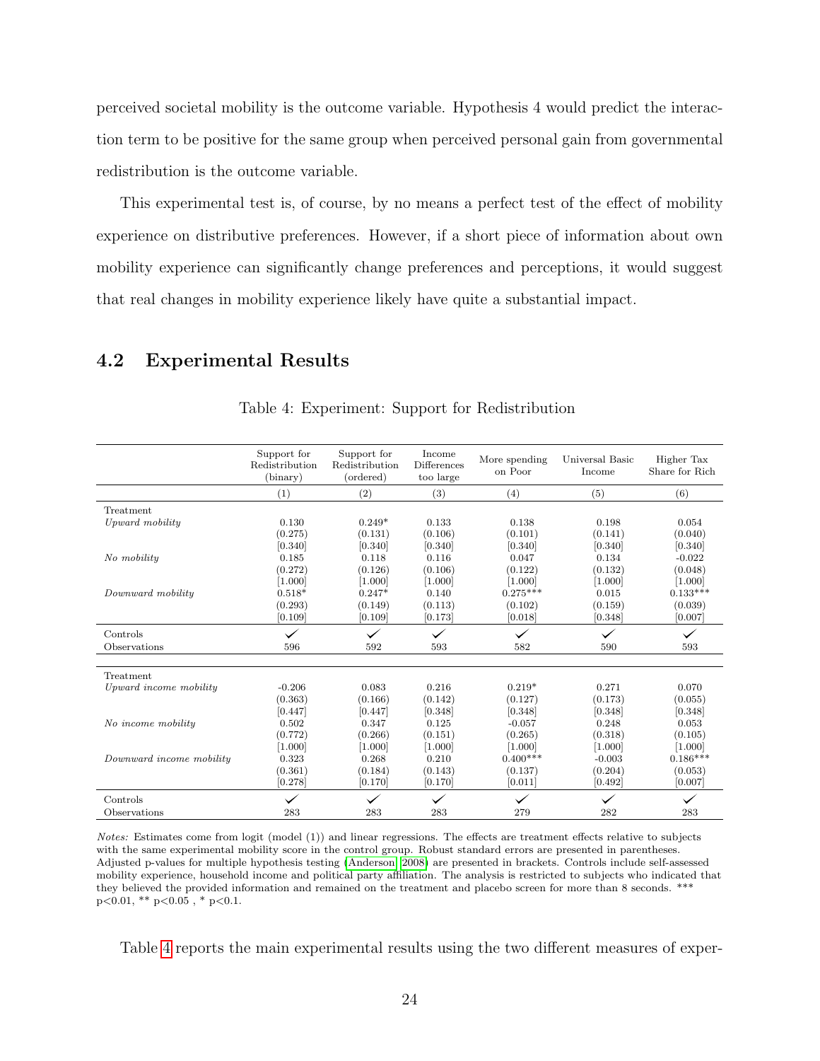perceived societal mobility is the outcome variable. Hypothesis 4 would predict the interaction term to be positive for the same group when perceived personal gain from governmental redistribution is the outcome variable.

This experimental test is, of course, by no means a perfect test of the effect of mobility experience on distributive preferences. However, if a short piece of information about own mobility experience can significantly change preferences and perceptions, it would suggest that real changes in mobility experience likely have quite a substantial impact.

## 4.2 Experimental Results

Table 4: Experiment: Support for Redistribution

| | Support for Redistribution (binary) | Support for Redistribution (ordered) | Income Differences too large | More spending on Poor | Universal Basic Income | Higher Tax Share for Rich |
|---|---|---|---|---|---|---|
| | (1) | (2) | (3) | (4) | (5) | (6) |
| Treatment | | | | | | |
| *Upward mobility* | 0.130 | 0.249* | 0.133 | 0.138 | 0.198 | 0.054 |
| | (0.275) | (0.131) | (0.106) | (0.101) | (0.141) | (0.040) |
| | [0.340] | [0.340] | [0.340] | [0.340] | [0.340] | [0.340] |
| *No mobility* | 0.185 | 0.118 | 0.116 | 0.047 | 0.134 | -0.022 |
| | (0.272) | (0.126) | (0.106) | (0.122) | (0.132) | (0.048) |
| | [1.000] | [1.000] | [1.000] | [1.000] | [1.000] | [1.000] |
| *Downward mobility* | 0.518* | 0.247* | 0.140 | 0.275*** | 0.015 | 0.133*** |
| | (0.293) | (0.149) | (0.113) | (0.102) | (0.159) | (0.039) |
| | [0.109] | [0.109] | [0.173] | [0.018] | [0.348] | [0.007] |
| Controls | ✓ | ✓ | ✓ | ✓ | ✓ | ✓ |
| Observations | 596 | 592 | 593 | 582 | 590 | 593 |
| Treatment | | | | | | |
| *Upward income mobility* | -0.206 | 0.083 | 0.216 | 0.219* | 0.271 | 0.070 |
| | (0.363) | (0.166) | (0.142) | (0.127) | (0.173) | (0.055) |
| | [0.447] | [0.447] | [0.348] | [0.348] | [0.348] | [0.348] |
| *No income mobility* | 0.502 | 0.347 | 0.125 | -0.057 | 0.248 | 0.053 |
| | (0.772) | (0.266) | (0.151) | (0.265) | (0.318) | (0.105) |
| | [1.000] | [1.000] | [1.000] | [1.000] | [1.000] | [1.000] |
| *Downward income mobility* | 0.323 | 0.268 | 0.210 | 0.400*** | -0.003 | 0.186*** |
| | (0.361) | (0.184) | (0.143) | (0.137) | (0.204) | (0.053) |
| | [0.278] | [0.170] | [0.170] | [0.011] | [0.492] | [0.007] |
| Controls | ✓ | ✓ | ✓ | ✓ | ✓ | ✓ |
| Observations | 283 | 283 | 283 | 279 | 282 | 283 |

*Notes:* Estimates come from logit (model (1)) and linear regressions. The effects are treatment effects relative to subjects with the same experimental mobility score in the control group. Robust standard errors are presented in parentheses. Adjusted p-values for multiple hypothesis testing (Anderson, 2008) are presented in brackets. Controls include self-assessed mobility experience, household income and political party affiliation. The analysis is restricted to subjects who indicated that they believed the provided information and remained on the treatment and placebo screen for more than 8 seconds. *** $p<0.01$, ** $p<0.05$ , * $p<0.1$.

Table 4 reports the main experimental results using the two different measures of exper-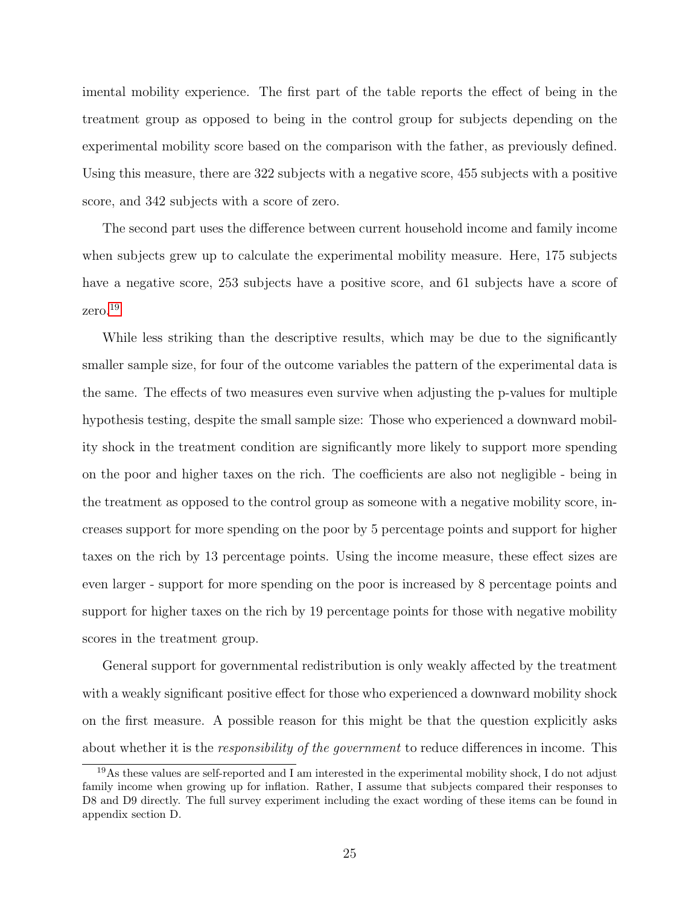imental mobility experience. The first part of the table reports the effect of being in the treatment group as opposed to being in the control group for subjects depending on the experimental mobility score based on the comparison with the father, as previously defined. Using this measure, there are 322 subjects with a negative score, 455 subjects with a positive score, and 342 subjects with a score of zero.

The second part uses the difference between current household income and family income when subjects grew up to calculate the experimental mobility measure. Here, 175 subjects have a negative score, 253 subjects have a positive score, and 61 subjects have a score of zero.[19]

While less striking than the descriptive results, which may be due to the significantly smaller sample size, for four of the outcome variables the pattern of the experimental data is the same. The effects of two measures even survive when adjusting the p-values for multiple hypothesis testing, despite the small sample size: Those who experienced a downward mobility shock in the treatment condition are significantly more likely to support more spending on the poor and higher taxes on the rich. The coefficients are also not negligible - being in the treatment as opposed to the control group as someone with a negative mobility score, increases support for more spending on the poor by 5 percentage points and support for higher taxes on the rich by 13 percentage points. Using the income measure, these effect sizes are even larger - support for more spending on the poor is increased by 8 percentage points and support for higher taxes on the rich by 19 percentage points for those with negative mobility scores in the treatment group.

General support for governmental redistribution is only weakly affected by the treatment with a weakly significant positive effect for those who experienced a downward mobility shock on the first measure. A possible reason for this might be that the question explicitly asks about whether it is the *responsibility of the government* to reduce differences in income. This

[19] As these values are self-reported and I am interested in the experimental mobility shock, I do not adjust family income when growing up for inflation. Rather, I assume that subjects compared their responses to D8 and D9 directly. The full survey experiment including the exact wording of these items can be found in appendix section D.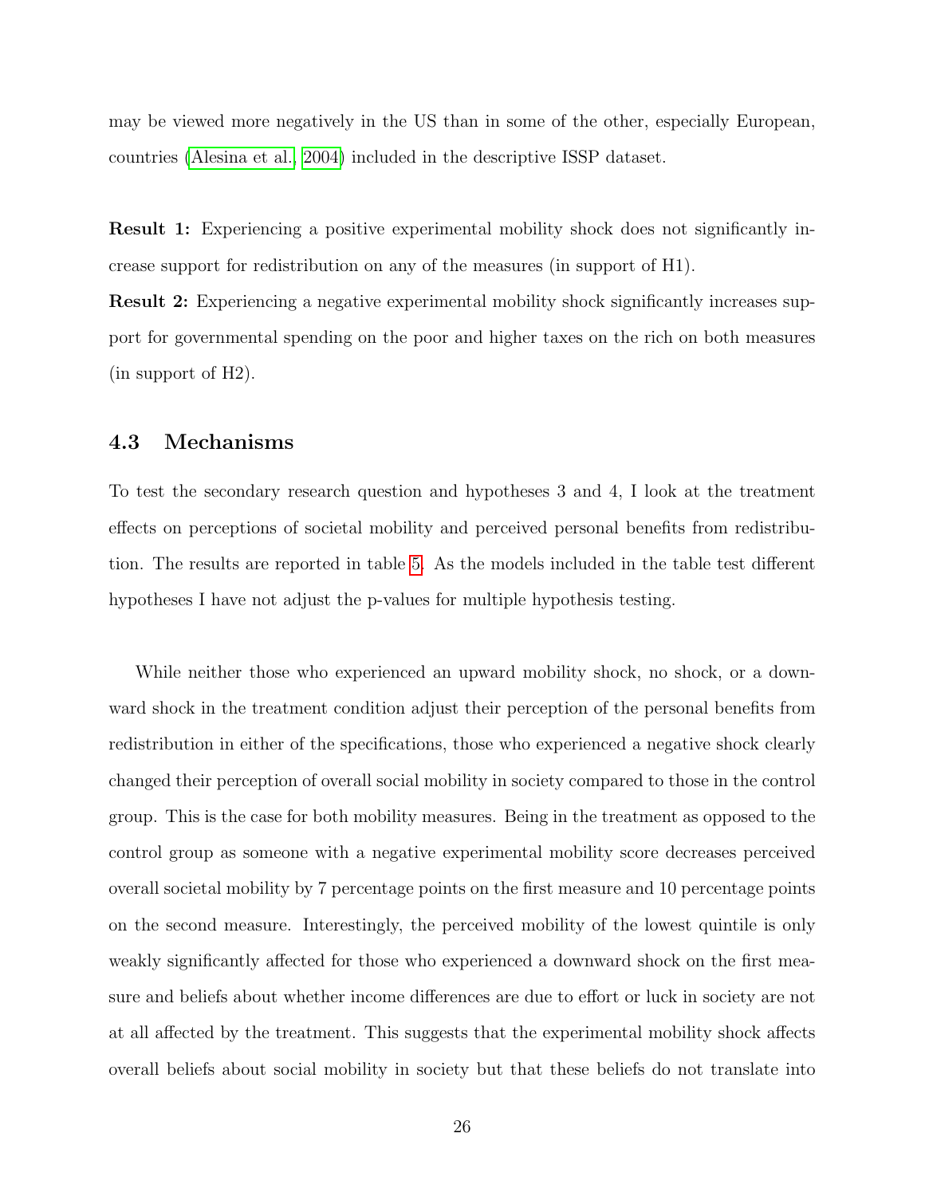may be viewed more negatively in the US than in some of the other, especially European, countries (Alesina et al., 2004) included in the descriptive ISSP dataset.

**Result 1:** Experiencing a positive experimental mobility shock does not significantly increase support for redistribution on any of the measures (in support of H1).

**Result 2:** Experiencing a negative experimental mobility shock significantly increases support for governmental spending on the poor and higher taxes on the rich on both measures (in support of H2).

### 4.3 Mechanisms

To test the secondary research question and hypotheses 3 and 4, I look at the treatment effects on perceptions of societal mobility and perceived personal benefits from redistribution. The results are reported in table 5. As the models included in the table test different hypotheses I have not adjust the p-values for multiple hypothesis testing.

While neither those who experienced an upward mobility shock, no shock, or a downward shock in the treatment condition adjust their perception of the personal benefits from redistribution in either of the specifications, those who experienced a negative shock clearly changed their perception of overall social mobility in society compared to those in the control group. This is the case for both mobility measures. Being in the treatment as opposed to the control group as someone with a negative experimental mobility score decreases perceived overall societal mobility by 7 percentage points on the first measure and 10 percentage points on the second measure. Interestingly, the perceived mobility of the lowest quintile is only weakly significantly affected for those who experienced a downward shock on the first measure and beliefs about whether income differences are due to effort or luck in society are not at all affected by the treatment. This suggests that the experimental mobility shock affects overall beliefs about social mobility in society but that these beliefs do not translate into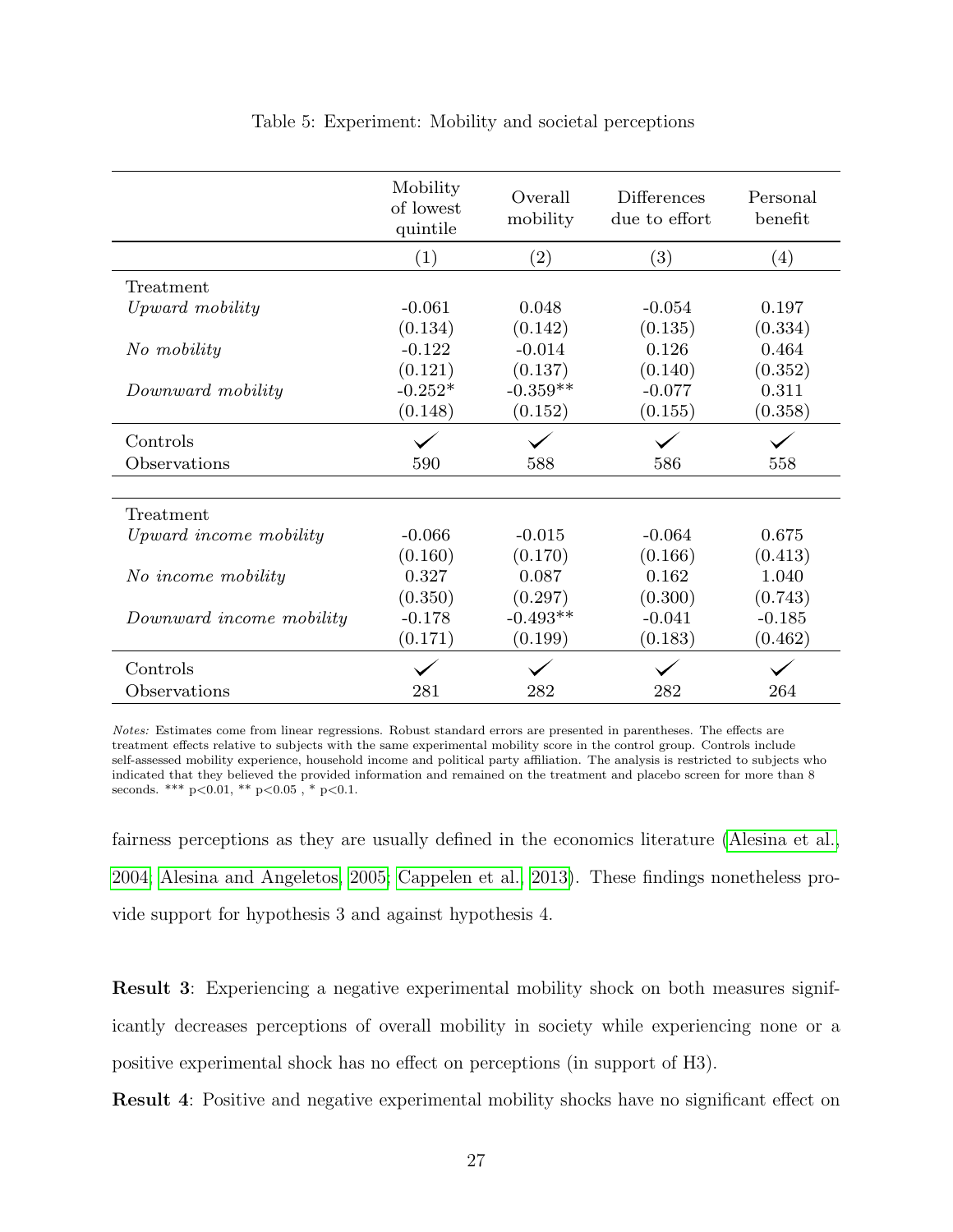Table 5: Experiment: Mobility and societal perceptions

| | Mobility of lowest quintile | Overall mobility | Differences due to effort | Personal benefit |
|---|---|---|---|---|
| | (1) | (2) | (3) | (4) |
| Treatment | | | | |
| *Upward mobility* | -0.061 | 0.048 | -0.054 | 0.197 |
| | (0.134) | (0.142) | (0.135) | (0.334) |
| *No mobility* | -0.122 | -0.014 | 0.126 | 0.464 |
| | (0.121) | (0.137) | (0.140) | (0.352) |
| *Downward mobility* | -0.252* | -0.359** | -0.077 | 0.311 |
| | (0.148) | (0.152) | (0.155) | (0.358) |
| Controls | ✓ | ✓ | ✓ | ✓ |
| Observations | 590 | 588 | 586 | 558 |
| | | | | |
| Treatment | | | | |
| *Upward income mobility* | -0.066 | -0.015 | -0.064 | 0.675 |
| | (0.160) | (0.170) | (0.166) | (0.413) |
| *No income mobility* | 0.327 | 0.087 | 0.162 | 1.040 |
| | (0.350) | (0.297) | (0.300) | (0.743) |
| *Downward income mobility* | -0.178 | -0.493** | -0.041 | -0.185 |
| | (0.171) | (0.199) | (0.183) | (0.462) |
| Controls | ✓ | ✓ | ✓ | ✓ |
| Observations | 281 | 282 | 282 | 264 |

*Notes:* Estimates come from linear regressions. Robust standard errors are presented in parentheses. The effects are treatment effects relative to subjects with the same experimental mobility score in the control group. Controls include self-assessed mobility experience, household income and political party affiliation. The analysis is restricted to subjects who indicated that they believed the provided information and remained on the treatment and placebo screen for more than 8 seconds. *** p<0.01, ** p<0.05 , * p<0.1.

fairness perceptions as they are usually defined in the economics literature (Alesina et al., 2004; Alesina and Angeletos, 2005; Cappelen et al., 2013). These findings nonetheless provide support for hypothesis 3 and against hypothesis 4.

**Result 3**: Experiencing a negative experimental mobility shock on both measures significantly decreases perceptions of overall mobility in society while experiencing none or a positive experimental shock has no effect on perceptions (in support of H3).

**Result 4**: Positive and negative experimental mobility shocks have no significant effect on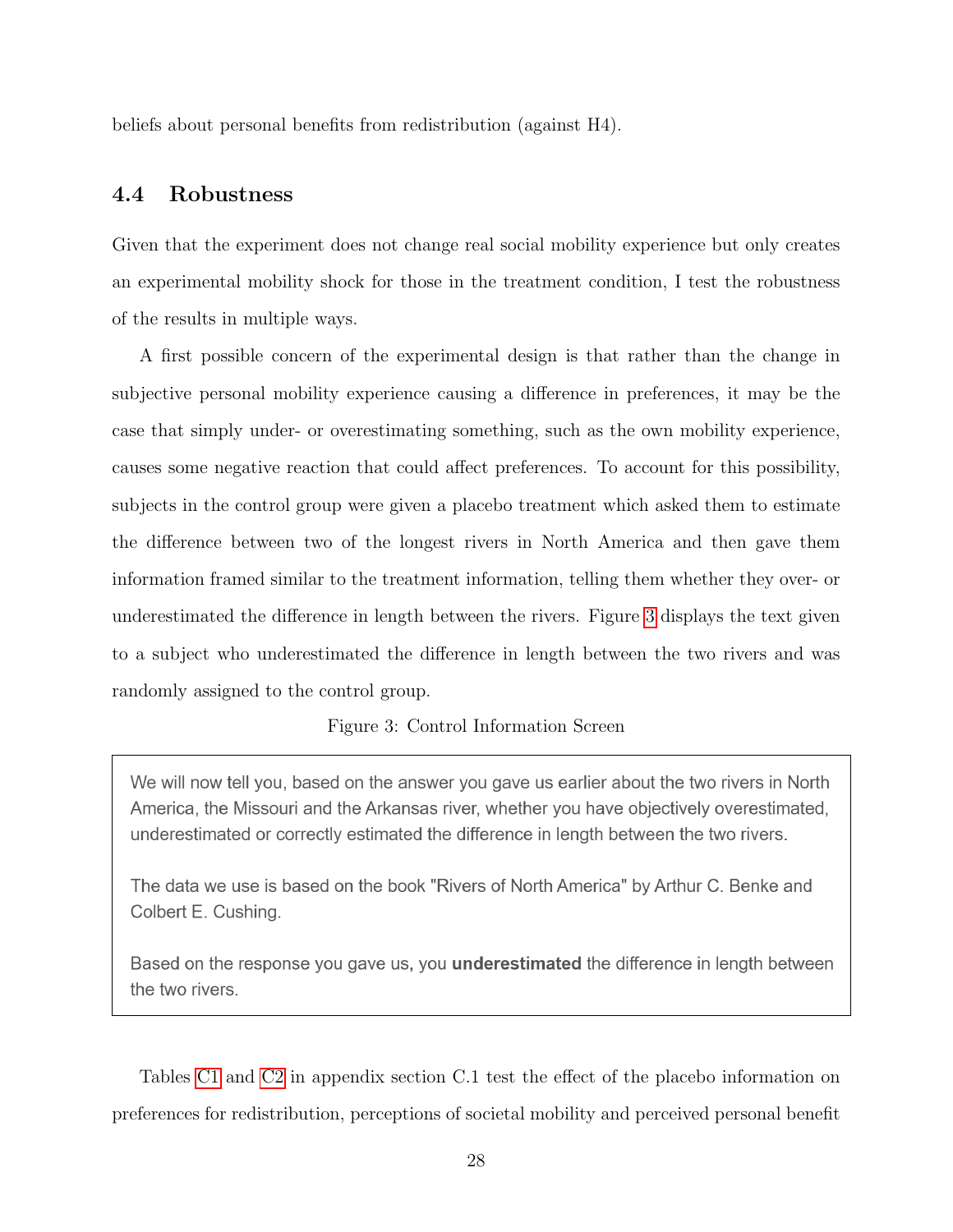beliefs about personal benefits from redistribution (against H4).

### 4.4 Robustness

Given that the experiment does not change real social mobility experience but only creates an experimental mobility shock for those in the treatment condition, I test the robustness of the results in multiple ways.

A first possible concern of the experimental design is that rather than the change in subjective personal mobility experience causing a difference in preferences, it may be the case that simply under- or overestimating something, such as the own mobility experience, causes some negative reaction that could affect preferences. To account for this possibility, subjects in the control group were given a placebo treatment which asked them to estimate the difference between two of the longest rivers in North America and then gave them information framed similar to the treatment information, telling them whether they over- or underestimated the difference in length between the rivers. Figure 3 displays the text given to a subject who underestimated the difference in length between the two rivers and was randomly assigned to the control group.

Figure 3: Control Information Screen

> We will now tell you, based on the answer you gave us earlier about the two rivers in North America, the Missouri and the Arkansas river, whether you have objectively overestimated, underestimated or correctly estimated the difference in length between the two rivers.
>
> The data we use is based on the book "Rivers of North America" by Arthur C. Benke and Colbert E. Cushing.
>
> Based on the response you gave us, you **underestimated** the difference in length between the two rivers.

Tables C1 and C2 in appendix section C.1 test the effect of the placebo information on preferences for redistribution, perceptions of societal mobility and perceived personal benefit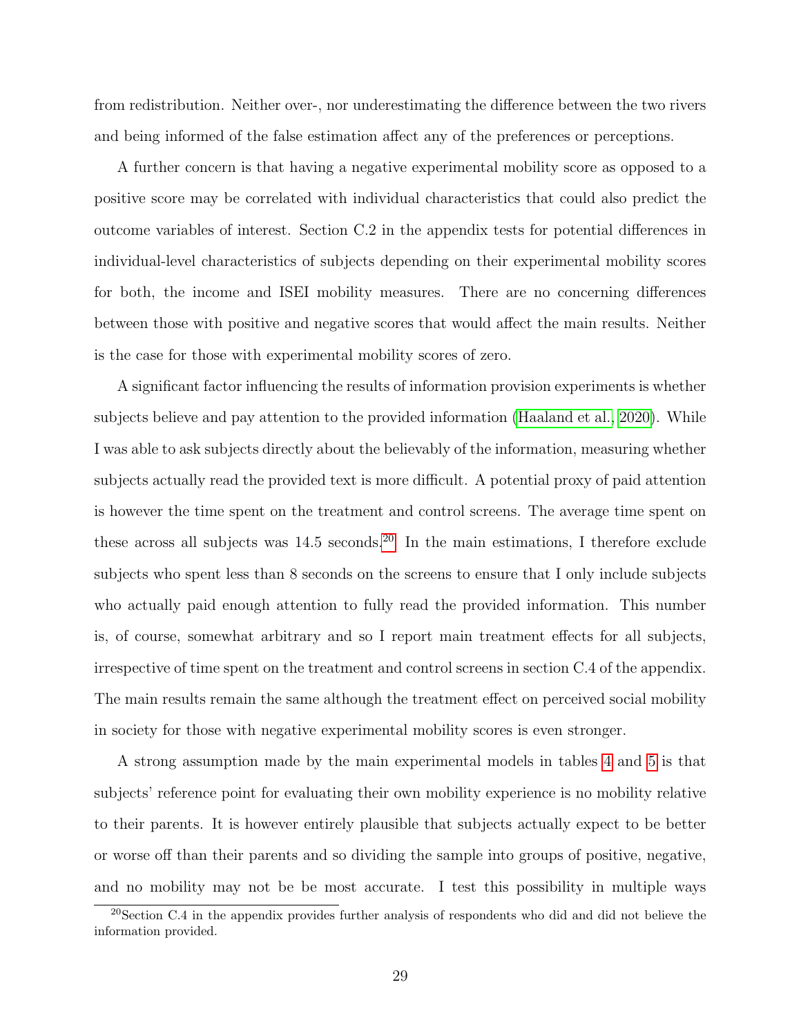from redistribution. Neither over-, nor underestimating the difference between the two rivers and being informed of the false estimation affect any of the preferences or perceptions.

A further concern is that having a negative experimental mobility score as opposed to a positive score may be correlated with individual characteristics that could also predict the outcome variables of interest. Section C.2 in the appendix tests for potential differences in individual-level characteristics of subjects depending on their experimental mobility scores for both, the income and ISEI mobility measures. There are no concerning differences between those with positive and negative scores that would affect the main results. Neither is the case for those with experimental mobility scores of zero.

A significant factor influencing the results of information provision experiments is whether subjects believe and pay attention to the provided information (Haaland et al., 2020). While I was able to ask subjects directly about the believably of the information, measuring whether subjects actually read the provided text is more difficult. A potential proxy of paid attention is however the time spent on the treatment and control screens. The average time spent on these across all subjects was 14.5 seconds.[20] In the main estimations, I therefore exclude subjects who spent less than 8 seconds on the screens to ensure that I only include subjects who actually paid enough attention to fully read the provided information. This number is, of course, somewhat arbitrary and so I report main treatment effects for all subjects, irrespective of time spent on the treatment and control screens in section C.4 of the appendix. The main results remain the same although the treatment effect on perceived social mobility in society for those with negative experimental mobility scores is even stronger.

A strong assumption made by the main experimental models in tables 4 and 5 is that subjects' reference point for evaluating their own mobility experience is no mobility relative to their parents. It is however entirely plausible that subjects actually expect to be better or worse off than their parents and so dividing the sample into groups of positive, negative, and no mobility may not be be most accurate. I test this possibility in multiple ways

[20] Section C.4 in the appendix provides further analysis of respondents who did and did not believe the information provided.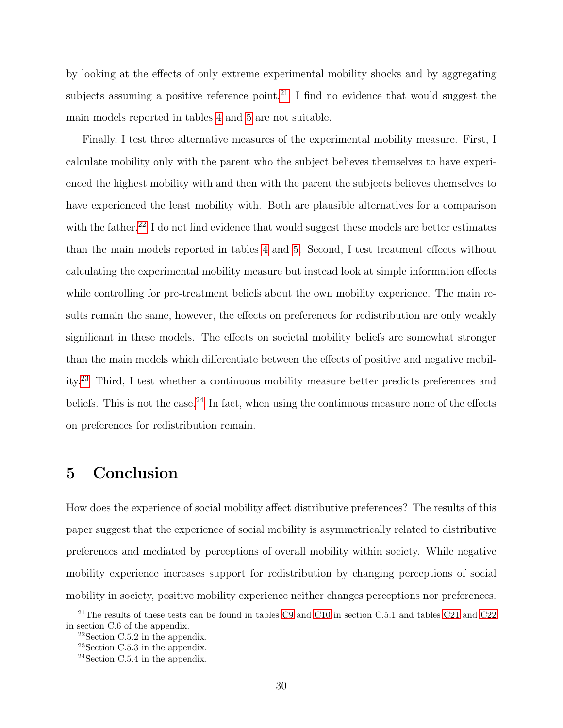by looking at the effects of only extreme experimental mobility shocks and by aggregating subjects assuming a positive reference point.[21] I find no evidence that would suggest the main models reported in tables 4 and 5 are not suitable.

Finally, I test three alternative measures of the experimental mobility measure. First, I calculate mobility only with the parent who the subject believes themselves to have experienced the highest mobility with and then with the parent the subjects believes themselves to have experienced the least mobility with. Both are plausible alternatives for a comparison with the father.[22] I do not find evidence that would suggest these models are better estimates than the main models reported in tables 4 and 5. Second, I test treatment effects without calculating the experimental mobility measure but instead look at simple information effects while controlling for pre-treatment beliefs about the own mobility experience. The main results remain the same, however, the effects on preferences for redistribution are only weakly significant in these models. The effects on societal mobility beliefs are somewhat stronger than the main models which differentiate between the effects of positive and negative mobility.[23] Third, I test whether a continuous mobility measure better predicts preferences and beliefs. This is not the case.[24] In fact, when using the continuous measure none of the effects on preferences for redistribution remain.

# 5 Conclusion

How does the experience of social mobility affect distributive preferences? The results of this paper suggest that the experience of social mobility is asymmetrically related to distributive preferences and mediated by perceptions of overall mobility within society. While negative mobility experience increases support for redistribution by changing perceptions of social mobility in society, positive mobility experience neither changes perceptions nor preferences.

[21] The results of these tests can be found in tables C9 and C10 in section C.5.1 and tables C21 and C22 in section C.6 of the appendix.

[22] Section C.5.2 in the appendix.

[23] Section C.5.3 in the appendix.

[24] Section C.5.4 in the appendix.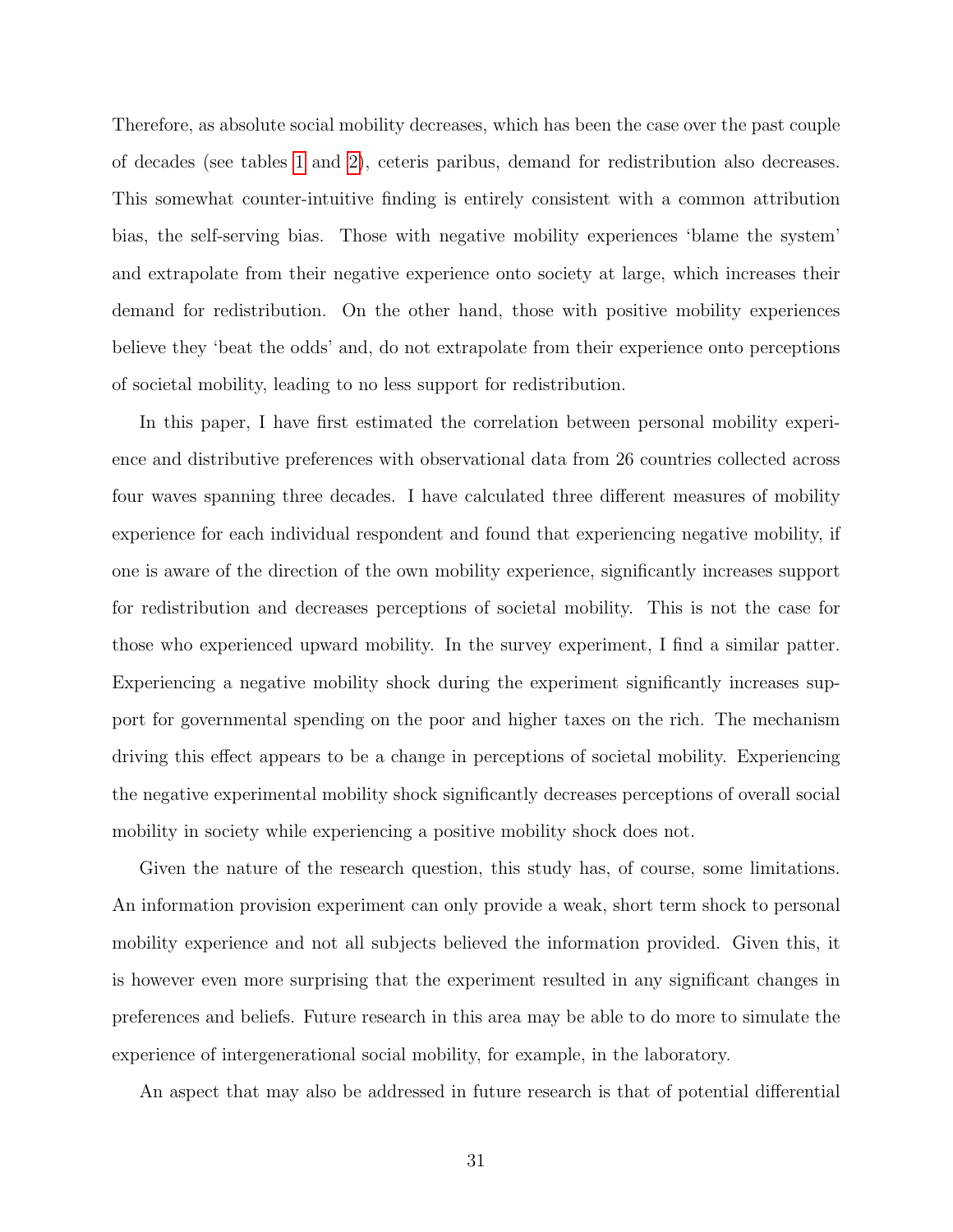Therefore, as absolute social mobility decreases, which has been the case over the past couple of decades (see tables 1 and 2), ceteris paribus, demand for redistribution also decreases. This somewhat counter-intuitive finding is entirely consistent with a common attribution bias, the self-serving bias. Those with negative mobility experiences 'blame the system' and extrapolate from their negative experience onto society at large, which increases their demand for redistribution. On the other hand, those with positive mobility experiences believe they 'beat the odds' and, do not extrapolate from their experience onto perceptions of societal mobility, leading to no less support for redistribution.

In this paper, I have first estimated the correlation between personal mobility experience and distributive preferences with observational data from 26 countries collected across four waves spanning three decades. I have calculated three different measures of mobility experience for each individual respondent and found that experiencing negative mobility, if one is aware of the direction of the own mobility experience, significantly increases support for redistribution and decreases perceptions of societal mobility. This is not the case for those who experienced upward mobility. In the survey experiment, I find a similar patter. Experiencing a negative mobility shock during the experiment significantly increases support for governmental spending on the poor and higher taxes on the rich. The mechanism driving this effect appears to be a change in perceptions of societal mobility. Experiencing the negative experimental mobility shock significantly decreases perceptions of overall social mobility in society while experiencing a positive mobility shock does not.

Given the nature of the research question, this study has, of course, some limitations. An information provision experiment can only provide a weak, short term shock to personal mobility experience and not all subjects believed the information provided. Given this, it is however even more surprising that the experiment resulted in any significant changes in preferences and beliefs. Future research in this area may be able to do more to simulate the experience of intergenerational social mobility, for example, in the laboratory.

An aspect that may also be addressed in future research is that of potential differential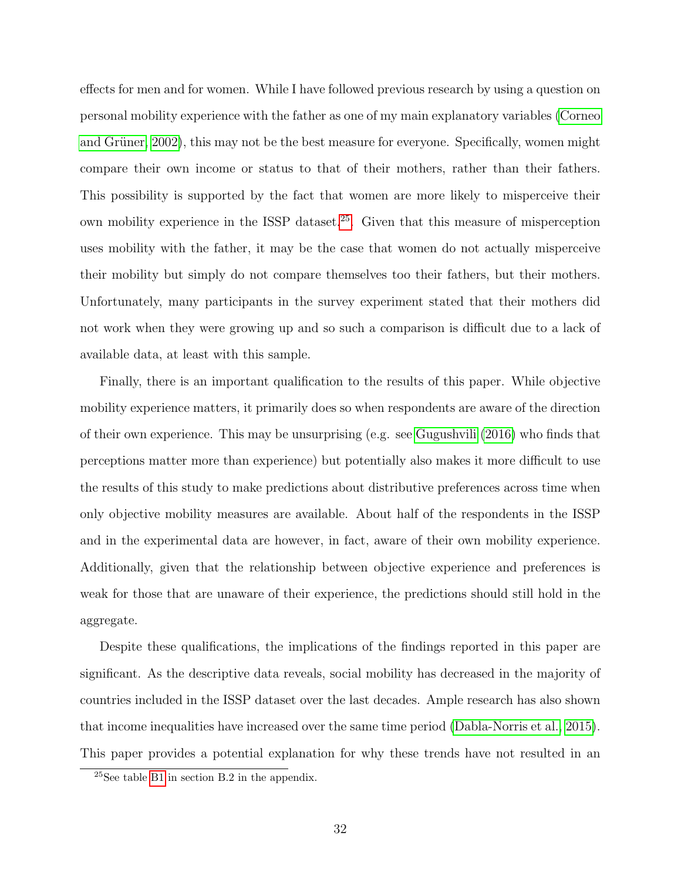effects for men and for women. While I have followed previous research by using a question on personal mobility experience with the father as one of my main explanatory variables (Corneo and Grüner, 2002), this may not be the best measure for everyone. Specifically, women might compare their own income or status to that of their mothers, rather than their fathers. This possibility is supported by the fact that women are more likely to misperceive their own mobility experience in the ISSP dataset[25]. Given that this measure of misperception uses mobility with the father, it may be the case that women do not actually misperceive their mobility but simply do not compare themselves too their fathers, but their mothers. Unfortunately, many participants in the survey experiment stated that their mothers did not work when they were growing up and so such a comparison is difficult due to a lack of available data, at least with this sample.

Finally, there is an important qualification to the results of this paper. While objective mobility experience matters, it primarily does so when respondents are aware of the direction of their own experience. This may be unsurprising (e.g. see Gugushvili (2016) who finds that perceptions matter more than experience) but potentially also makes it more difficult to use the results of this study to make predictions about distributive preferences across time when only objective mobility measures are available. About half of the respondents in the ISSP and in the experimental data are however, in fact, aware of their own mobility experience. Additionally, given that the relationship between objective experience and preferences is weak for those that are unaware of their experience, the predictions should still hold in the aggregate.

Despite these qualifications, the implications of the findings reported in this paper are significant. As the descriptive data reveals, social mobility has decreased in the majority of countries included in the ISSP dataset over the last decades. Ample research has also shown that income inequalities have increased over the same time period (Dabla-Norris et al., 2015). This paper provides a potential explanation for why these trends have not resulted in an

[25]See table B1 in section B.2 in the appendix.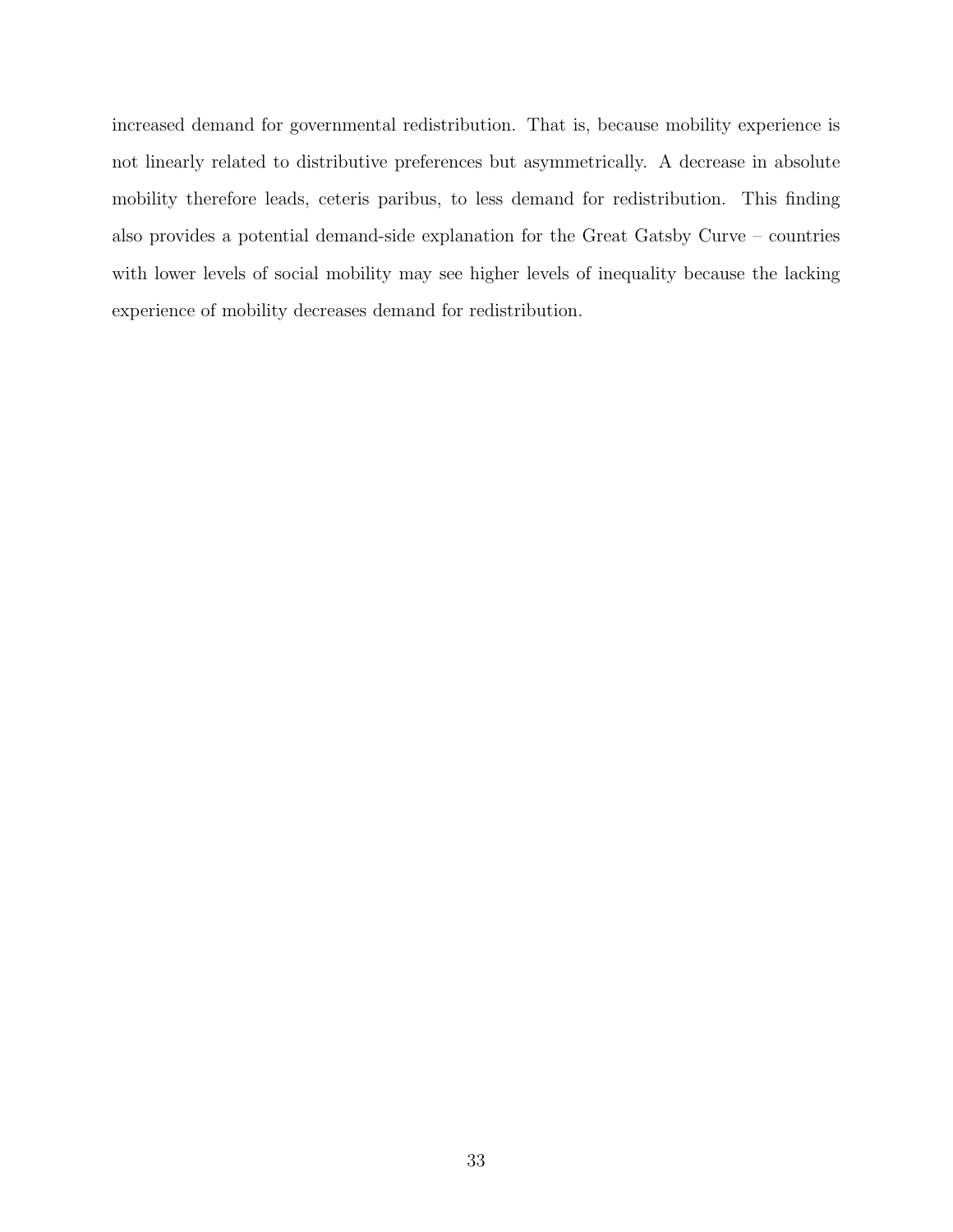increased demand for governmental redistribution. That is, because mobility experience is not linearly related to distributive preferences but asymmetrically. A decrease in absolute mobility therefore leads, ceteris paribus, to less demand for redistribution. This finding also provides a potential demand-side explanation for the Great Gatsby Curve – countries with lower levels of social mobility may see higher levels of inequality because the lacking experience of mobility decreases demand for redistribution.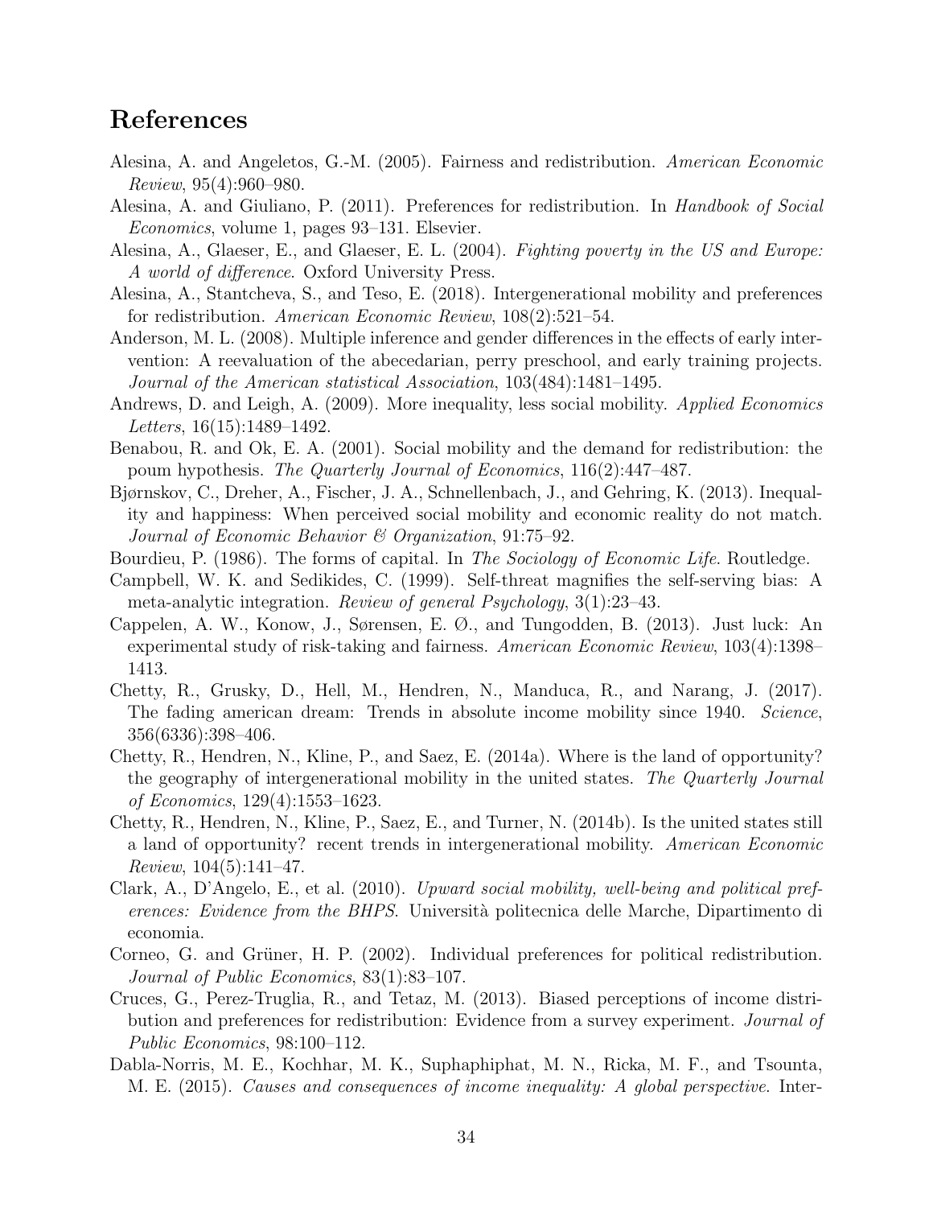# References

Alesina, A. and Angeletos, G.-M. (2005). Fairness and redistribution. *American Economic Review*, 95(4):960–980.

Alesina, A. and Giuliano, P. (2011). Preferences for redistribution. In *Handbook of Social Economics*, volume 1, pages 93–131. Elsevier.

Alesina, A., Glaeser, E., and Glaeser, E. L. (2004). *Fighting poverty in the US and Europe: A world of difference*. Oxford University Press.

Alesina, A., Stantcheva, S., and Teso, E. (2018). Intergenerational mobility and preferences for redistribution. *American Economic Review*, 108(2):521–54.

Anderson, M. L. (2008). Multiple inference and gender differences in the effects of early intervention: A reevaluation of the abecedarian, perry preschool, and early training projects. *Journal of the American statistical Association*, 103(484):1481–1495.

Andrews, D. and Leigh, A. (2009). More inequality, less social mobility. *Applied Economics Letters*, 16(15):1489–1492.

Benabou, R. and Ok, E. A. (2001). Social mobility and the demand for redistribution: the poum hypothesis. *The Quarterly Journal of Economics*, 116(2):447–487.

Bjørnskov, C., Dreher, A., Fischer, J. A., Schnellenbach, J., and Gehring, K. (2013). Inequality and happiness: When perceived social mobility and economic reality do not match. *Journal of Economic Behavior & Organization*, 91:75–92.

Bourdieu, P. (1986). The forms of capital. In *The Sociology of Economic Life*. Routledge.

Campbell, W. K. and Sedikides, C. (1999). Self-threat magnifies the self-serving bias: A meta-analytic integration. *Review of general Psychology*, 3(1):23–43.

Cappelen, A. W., Konow, J., Sørensen, E. Ø., and Tungodden, B. (2013). Just luck: An experimental study of risk-taking and fairness. *American Economic Review*, 103(4):1398–1413.

Chetty, R., Grusky, D., Hell, M., Hendren, N., Manduca, R., and Narang, J. (2017). The fading american dream: Trends in absolute income mobility since 1940. *Science*, 356(6336):398–406.

Chetty, R., Hendren, N., Kline, P., and Saez, E. (2014a). Where is the land of opportunity? the geography of intergenerational mobility in the united states. *The Quarterly Journal of Economics*, 129(4):1553–1623.

Chetty, R., Hendren, N., Kline, P., Saez, E., and Turner, N. (2014b). Is the united states still a land of opportunity? recent trends in intergenerational mobility. *American Economic Review*, 104(5):141–47.

Clark, A., D'Angelo, E., et al. (2010). *Upward social mobility, well-being and political preferences: Evidence from the BHPS*. Università politecnica delle Marche, Dipartimento di economia.

Corneo, G. and Grüner, H. P. (2002). Individual preferences for political redistribution. *Journal of Public Economics*, 83(1):83–107.

Cruces, G., Perez-Truglia, R., and Tetaz, M. (2013). Biased perceptions of income distribution and preferences for redistribution: Evidence from a survey experiment. *Journal of Public Economics*, 98:100–112.

Dabla-Norris, M. E., Kochhar, M. K., Suphaphiphat, M. N., Ricka, M. F., and Tsounta, M. E. (2015). *Causes and consequences of income inequality: A global perspective*. Inter-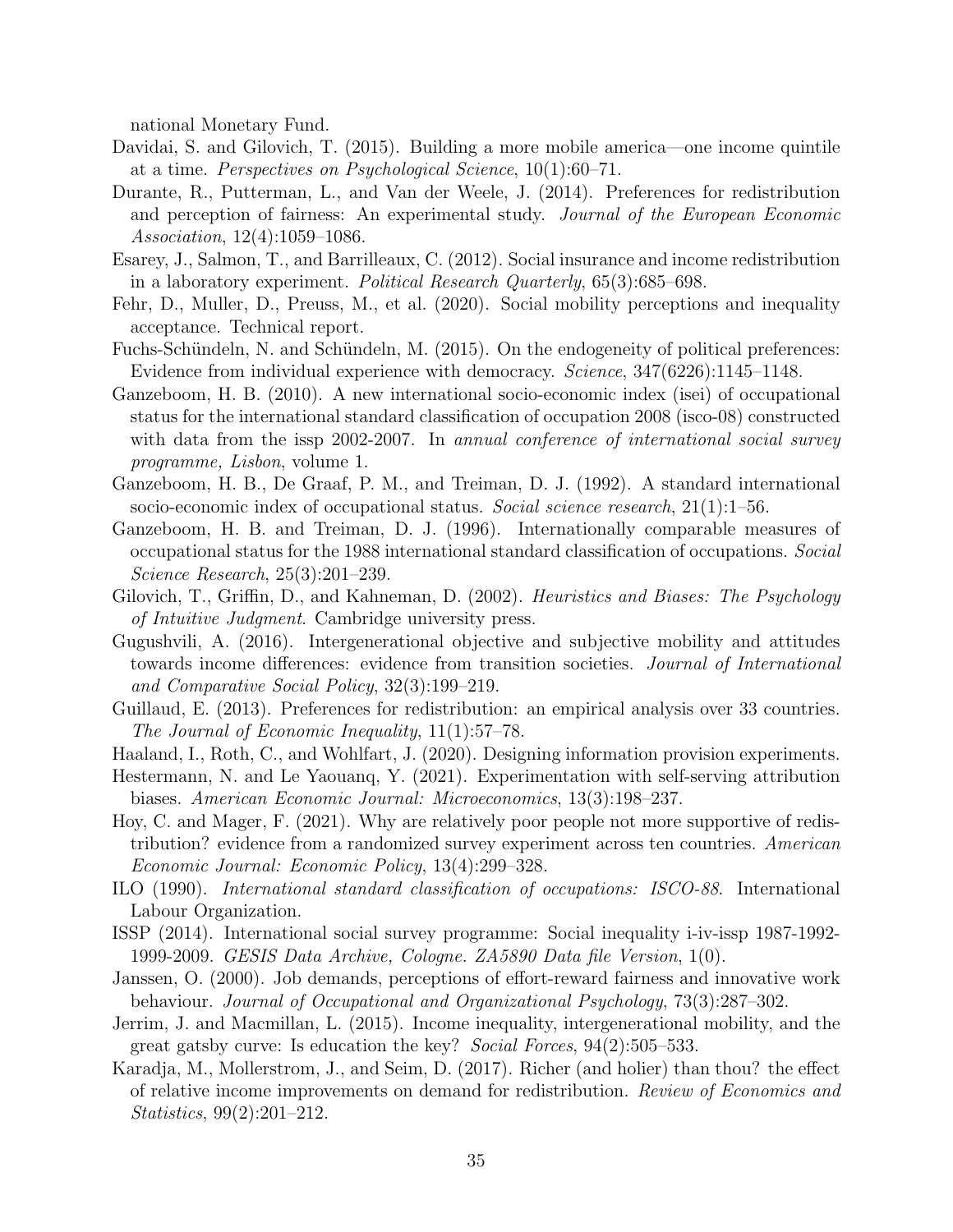national Monetary Fund.

Davidai, S. and Gilovich, T. (2015). Building a more mobile america—one income quintile at a time. *Perspectives on Psychological Science*, 10(1):60–71.

Durante, R., Putterman, L., and Van der Weele, J. (2014). Preferences for redistribution and perception of fairness: An experimental study. *Journal of the European Economic Association*, 12(4):1059–1086.

Esarey, J., Salmon, T., and Barrilleaux, C. (2012). Social insurance and income redistribution in a laboratory experiment. *Political Research Quarterly*, 65(3):685–698.

Fehr, D., Muller, D., Preuss, M., et al. (2020). Social mobility perceptions and inequality acceptance. Technical report.

Fuchs-Schündeln, N. and Schündeln, M. (2015). On the endogeneity of political preferences: Evidence from individual experience with democracy. *Science*, 347(6226):1145–1148.

Ganzeboom, H. B. (2010). A new international socio-economic index (isei) of occupational status for the international standard classification of occupation 2008 (isco-08) constructed with data from the issp 2002-2007. In *annual conference of international social survey programme, Lisbon*, volume 1.

Ganzeboom, H. B., De Graaf, P. M., and Treiman, D. J. (1992). A standard international socio-economic index of occupational status. *Social science research*, 21(1):1–56.

Ganzeboom, H. B. and Treiman, D. J. (1996). Internationally comparable measures of occupational status for the 1988 international standard classification of occupations. *Social Science Research*, 25(3):201–239.

Gilovich, T., Griffin, D., and Kahneman, D. (2002). *Heuristics and Biases: The Psychology of Intuitive Judgment*. Cambridge university press.

Gugushvili, A. (2016). Intergenerational objective and subjective mobility and attitudes towards income differences: evidence from transition societies. *Journal of International and Comparative Social Policy*, 32(3):199–219.

Guillaud, E. (2013). Preferences for redistribution: an empirical analysis over 33 countries. *The Journal of Economic Inequality*, 11(1):57–78.

Haaland, I., Roth, C., and Wohlfart, J. (2020). Designing information provision experiments.

Hestermann, N. and Le Yaouanq, Y. (2021). Experimentation with self-serving attribution biases. *American Economic Journal: Microeconomics*, 13(3):198–237.

Hoy, C. and Mager, F. (2021). Why are relatively poor people not more supportive of redistribution? evidence from a randomized survey experiment across ten countries. *American Economic Journal: Economic Policy*, 13(4):299–328.

ILO (1990). *International standard classification of occupations: ISCO-88*. International Labour Organization.

ISSP (2014). International social survey programme: Social inequality i-iv-issp 1987-1992-1999-2009. *GESIS Data Archive, Cologne. ZA5890 Data file Version*, 1(0).

Janssen, O. (2000). Job demands, perceptions of effort-reward fairness and innovative work behaviour. *Journal of Occupational and Organizational Psychology*, 73(3):287–302.

Jerrim, J. and Macmillan, L. (2015). Income inequality, intergenerational mobility, and the great gatsby curve: Is education the key? *Social Forces*, 94(2):505–533.

Karadja, M., Mollerstrom, J., and Seim, D. (2017). Richer (and holier) than thou? the effect of relative income improvements on demand for redistribution. *Review of Economics and Statistics*, 99(2):201–212.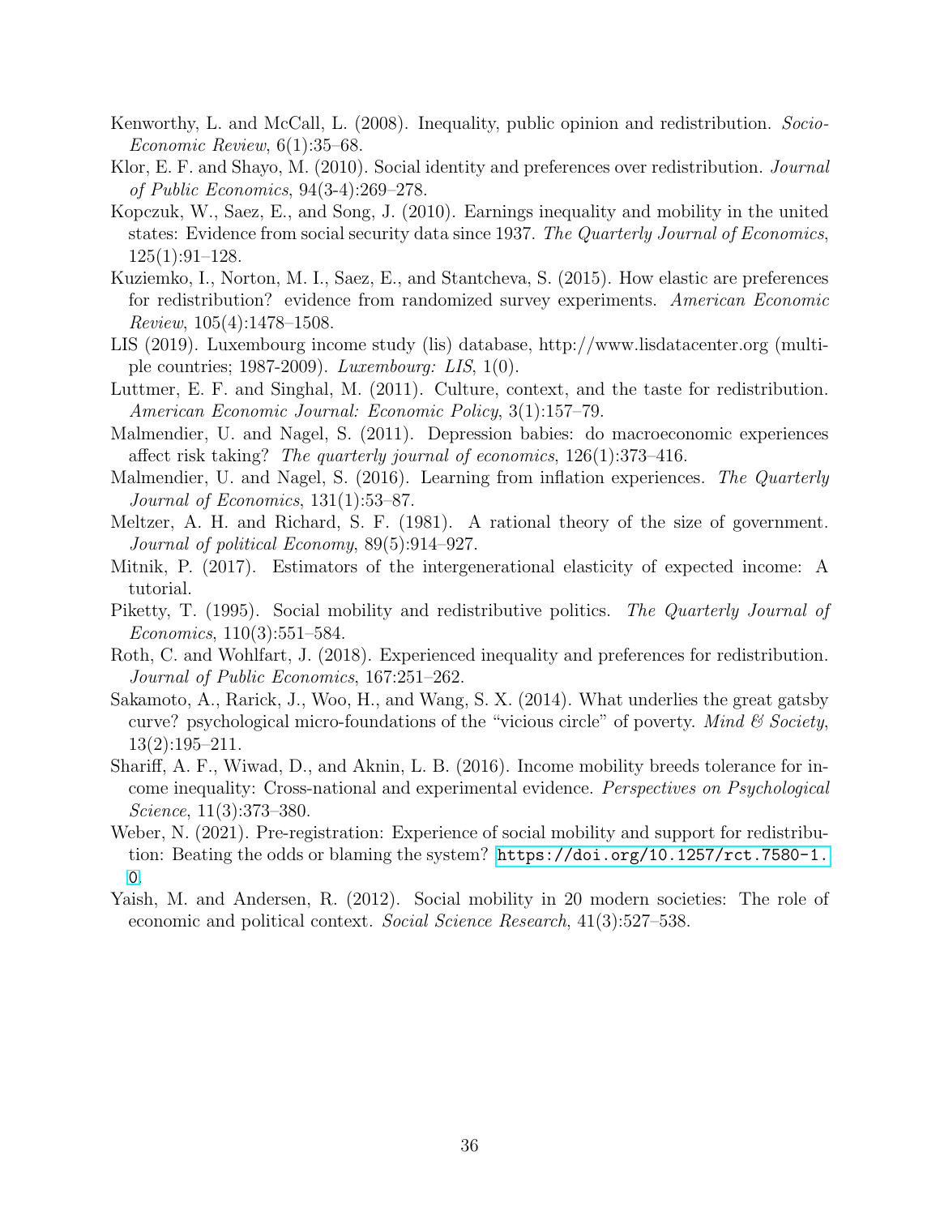Kenworthy, L. and McCall, L. (2008). Inequality, public opinion and redistribution. *Socio-Economic Review*, 6(1):35–68.

Klor, E. F. and Shayo, M. (2010). Social identity and preferences over redistribution. *Journal of Public Economics*, 94(3-4):269–278.

Kopczuk, W., Saez, E., and Song, J. (2010). Earnings inequality and mobility in the united states: Evidence from social security data since 1937. *The Quarterly Journal of Economics*, 125(1):91–128.

Kuziemko, I., Norton, M. I., Saez, E., and Stantcheva, S. (2015). How elastic are preferences for redistribution? evidence from randomized survey experiments. *American Economic Review*, 105(4):1478–1508.

LIS (2019). Luxembourg income study (lis) database, http://www.lisdatacenter.org (multiple countries; 1987-2009). *Luxembourg: LIS*, 1(0).

Luttmer, E. F. and Singhal, M. (2011). Culture, context, and the taste for redistribution. *American Economic Journal: Economic Policy*, 3(1):157–79.

Malmendier, U. and Nagel, S. (2011). Depression babies: do macroeconomic experiences affect risk taking? *The quarterly journal of economics*, 126(1):373–416.

Malmendier, U. and Nagel, S. (2016). Learning from inflation experiences. *The Quarterly Journal of Economics*, 131(1):53–87.

Meltzer, A. H. and Richard, S. F. (1981). A rational theory of the size of government. *Journal of political Economy*, 89(5):914–927.

Mitnik, P. (2017). Estimators of the intergenerational elasticity of expected income: A tutorial.

Piketty, T. (1995). Social mobility and redistributive politics. *The Quarterly Journal of Economics*, 110(3):551–584.

Roth, C. and Wohlfart, J. (2018). Experienced inequality and preferences for redistribution. *Journal of Public Economics*, 167:251–262.

Sakamoto, A., Rarick, J., Woo, H., and Wang, S. X. (2014). What underlies the great gatsby curve? psychological micro-foundations of the "vicious circle" of poverty. *Mind & Society*, 13(2):195–211.

Shariff, A. F., Wiwad, D., and Aknin, L. B. (2016). Income mobility breeds tolerance for income inequality: Cross-national and experimental evidence. *Perspectives on Psychological Science*, 11(3):373–380.

Weber, N. (2021). Pre-registration: Experience of social mobility and support for redistribution: Beating the odds or blaming the system? `https://doi.org/10.1257/rct.7580-1.0`.

Yaish, M. and Andersen, R. (2012). Social mobility in 20 modern societies: The role of economic and political context. *Social Science Research*, 41(3):527–538.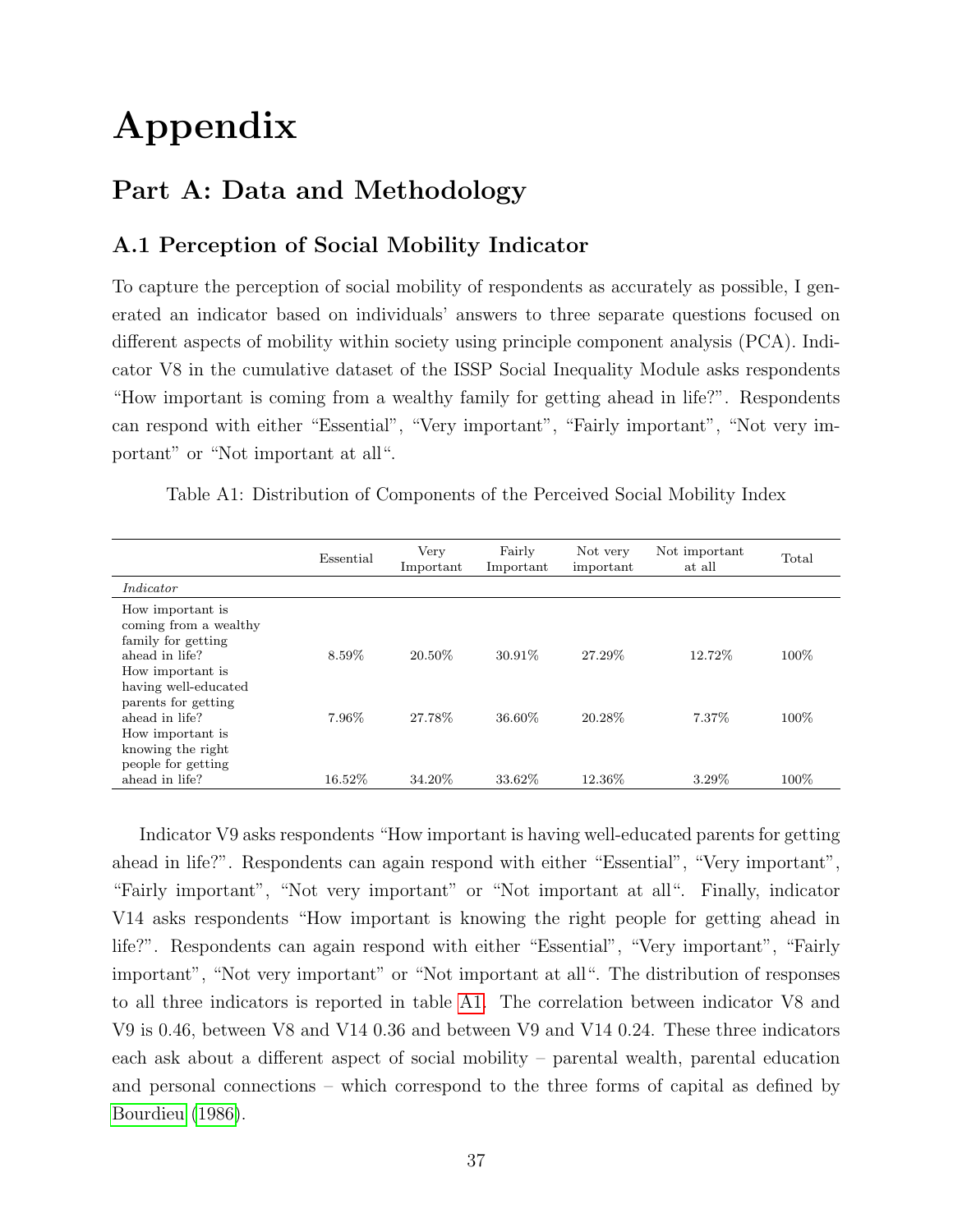# Appendix

## Part A: Data and Methodology

### A.1 Perception of Social Mobility Indicator

To capture the perception of social mobility of respondents as accurately as possible, I generated an indicator based on individuals' answers to three separate questions focused on different aspects of mobility within society using principle component analysis (PCA). Indicator V8 in the cumulative dataset of the ISSP Social Inequality Module asks respondents "How important is coming from a wealthy family for getting ahead in life?". Respondents can respond with either "Essential", "Very important", "Fairly important", "Not very important" or "Not important at all".

Table A1: Distribution of Components of the Perceived Social Mobility Index

| | Essential | Very Important | Fairly Important | Not very important | Not important at all | Total |
|---|---|---|---|---|---|---|
| *Indicator* | | | | | | |
| How important is coming from a wealthy family for getting ahead in life? | 8.59% | 20.50% | 30.91% | 27.29% | 12.72% | 100% |
| How important is having well-educated parents for getting ahead in life? | 7.96% | 27.78% | 36.60% | 20.28% | 7.37% | 100% |
| How important is knowing the right people for getting ahead in life? | 16.52% | 34.20% | 33.62% | 12.36% | 3.29% | 100% |

Indicator V9 asks respondents "How important is having well-educated parents for getting ahead in life?". Respondents can again respond with either "Essential", "Very important", "Fairly important", "Not very important" or "Not important at all". Finally, indicator V14 asks respondents "How important is knowing the right people for getting ahead in life?". Respondents can again respond with either "Essential", "Very important", "Fairly important", "Not very important" or "Not important at all". The distribution of responses to all three indicators is reported in table A1. The correlation between indicator V8 and V9 is 0.46, between V8 and V14 0.36 and between V9 and V14 0.24. These three indicators each ask about a different aspect of social mobility – parental wealth, parental education and personal connections – which correspond to the three forms of capital as defined by Bourdieu (1986).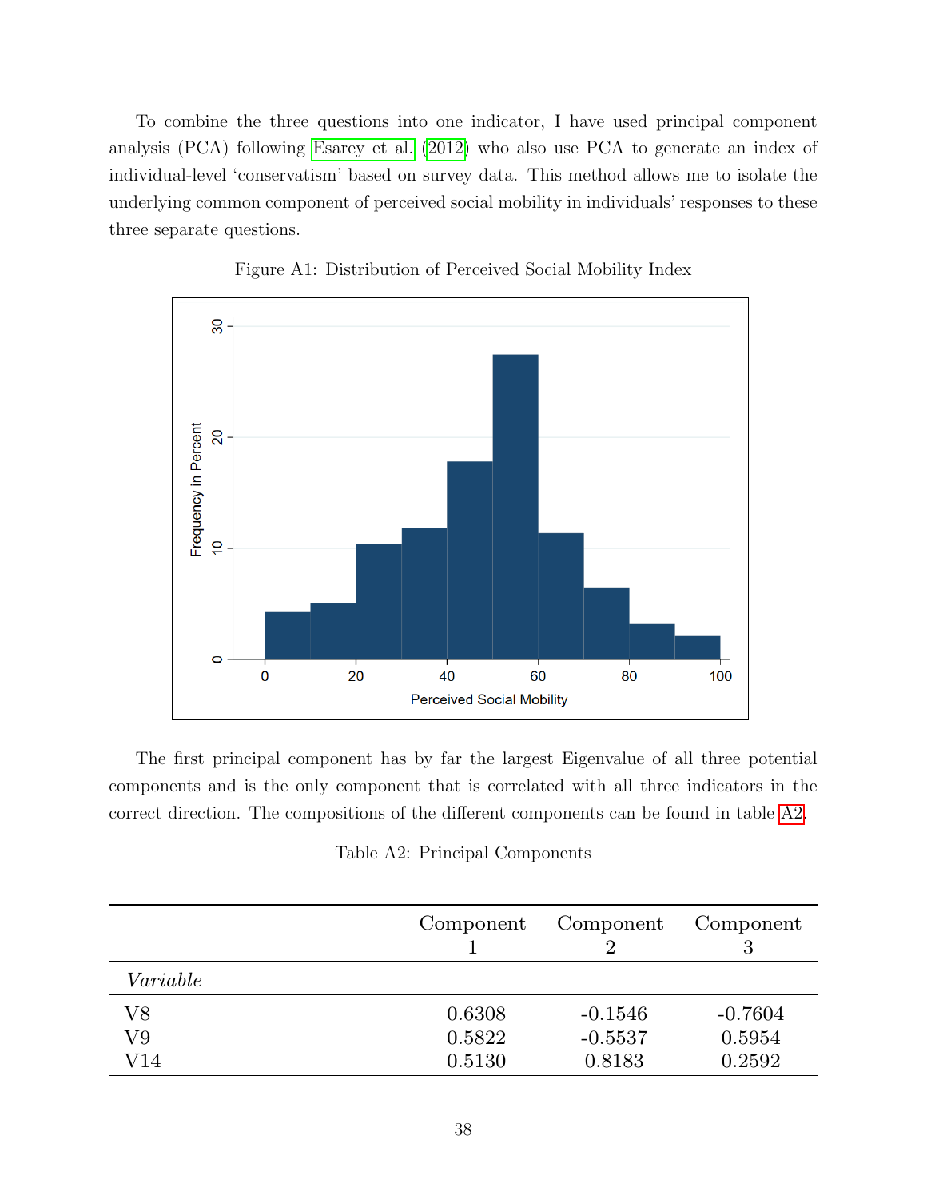To combine the three questions into one indicator, I have used principal component analysis (PCA) following Esarey et al. (2012) who also use PCA to generate an index of individual-level 'conservatism' based on survey data. This method allows me to isolate the underlying common component of perceived social mobility in individuals' responses to these three separate questions.

Figure A1: Distribution of Perceived Social Mobility Index

The first principal component has by far the largest Eigenvalue of all three potential components and is the only component that is correlated with all three indicators in the correct direction. The compositions of the different components can be found in table A2.

Table A2: Principal Components

| | Component 1 | Component 2 | Component 3 |
|---|---|---|---|
| *Variable* | | | |
| V8 | 0.6308 | -0.1546 | -0.7604 |
| V9 | 0.5822 | -0.5537 | 0.5954 |
| V14 | 0.5130 | 0.8183 | 0.2592 |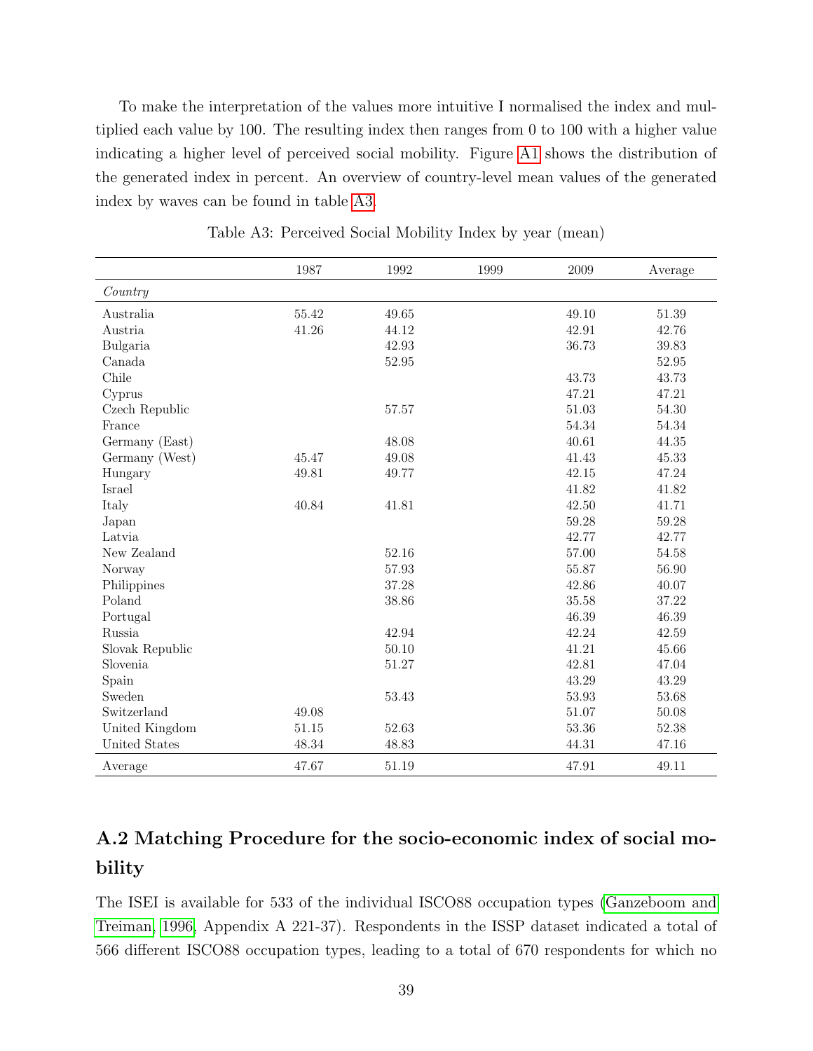To make the interpretation of the values more intuitive I normalised the index and multiplied each value by 100. The resulting index then ranges from 0 to 100 with a higher value indicating a higher level of perceived social mobility. Figure A1 shows the distribution of the generated index in percent. An overview of country-level mean values of the generated index by waves can be found in table A3.

Table A3: Perceived Social Mobility Index by year (mean)

| | 1987 | 1992 | 1999 | 2009 | Average |
|---|---|---|---|---|---|
| *Country* | | | | | |
| Australia | 55.42 | 49.65 | | 49.10 | 51.39 |
| Austria | 41.26 | 44.12 | | 42.91 | 42.76 |
| Bulgaria | | 42.93 | | 36.73 | 39.83 |
| Canada | | 52.95 | | | 52.95 |
| Chile | | | | 43.73 | 43.73 |
| Cyprus | | | | 47.21 | 47.21 |
| Czech Republic | | 57.57 | | 51.03 | 54.30 |
| France | | | | 54.34 | 54.34 |
| Germany (East) | | 48.08 | | 40.61 | 44.35 |
| Germany (West) | 45.47 | 49.08 | | 41.43 | 45.33 |
| Hungary | 49.81 | 49.77 | | 42.15 | 47.24 |
| Israel | | | | 41.82 | 41.82 |
| Italy | 40.84 | 41.81 | | 42.50 | 41.71 |
| Japan | | | | 59.28 | 59.28 |
| Latvia | | | | 42.77 | 42.77 |
| New Zealand | | 52.16 | | 57.00 | 54.58 |
| Norway | | 57.93 | | 55.87 | 56.90 |
| Philippines | | 37.28 | | 42.86 | 40.07 |
| Poland | | 38.86 | | 35.58 | 37.22 |
| Portugal | | | | 46.39 | 46.39 |
| Russia | | 42.94 | | 42.24 | 42.59 |
| Slovak Republic | | 50.10 | | 41.21 | 45.66 |
| Slovenia | | 51.27 | | 42.81 | 47.04 |
| Spain | | | | 43.29 | 43.29 |
| Sweden | | 53.43 | | 53.93 | 53.68 |
| Switzerland | 49.08 | | | 51.07 | 50.08 |
| United Kingdom | 51.15 | 52.63 | | 53.36 | 52.38 |
| United States | 48.34 | 48.83 | | 44.31 | 47.16 |
| Average | 47.67 | 51.19 | | 47.91 | 49.11 |

## A.2 Matching Procedure for the socio-economic index of social mobility

The ISEI is available for 533 of the individual ISCO88 occupation types (Ganzeboom and Treiman, 1996, Appendix A 221-37). Respondents in the ISSP dataset indicated a total of 566 different ISCO88 occupation types, leading to a total of 670 respondents for which no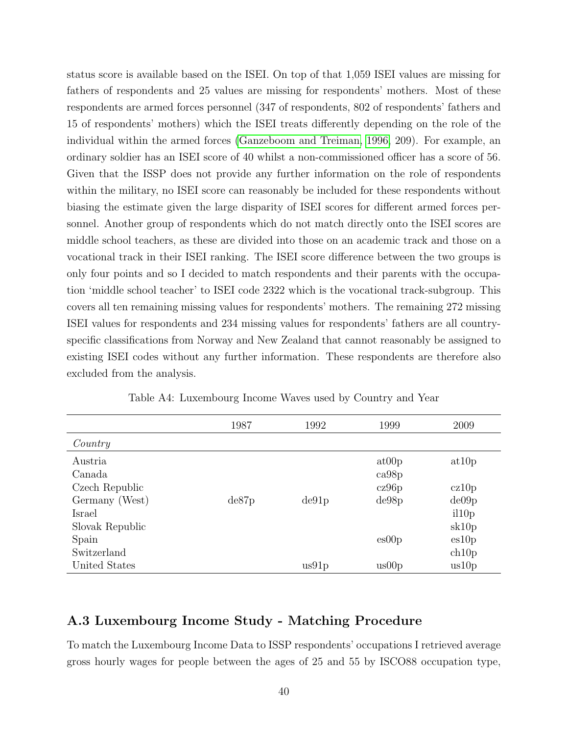status score is available based on the ISEI. On top of that 1,059 ISEI values are missing for fathers of respondents and 25 values are missing for respondents' mothers. Most of these respondents are armed forces personnel (347 of respondents, 802 of respondents' fathers and 15 of respondents' mothers) which the ISEI treats differently depending on the role of the individual within the armed forces (Ganzeboom and Treiman, 1996, 209). For example, an ordinary soldier has an ISEI score of 40 whilst a non-commissioned officer has a score of 56. Given that the ISSP does not provide any further information on the role of respondents within the military, no ISEI score can reasonably be included for these respondents without biasing the estimate given the large disparity of ISEI scores for different armed forces personnel. Another group of respondents which do not match directly onto the ISEI scores are middle school teachers, as these are divided into those on an academic track and those on a vocational track in their ISEI ranking. The ISEI score difference between the two groups is only four points and so I decided to match respondents and their parents with the occupation 'middle school teacher' to ISEI code 2322 which is the vocational track-subgroup. This covers all ten remaining missing values for respondents' mothers. The remaining 272 missing ISEI values for respondents and 234 missing values for respondents' fathers are all country-specific classifications from Norway and New Zealand that cannot reasonably be assigned to existing ISEI codes without any further information. These respondents are therefore also excluded from the analysis.

Table A4: Luxembourg Income Waves used by Country and Year

| | 1987 | 1992 | 1999 | 2009 |
|---|---|---|---|---|
| *Country* | | | | |
| Austria | | | at00p | at10p |
| Canada | | | ca98p | |
| Czech Republic | | | cz96p | cz10p |
| Germany (West) | de87p | de91p | de98p | de09p |
| Israel | | | | il10p |
| Slovak Republic | | | | sk10p |
| Spain | | | es00p | es10p |
| Switzerland | | | | ch10p |
| United States | | us91p | us00p | us10p |

## A.3 Luxembourg Income Study - Matching Procedure

To match the Luxembourg Income Data to ISSP respondents' occupations I retrieved average gross hourly wages for people between the ages of 25 and 55 by ISCO88 occupation type,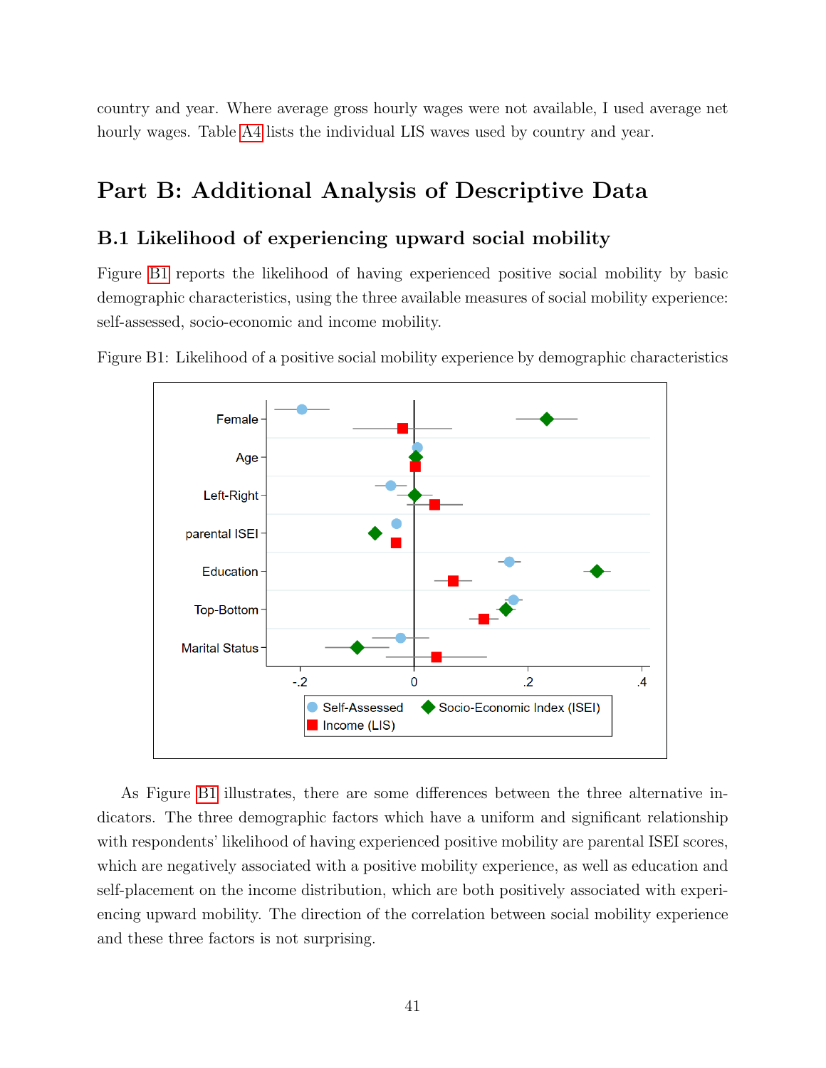country and year. Where average gross hourly wages were not available, I used average net hourly wages. Table A4 lists the individual LIS waves used by country and year.

# Part B: Additional Analysis of Descriptive Data

## B.1 Likelihood of experiencing upward social mobility

Figure B1 reports the likelihood of having experienced positive social mobility by basic demographic characteristics, using the three available measures of social mobility experience: self-assessed, socio-economic and income mobility.

Figure B1: Likelihood of a positive social mobility experience by demographic characteristics

As Figure B1 illustrates, there are some differences between the three alternative indicators. The three demographic factors which have a uniform and significant relationship with respondents' likelihood of having experienced positive mobility are parental ISEI scores, which are negatively associated with a positive mobility experience, as well as education and self-placement on the income distribution, which are both positively associated with experiencing upward mobility. The direction of the correlation between social mobility experience and these three factors is not surprising.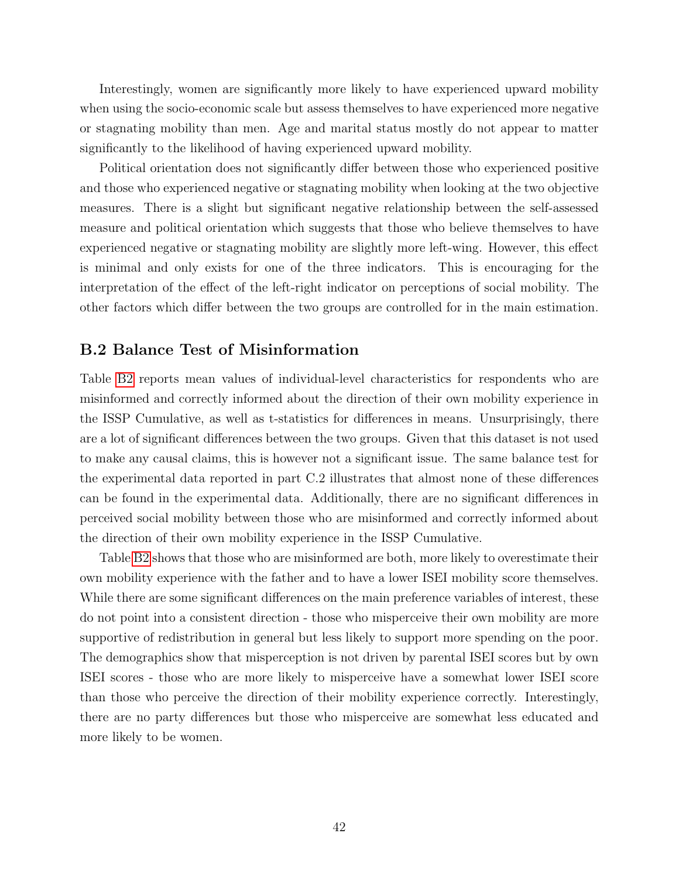Interestingly, women are significantly more likely to have experienced upward mobility when using the socio-economic scale but assess themselves to have experienced more negative or stagnating mobility than men. Age and marital status mostly do not appear to matter significantly to the likelihood of having experienced upward mobility.

Political orientation does not significantly differ between those who experienced positive and those who experienced negative or stagnating mobility when looking at the two objective measures. There is a slight but significant negative relationship between the self-assessed measure and political orientation which suggests that those who believe themselves to have experienced negative or stagnating mobility are slightly more left-wing. However, this effect is minimal and only exists for one of the three indicators. This is encouraging for the interpretation of the effect of the left-right indicator on perceptions of social mobility. The other factors which differ between the two groups are controlled for in the main estimation.

## B.2 Balance Test of Misinformation

Table B2 reports mean values of individual-level characteristics for respondents who are misinformed and correctly informed about the direction of their own mobility experience in the ISSP Cumulative, as well as t-statistics for differences in means. Unsurprisingly, there are a lot of significant differences between the two groups. Given that this dataset is not used to make any causal claims, this is however not a significant issue. The same balance test for the experimental data reported in part C.2 illustrates that almost none of these differences can be found in the experimental data. Additionally, there are no significant differences in perceived social mobility between those who are misinformed and correctly informed about the direction of their own mobility experience in the ISSP Cumulative.

Table B2 shows that those who are misinformed are both, more likely to overestimate their own mobility experience with the father and to have a lower ISEI mobility score themselves. While there are some significant differences on the main preference variables of interest, these do not point into a consistent direction - those who misperceive their own mobility are more supportive of redistribution in general but less likely to support more spending on the poor. The demographics show that misperception is not driven by parental ISEI scores but by own ISEI scores - those who are more likely to misperceive have a somewhat lower ISEI score than those who perceive the direction of their mobility experience correctly. Interestingly, there are no party differences but those who misperceive are somewhat less educated and more likely to be women.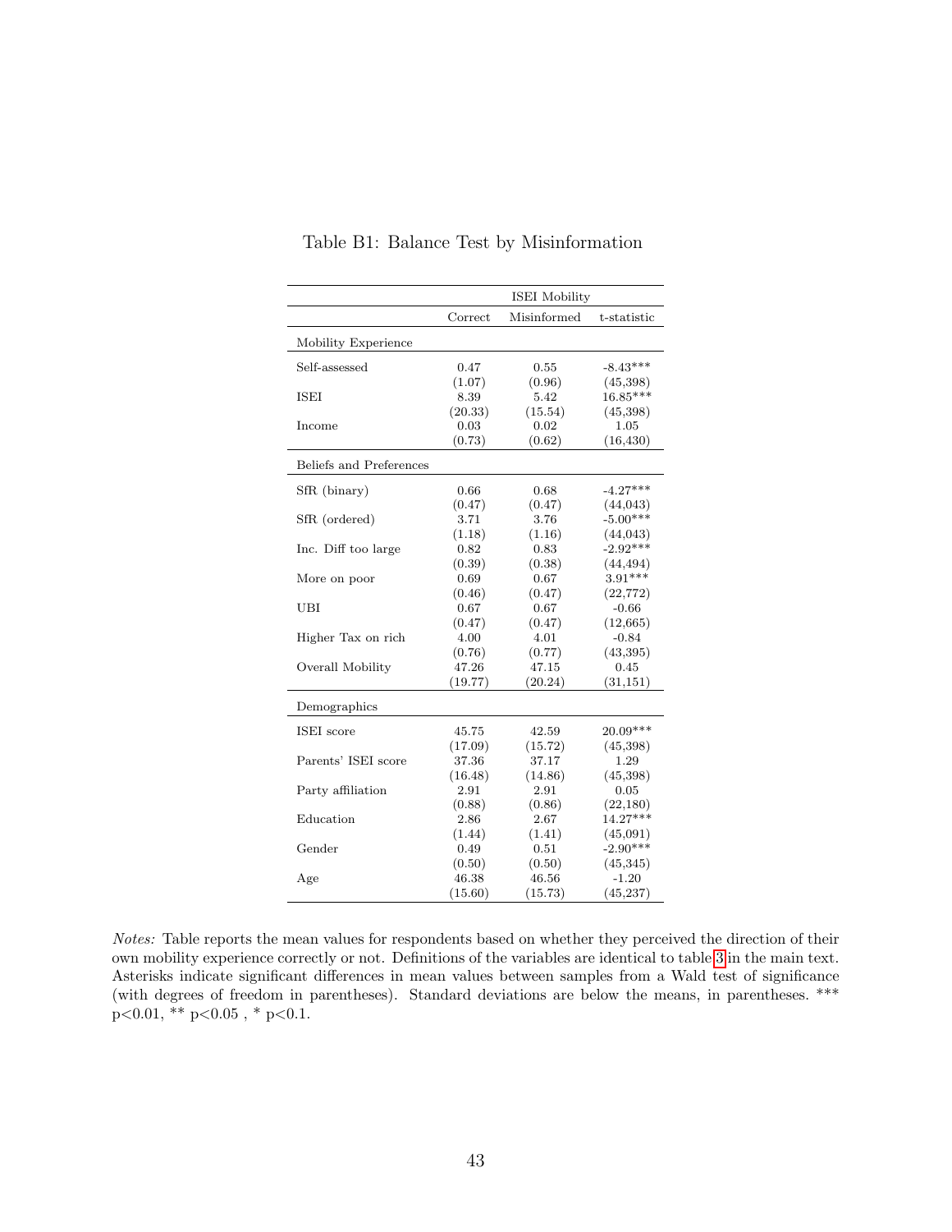Table B1: Balance Test by Misinformation

| | ISEI Mobility | | |
|---|---|---|---|
| | Correct | Misinformed | t-statistic |
| Mobility Experience | | | |
| Self-assessed | 0.47 | 0.55 | -8.43*** |
| | (1.07) | (0.96) | (45,398) |
| ISEI | 8.39 | 5.42 | 16.85*** |
| | (20.33) | (15.54) | (45,398) |
| Income | 0.03 | 0.02 | 1.05 |
| | (0.73) | (0.62) | (16,430) |
| Beliefs and Preferences | | | |
| SfR (binary) | 0.66 | 0.68 | -4.27*** |
| | (0.47) | (0.47) | (44,043) |
| SfR (ordered) | 3.71 | 3.76 | -5.00*** |
| | (1.18) | (1.16) | (44,043) |
| Inc. Diff too large | 0.82 | 0.83 | -2.92*** |
| | (0.39) | (0.38) | (44,494) |
| More on poor | 0.69 | 0.67 | 3.91*** |
| | (0.46) | (0.47) | (22,772) |
| UBI | 0.67 | 0.67 | -0.66 |
| | (0.47) | (0.47) | (12,665) |
| Higher Tax on rich | 4.00 | 4.01 | -0.84 |
| | (0.76) | (0.77) | (43,395) |
| Overall Mobility | 47.26 | 47.15 | 0.45 |
| | (19.77) | (20.24) | (31,151) |
| Demographics | | | |
| ISEI score | 45.75 | 42.59 | 20.09*** |
| | (17.09) | (15.72) | (45,398) |
| Parents' ISEI score | 37.36 | 37.17 | 1.29 |
| | (16.48) | (14.86) | (45,398) |
| Party affiliation | 2.91 | 2.91 | 0.05 |
| | (0.88) | (0.86) | (22,180) |
| Education | 2.86 | 2.67 | 14.27*** |
| | (1.44) | (1.41) | (45,091) |
| Gender | 0.49 | 0.51 | -2.90*** |
| | (0.50) | (0.50) | (45,345) |
| Age | 46.38 | 46.56 | -1.20 |
| | (15.60) | (15.73) | (45,237) |

*Notes:* Table reports the mean values for respondents based on whether they perceived the direction of their own mobility experience correctly or not. Definitions of the variables are identical to table 3 in the main text. Asterisks indicate significant differences in mean values between samples from a Wald test of significance (with degrees of freedom in parentheses). Standard deviations are below the means, in parentheses. *** p<0.01, ** p<0.05 , * p<0.1.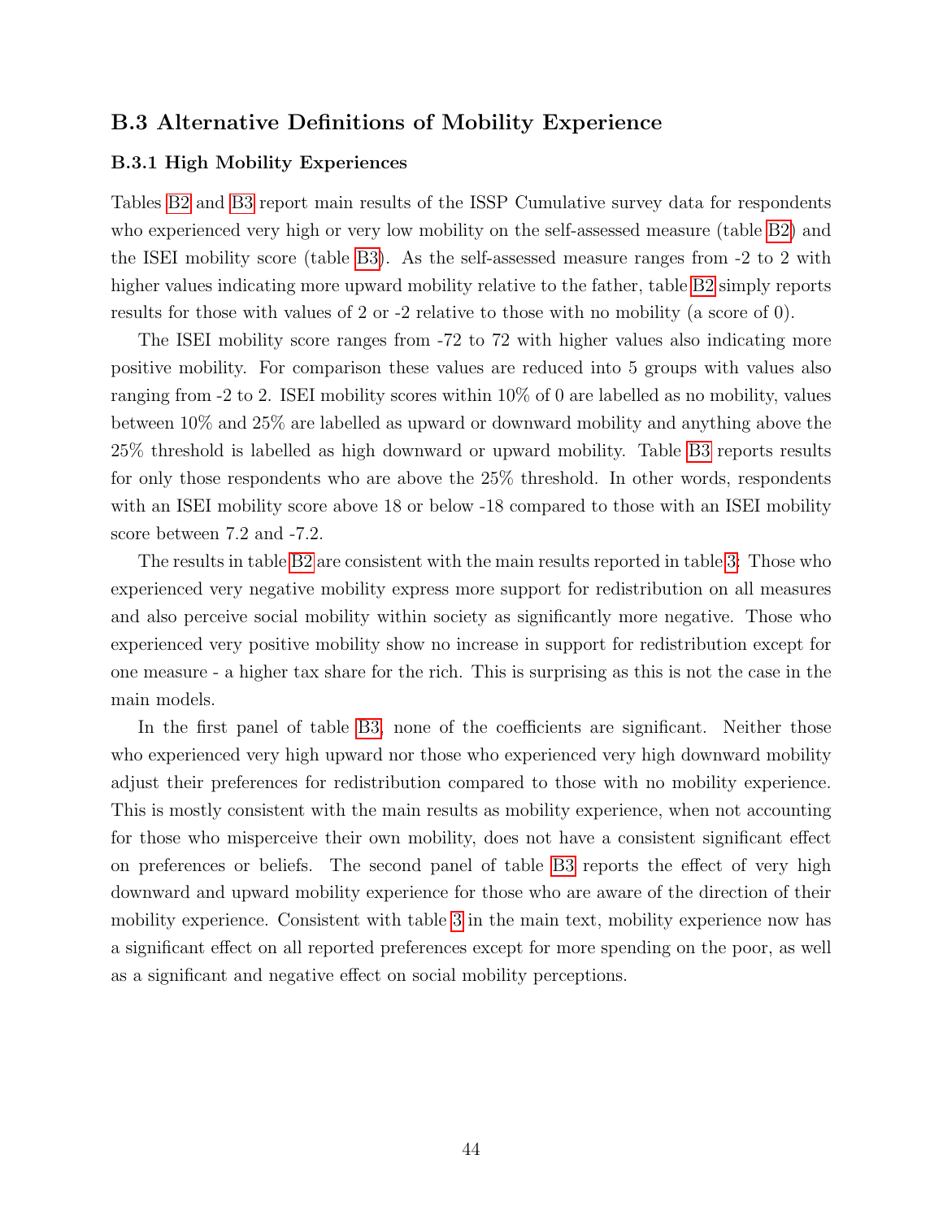## B.3 Alternative Definitions of Mobility Experience

### B.3.1 High Mobility Experiences

Tables B2 and B3 report main results of the ISSP Cumulative survey data for respondents who experienced very high or very low mobility on the self-assessed measure (table B2) and the ISEI mobility score (table B3). As the self-assessed measure ranges from -2 to 2 with higher values indicating more upward mobility relative to the father, table B2 simply reports results for those with values of 2 or -2 relative to those with no mobility (a score of 0).

The ISEI mobility score ranges from -72 to 72 with higher values also indicating more positive mobility. For comparison these values are reduced into 5 groups with values also ranging from -2 to 2. ISEI mobility scores within 10% of 0 are labelled as no mobility, values between 10% and 25% are labelled as upward or downward mobility and anything above the 25% threshold is labelled as high downward or upward mobility. Table B3 reports results for only those respondents who are above the 25% threshold. In other words, respondents with an ISEI mobility score above 18 or below -18 compared to those with an ISEI mobility score between 7.2 and -7.2.

The results in table B2 are consistent with the main results reported in table 3: Those who experienced very negative mobility express more support for redistribution on all measures and also perceive social mobility within society as significantly more negative. Those who experienced very positive mobility show no increase in support for redistribution except for one measure - a higher tax share for the rich. This is surprising as this is not the case in the main models.

In the first panel of table B3, none of the coefficients are significant. Neither those who experienced very high upward nor those who experienced very high downward mobility adjust their preferences for redistribution compared to those with no mobility experience. This is mostly consistent with the main results as mobility experience, when not accounting for those who misperceive their own mobility, does not have a consistent significant effect on preferences or beliefs. The second panel of table B3 reports the effect of very high downward and upward mobility experience for those who are aware of the direction of their mobility experience. Consistent with table 3 in the main text, mobility experience now has a significant effect on all reported preferences except for more spending on the poor, as well as a significant and negative effect on social mobility perceptions.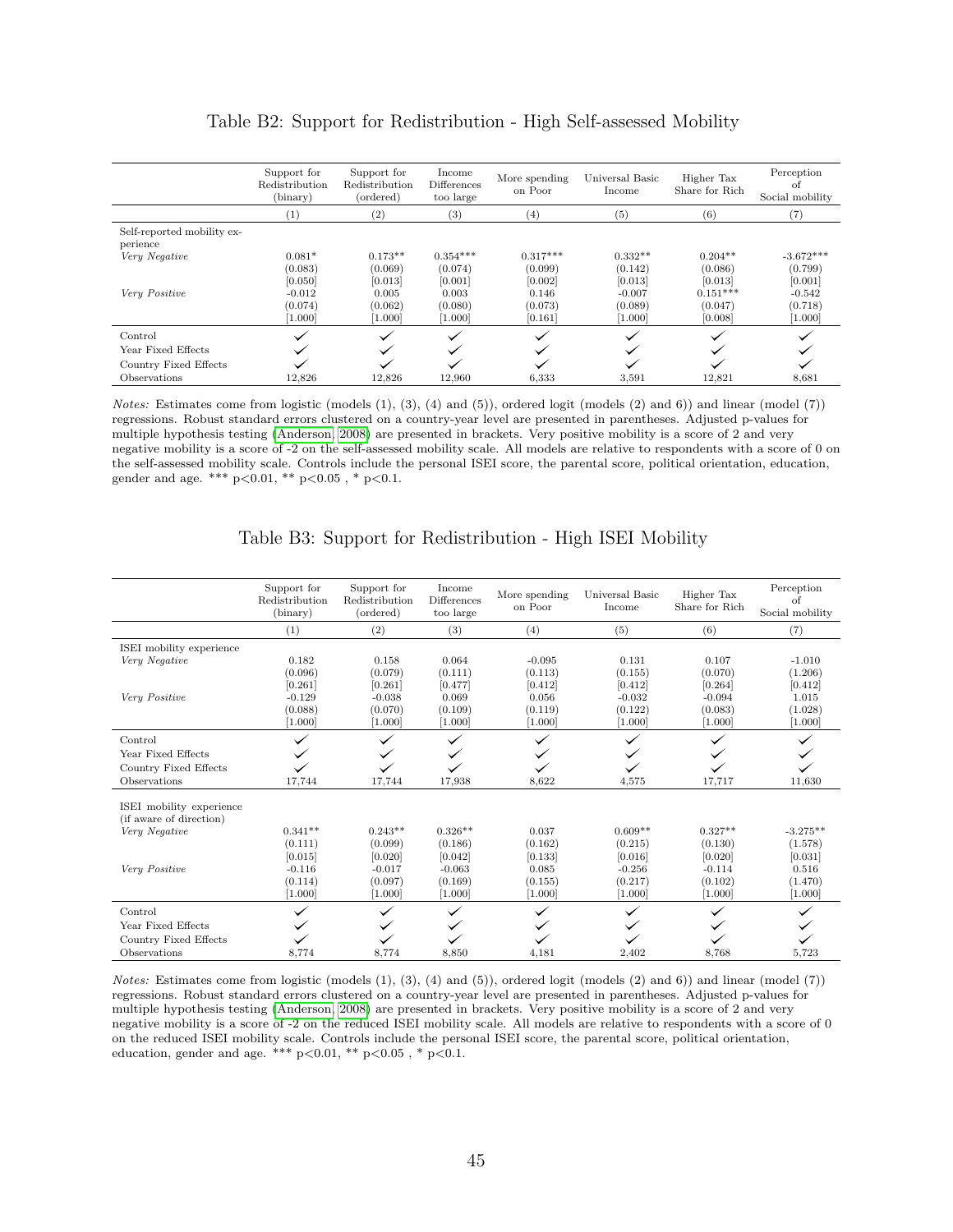Table B2: Support for Redistribution - High Self-assessed Mobility

| | Support for Redistribution (binary) | Support for Redistribution (ordered) | Income Differences too large | More spending on Poor | Universal Basic Income | Higher Tax Share for Rich | Perception of Social mobility |
|---|---|---|---|---|---|---|---|
| | (1) | (2) | (3) | (4) | (5) | (6) | (7) |
| Self-reported mobility experience | | | | | | | |
| *Very Negative* | 0.081* | 0.173** | 0.354*** | 0.317*** | 0.332** | 0.204** | -3.672*** |
| | (0.083) | (0.069) | (0.074) | (0.099) | (0.142) | (0.086) | (0.799) |
| | [0.050] | [0.013] | [0.001] | [0.002] | [0.013] | [0.013] | [0.001] |
| *Very Positive* | -0.012 | 0.005 | 0.003 | 0.146 | -0.007 | 0.151*** | -0.542 |
| | (0.074) | (0.062) | (0.080) | (0.073) | (0.089) | (0.047) | (0.718) |
| | [1.000] | [1.000] | [1.000] | [0.161] | [1.000] | [0.008] | [1.000] |
| Control | ✓ | ✓ | ✓ | ✓ | ✓ | ✓ | ✓ |
| Year Fixed Effects | ✓ | ✓ | ✓ | ✓ | ✓ | ✓ | ✓ |
| Country Fixed Effects | ✓ | ✓ | ✓ | ✓ | ✓ | ✓ | ✓ |
| Observations | 12,826 | 12,826 | 12,960 | 6,333 | 3,591 | 12,821 | 8,681 |

*Notes:* Estimates come from logistic (models (1), (3), (4) and (5)), ordered logit (models (2) and 6)) and linear (model (7)) regressions. Robust standard errors clustered on a country-year level are presented in parentheses. Adjusted p-values for multiple hypothesis testing (Anderson, 2008) are presented in brackets. Very positive mobility is a score of 2 and very negative mobility is a score of -2 on the self-assessed mobility scale. All models are relative to respondents with a score of 0 on the self-assessed mobility scale. Controls include the personal ISEI score, the parental score, political orientation, education, gender and age. *** p<0.01, ** p<0.05 , * p<0.1.

Table B3: Support for Redistribution - High ISEI Mobility

| | Support for Redistribution (binary) | Support for Redistribution (ordered) | Income Differences too large | More spending on Poor | Universal Basic Income | Higher Tax Share for Rich | Perception of Social mobility |
|---|---|---|---|---|---|---|---|
| | (1) | (2) | (3) | (4) | (5) | (6) | (7) |
| ISEI mobility experience | | | | | | | |
| *Very Negative* | 0.182 | 0.158 | 0.064 | -0.095 | 0.131 | 0.107 | -1.010 |
| | (0.096) | (0.079) | (0.111) | (0.113) | (0.155) | (0.070) | (1.206) |
| | [0.261] | [0.261] | [0.477] | [0.412] | [0.412] | [0.264] | [0.412] |
| *Very Positive* | -0.129 | -0.038 | 0.069 | 0.056 | -0.032 | -0.094 | 1.015 |
| | (0.088) | (0.070) | (0.109) | (0.119) | (0.122) | (0.083) | (1.028) |
| | [1.000] | [1.000] | [1.000] | [1.000] | [1.000] | [1.000] | [1.000] |
| Control | ✓ | ✓ | ✓ | ✓ | ✓ | ✓ | ✓ |
| Year Fixed Effects | ✓ | ✓ | ✓ | ✓ | ✓ | ✓ | ✓ |
| Country Fixed Effects | ✓ | ✓ | ✓ | ✓ | ✓ | ✓ | ✓ |
| Observations | 17,744 | 17,744 | 17,938 | 8,622 | 4,575 | 17,717 | 11,630 |
| ISEI mobility experience (if aware of direction) | | | | | | | |
| *Very Negative* | 0.341** | 0.243** | 0.326** | 0.037 | 0.609** | 0.327** | -3.275** |
| | (0.111) | (0.099) | (0.186) | (0.162) | (0.215) | (0.130) | (1.578) |
| | [0.015] | [0.020] | [0.042] | [0.133] | [0.016] | [0.020] | [0.031] |
| *Very Positive* | -0.116 | -0.017 | -0.063 | 0.085 | -0.256 | -0.114 | 0.516 |
| | (0.114) | (0.097) | (0.169) | (0.155) | (0.217) | (0.102) | (1.470) |
| | [1.000] | [1.000] | [1.000] | [1.000] | [1.000] | [1.000] | [1.000] |
| Control | ✓ | ✓ | ✓ | ✓ | ✓ | ✓ | ✓ |
| Year Fixed Effects | ✓ | ✓ | ✓ | ✓ | ✓ | ✓ | ✓ |
| Country Fixed Effects | ✓ | ✓ | ✓ | ✓ | ✓ | ✓ | ✓ |
| Observations | 8,774 | 8,774 | 8,850 | 4,181 | 2,402 | 8,768 | 5,723 |

*Notes:* Estimates come from logistic (models (1), (3), (4) and (5)), ordered logit (models (2) and 6)) and linear (model (7)) regressions. Robust standard errors clustered on a country-year level are presented in parentheses. Adjusted p-values for multiple hypothesis testing (Anderson, 2008) are presented in brackets. Very positive mobility is a score of 2 and very negative mobility is a score of -2 on the reduced ISEI mobility scale. All models are relative to respondents with a score of 0 on the reduced ISEI mobility scale. Controls include the personal ISEI score, the parental score, political orientation, education, gender and age. *** p<0.01, ** p<0.05 , * p<0.1.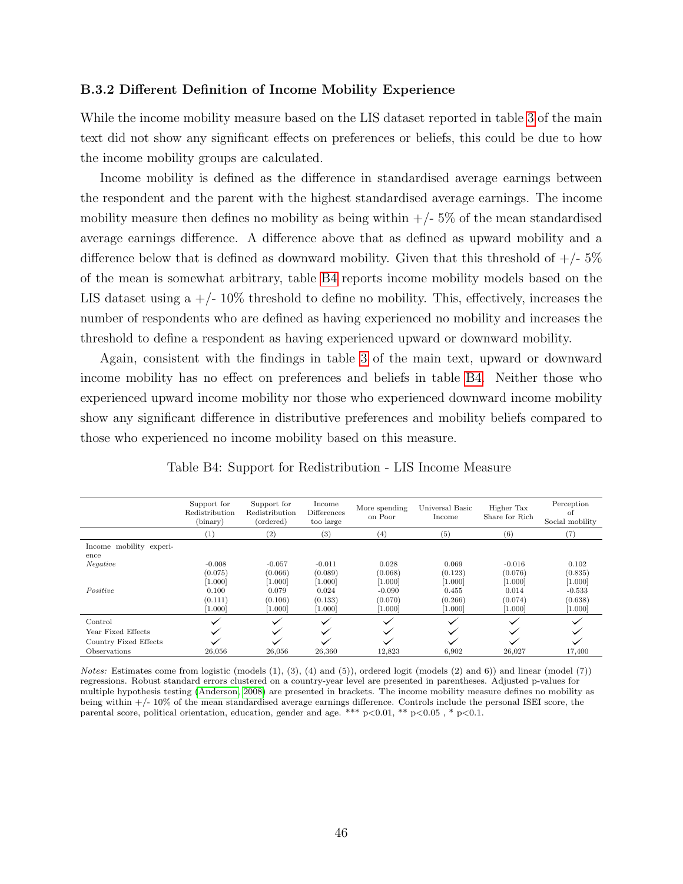### B.3.2 Different Definition of Income Mobility Experience

While the income mobility measure based on the LIS dataset reported in table 3 of the main text did not show any significant effects on preferences or beliefs, this could be due to how the income mobility groups are calculated.

Income mobility is defined as the difference in standardised average earnings between the respondent and the parent with the highest standardised average earnings. The income mobility measure then defines no mobility as being within +/- 5% of the mean standardised average earnings difference. A difference above that as defined as upward mobility and a difference below that is defined as downward mobility. Given that this threshold of +/- 5% of the mean is somewhat arbitrary, table B4 reports income mobility models based on the LIS dataset using a +/- 10% threshold to define no mobility. This, effectively, increases the number of respondents who are defined as having experienced no mobility and increases the threshold to define a respondent as having experienced upward or downward mobility.

Again, consistent with the findings in table 3 of the main text, upward or downward income mobility has no effect on preferences and beliefs in table B4. Neither those who experienced upward income mobility nor those who experienced downward income mobility show any significant difference in distributive preferences and mobility beliefs compared to those who experienced no income mobility based on this measure.

Table B4: Support for Redistribution - LIS Income Measure

| | Support for Redistribution (binary) | Support for Redistribution (ordered) | Income Differences too large | More spending on Poor | Universal Basic Income | Higher Tax Share for Rich | Perception of Social mobility |
|---|---|---|---|---|---|---|---|
| | (1) | (2) | (3) | (4) | (5) | (6) | (7) |
| Income mobility experience | | | | | | | |
| *Negative* | -0.008 | -0.057 | -0.011 | 0.028 | 0.069 | -0.016 | 0.102 |
| | (0.075) | (0.066) | (0.089) | (0.068) | (0.123) | (0.076) | (0.835) |
| | [1.000] | [1.000] | [1.000] | [1.000] | [1.000] | [1.000] | [1.000] |
| *Positive* | 0.100 | 0.079 | 0.024 | -0.090 | 0.455 | 0.014 | -0.533 |
| | (0.111) | (0.106) | (0.133) | (0.070) | (0.266) | (0.074) | (0.638) |
| | [1.000] | [1.000] | [1.000] | [1.000] | [1.000] | [1.000] | [1.000] |
| Control | ✓ | ✓ | ✓ | ✓ | ✓ | ✓ | ✓ |
| Year Fixed Effects | ✓ | ✓ | ✓ | ✓ | ✓ | ✓ | ✓ |
| Country Fixed Effects | ✓ | ✓ | ✓ | ✓ | ✓ | ✓ | ✓ |
| Observations | 26,056 | 26,056 | 26,360 | 12,823 | 6,902 | 26,027 | 17,400 |

*Notes:* Estimates come from logistic (models (1), (3), (4) and (5)), ordered logit (models (2) and 6)) and linear (model (7)) regressions. Robust standard errors clustered on a country-year level are presented in parentheses. Adjusted p-values for multiple hypothesis testing (Anderson, 2008) are presented in brackets. The income mobility measure defines no mobility as being within +/- 10% of the mean standardised average earnings difference. Controls include the personal ISEI score, the parental score, political orientation, education, gender and age. *** $p<0.01$, ** $p<0.05$ , * $p<0.1$.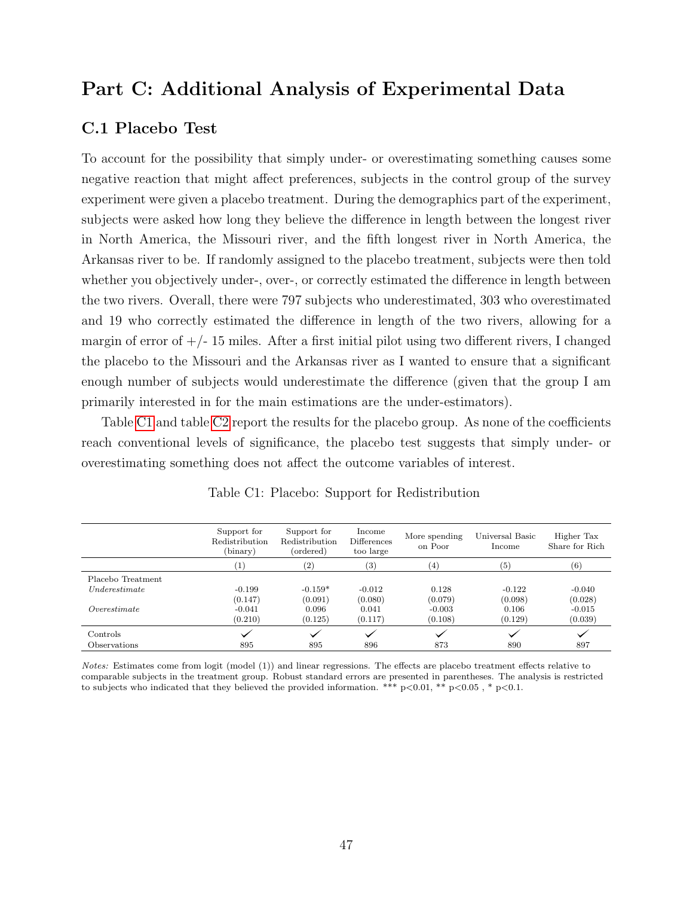# Part C: Additional Analysis of Experimental Data

## C.1 Placebo Test

To account for the possibility that simply under- or overestimating something causes some negative reaction that might affect preferences, subjects in the control group of the survey experiment were given a placebo treatment. During the demographics part of the experiment, subjects were asked how long they believe the difference in length between the longest river in North America, the Missouri river, and the fifth longest river in North America, the Arkansas river to be. If randomly assigned to the placebo treatment, subjects were then told whether you objectively under-, over-, or correctly estimated the difference in length between the two rivers. Overall, there were 797 subjects who underestimated, 303 who overestimated and 19 who correctly estimated the difference in length of the two rivers, allowing for a margin of error of +/- 15 miles. After a first initial pilot using two different rivers, I changed the placebo to the Missouri and the Arkansas river as I wanted to ensure that a significant enough number of subjects would underestimate the difference (given that the group I am primarily interested in for the main estimations are the under-estimators).

Table C1 and table C2 report the results for the placebo group. As none of the coefficients reach conventional levels of significance, the placebo test suggests that simply under- or overestimating something does not affect the outcome variables of interest.

Table C1: Placebo: Support for Redistribution

| | Support for Redistribution (binary) | Support for Redistribution (ordered) | Income Differences too large | More spending on Poor | Universal Basic Income | Higher Tax Share for Rich |
|---|---|---|---|---|---|---|
| | (1) | (2) | (3) | (4) | (5) | (6) |
| Placebo Treatment | | | | | | |
| *Underestimate* | -0.199 | -0.159* | -0.012 | 0.128 | -0.122 | -0.040 |
| | (0.147) | (0.091) | (0.080) | (0.079) | (0.098) | (0.028) |
| *Overestimate* | -0.041 | 0.096 | 0.041 | -0.003 | 0.106 | -0.015 |
| | (0.210) | (0.125) | (0.117) | (0.108) | (0.129) | (0.039) |
| Controls | ✓ | ✓ | ✓ | ✓ | ✓ | ✓ |
| Observations | 895 | 895 | 896 | 873 | 890 | 897 |

*Notes:* Estimates come from logit (model (1)) and linear regressions. The effects are placebo treatment effects relative to comparable subjects in the treatment group. Robust standard errors are presented in parentheses. The analysis is restricted to subjects who indicated that they believed the provided information. *** p<0.01, ** p<0.05 , * p<0.1.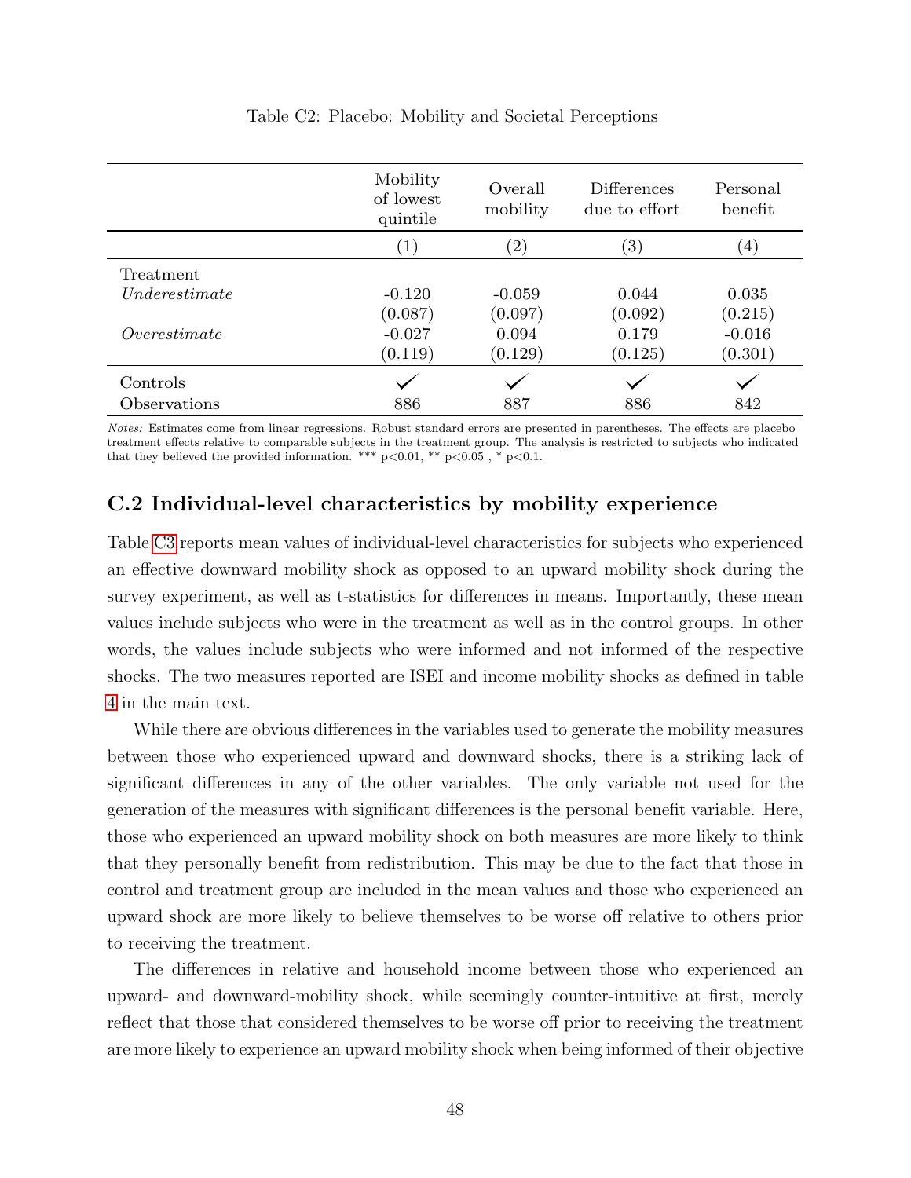Table C2: Placebo: Mobility and Societal Perceptions

| | Mobility of lowest quintile | Overall mobility | Differences due to effort | Personal benefit |
|---|---|---|---|---|
| | (1) | (2) | (3) | (4) |
| Treatment | | | | |
| *Underestimate* | -0.120 | -0.059 | 0.044 | 0.035 |
| | (0.087) | (0.097) | (0.092) | (0.215) |
| *Overestimate* | -0.027 | 0.094 | 0.179 | -0.016 |
| | (0.119) | (0.129) | (0.125) | (0.301) |
| Controls | ✓ | ✓ | ✓ | ✓ |
| Observations | 886 | 887 | 886 | 842 |

*Notes:* Estimates come from linear regressions. Robust standard errors are presented in parentheses. The effects are placebo treatment effects relative to comparable subjects in the treatment group. The analysis is restricted to subjects who indicated that they believed the provided information. *** p<0.01, ** p<0.05 , * p<0.1.

## C.2 Individual-level characteristics by mobility experience

Table C3 reports mean values of individual-level characteristics for subjects who experienced an effective downward mobility shock as opposed to an upward mobility shock during the survey experiment, as well as t-statistics for differences in means. Importantly, these mean values include subjects who were in the treatment as well as in the control groups. In other words, the values include subjects who were informed and not informed of the respective shocks. The two measures reported are ISEI and income mobility shocks as defined in table 4 in the main text.

While there are obvious differences in the variables used to generate the mobility measures between those who experienced upward and downward shocks, there is a striking lack of significant differences in any of the other variables. The only variable not used for the generation of the measures with significant differences is the personal benefit variable. Here, those who experienced an upward mobility shock on both measures are more likely to think that they personally benefit from redistribution. This may be due to the fact that those in control and treatment group are included in the mean values and those who experienced an upward shock are more likely to believe themselves to be worse off relative to others prior to receiving the treatment.

The differences in relative and household income between those who experienced an upward- and downward-mobility shock, while seemingly counter-intuitive at first, merely reflect that those that considered themselves to be worse off prior to receiving the treatment are more likely to experience an upward mobility shock when being informed of their objective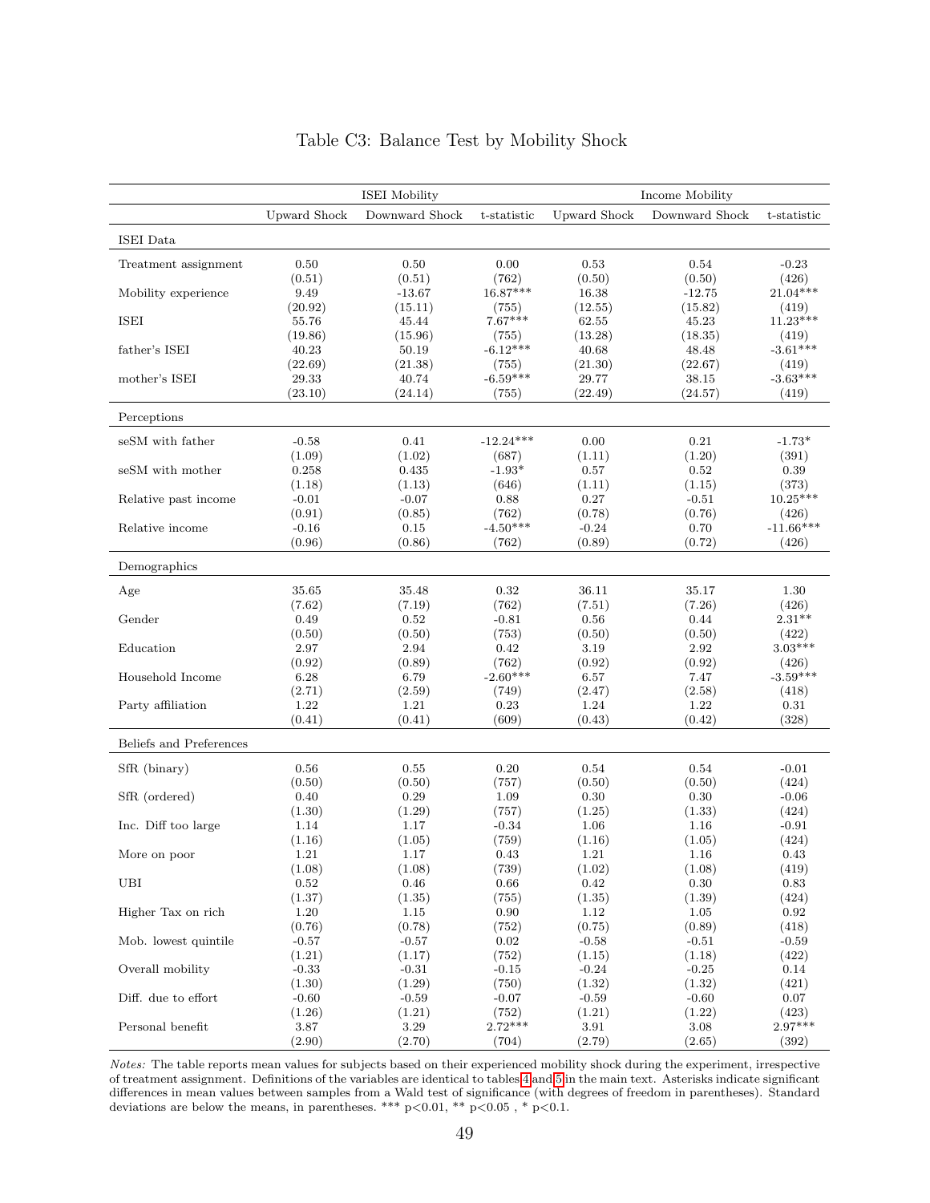Table C3: Balance Test by Mobility Shock

| | ISEI Mobility | | | Income Mobility | | |
|---|---|---|---|---|---|---|
| | Upward Shock | Downward Shock | t-statistic | Upward Shock | Downward Shock | t-statistic |
| ISEI Data | | | | | | |
| Treatment assignment | 0.50 | 0.50 | 0.00 | 0.53 | 0.54 | -0.23 |
| | (0.51) | (0.51) | (762) | (0.50) | (0.50) | (426) |
| Mobility experience | 9.49 | -13.67 | 16.87*** | 16.38 | -12.75 | 21.04*** |
| | (20.92) | (15.11) | (755) | (12.55) | (15.82) | (419) |
| ISEI | 55.76 | 45.44 | 7.67*** | 62.55 | 45.23 | 11.23*** |
| | (19.86) | (15.96) | (755) | (13.28) | (18.35) | (419) |
| father's ISEI | 40.23 | 50.19 | -6.12*** | 40.68 | 48.48 | -3.61*** |
| | (22.69) | (21.38) | (755) | (21.30) | (22.67) | (419) |
| mother's ISEI | 29.33 | 40.74 | -6.59*** | 29.77 | 38.15 | -3.63*** |
| | (23.10) | (24.14) | (755) | (22.49) | (24.57) | (419) |
| Perceptions | | | | | | |
| seSM with father | -0.58 | 0.41 | -12.24*** | 0.00 | 0.21 | -1.73* |
| | (1.09) | (1.02) | (687) | (1.11) | (1.20) | (391) |
| seSM with mother | 0.258 | 0.435 | -1.93* | 0.57 | 0.52 | 0.39 |
| | (1.18) | (1.13) | (646) | (1.11) | (1.15) | (373) |
| Relative past income | -0.01 | -0.07 | 0.88 | 0.27 | -0.51 | 10.25*** |
| | (0.91) | (0.85) | (762) | (0.78) | (0.76) | (426) |
| Relative income | -0.16 | 0.15 | -4.50*** | -0.24 | 0.70 | -11.66*** |
| | (0.96) | (0.86) | (762) | (0.89) | (0.72) | (426) |
| Demographics | | | | | | |
| Age | 35.65 | 35.48 | 0.32 | 36.11 | 35.17 | 1.30 |
| | (7.62) | (7.19) | (762) | (7.51) | (7.26) | (426) |
| Gender | 0.49 | 0.52 | -0.81 | 0.56 | 0.44 | 2.31** |
| | (0.50) | (0.50) | (753) | (0.50) | (0.50) | (422) |
| Education | 2.97 | 2.94 | 0.42 | 3.19 | 2.92 | 3.03*** |
| | (0.92) | (0.89) | (762) | (0.92) | (0.92) | (426) |
| Household Income | 6.28 | 6.79 | -2.60*** | 6.57 | 7.47 | -3.59*** |
| | (2.71) | (2.59) | (749) | (2.47) | (2.58) | (418) |
| Party affiliation | 1.22 | 1.21 | 0.23 | 1.24 | 1.22 | 0.31 |
| | (0.41) | (0.41) | (609) | (0.43) | (0.42) | (328) |
| Beliefs and Preferences | | | | | | |
| SfR (binary) | 0.56 | 0.55 | 0.20 | 0.54 | 0.54 | -0.01 |
| | (0.50) | (0.50) | (757) | (0.50) | (0.50) | (424) |
| SfR (ordered) | 0.40 | 0.29 | 1.09 | 0.30 | 0.30 | -0.06 |
| | (1.30) | (1.29) | (757) | (1.25) | (1.33) | (424) |
| Inc. Diff too large | 1.14 | 1.17 | -0.34 | 1.06 | 1.16 | -0.91 |
| | (1.16) | (1.05) | (759) | (1.16) | (1.05) | (424) |
| More on poor | 1.21 | 1.17 | 0.43 | 1.21 | 1.16 | 0.43 |
| | (1.08) | (1.08) | (739) | (1.02) | (1.08) | (419) |
| UBI | 0.52 | 0.46 | 0.66 | 0.42 | 0.30 | 0.83 |
| | (1.37) | (1.35) | (755) | (1.35) | (1.39) | (424) |
| Higher Tax on rich | 1.20 | 1.15 | 0.90 | 1.12 | 1.05 | 0.92 |
| | (0.76) | (0.78) | (752) | (0.75) | (0.89) | (418) |
| Mob. lowest quintile | -0.57 | -0.57 | 0.02 | -0.58 | -0.51 | -0.59 |
| | (1.21) | (1.17) | (752) | (1.15) | (1.18) | (422) |
| Overall mobility | -0.33 | -0.31 | -0.15 | -0.24 | -0.25 | 0.14 |
| | (1.30) | (1.29) | (750) | (1.32) | (1.32) | (421) |
| Diff. due to effort | -0.60 | -0.59 | -0.07 | -0.59 | -0.60 | 0.07 |
| | (1.26) | (1.21) | (752) | (1.21) | (1.22) | (423) |
| Personal benefit | 3.87 | 3.29 | 2.72*** | 3.91 | 3.08 | 2.97*** |
| | (2.90) | (2.70) | (704) | (2.79) | (2.65) | (392) |

*Notes:* The table reports mean values for subjects based on their experienced mobility shock during the experiment, irrespective of treatment assignment. Definitions of the variables are identical to tables 4 and 5 in the main text. Asterisks indicate significant differences in mean values between samples from a Wald test of significance (with degrees of freedom in parentheses). Standard deviations are below the means, in parentheses. *** p<0.01, ** p<0.05 , * p<0.1.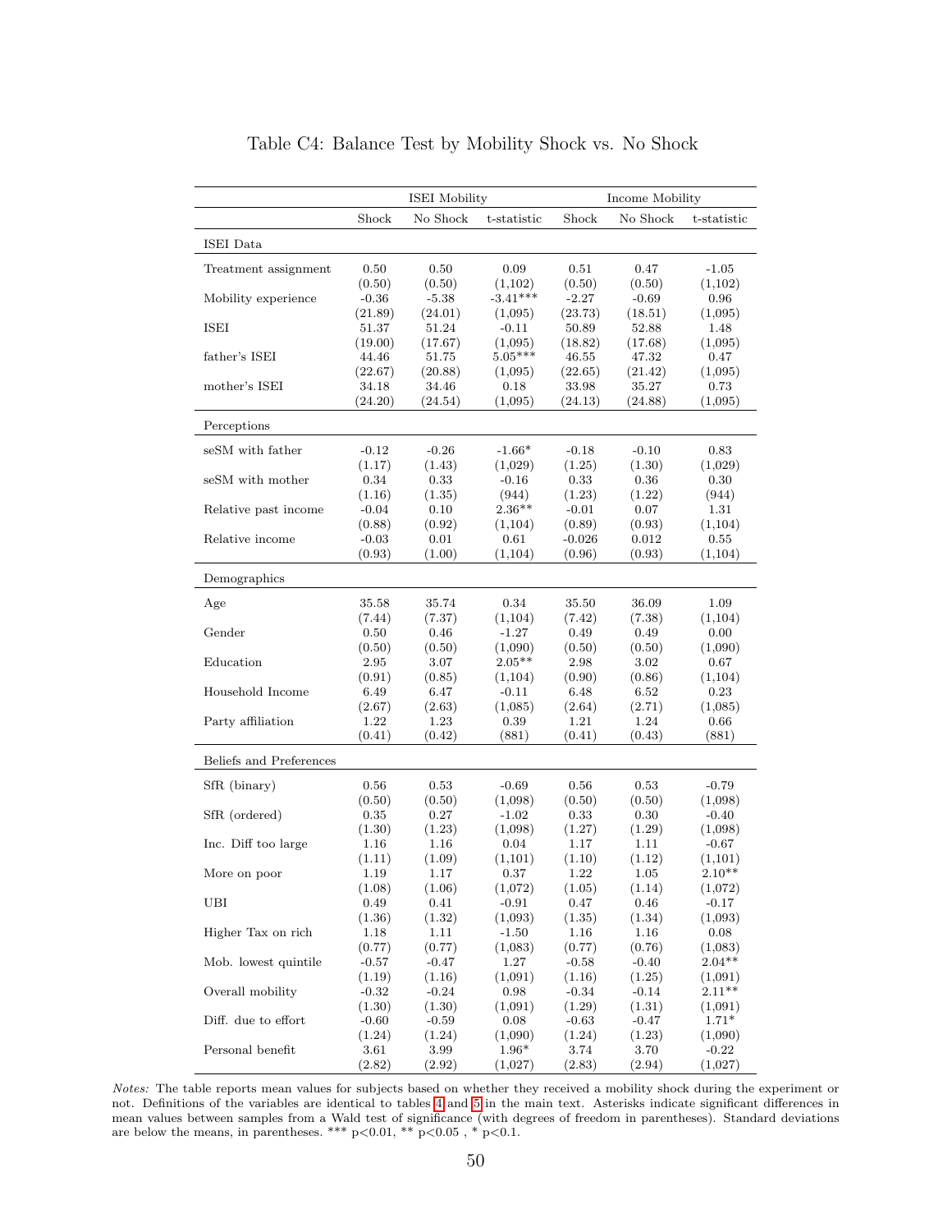# Table C4: Balance Test by Mobility Shock vs. No Shock

| | ISEI Mobility | | | Income Mobility | | |
|---|---|---|---|---|---|---|
| | Shock | No Shock | t-statistic | Shock | No Shock | t-statistic |
| **ISEI Data** | | | | | | |
| Treatment assignment | 0.50 | 0.50 | 0.09 | 0.51 | 0.47 | -1.05 |
| | (0.50) | (0.50) | (1,102) | (0.50) | (0.50) | (1,102) |
| Mobility experience | -0.36 | -5.38 | -3.41*** | -2.27 | -0.69 | 0.96 |
| | (21.89) | (24.01) | (1,095) | (23.73) | (18.51) | (1,095) |
| ISEI | 51.37 | 51.24 | -0.11 | 50.89 | 52.88 | 1.48 |
| | (19.00) | (17.67) | (1,095) | (18.82) | (17.68) | (1,095) |
| father's ISEI | 44.46 | 51.75 | 5.05*** | 46.55 | 47.32 | 0.47 |
| | (22.67) | (20.88) | (1,095) | (22.65) | (21.42) | (1,095) |
| mother's ISEI | 34.18 | 34.46 | 0.18 | 33.98 | 35.27 | 0.73 |
| | (24.20) | (24.54) | (1,095) | (24.13) | (24.88) | (1,095) |
| **Perceptions** | | | | | | |
| seSM with father | -0.12 | -0.26 | -1.66* | -0.18 | -0.10 | 0.83 |
| | (1.17) | (1.43) | (1,029) | (1.25) | (1.30) | (1,029) |
| seSM with mother | 0.34 | 0.33 | -0.16 | 0.33 | 0.36 | 0.30 |
| | (1.16) | (1.35) | (944) | (1.23) | (1.22) | (944) |
| Relative past income | -0.04 | 0.10 | 2.36** | -0.01 | 0.07 | 1.31 |
| | (0.88) | (0.92) | (1,104) | (0.89) | (0.93) | (1,104) |
| Relative income | -0.03 | 0.01 | 0.61 | -0.026 | 0.012 | 0.55 |
| | (0.93) | (1.00) | (1,104) | (0.96) | (0.93) | (1,104) |
| **Demographics** | | | | | | |
| Age | 35.58 | 35.74 | 0.34 | 35.50 | 36.09 | 1.09 |
| | (7.44) | (7.37) | (1,104) | (7.42) | (7.38) | (1,104) |
| Gender | 0.50 | 0.46 | -1.27 | 0.49 | 0.49 | 0.00 |
| | (0.50) | (0.50) | (1,090) | (0.50) | (0.50) | (1,090) |
| Education | 2.95 | 3.07 | 2.05** | 2.98 | 3.02 | 0.67 |
| | (0.91) | (0.85) | (1,104) | (0.90) | (0.86) | (1,104) |
| Household Income | 6.49 | 6.47 | -0.11 | 6.48 | 6.52 | 0.23 |
| | (2.67) | (2.63) | (1,085) | (2.64) | (2.71) | (1,085) |
| Party affiliation | 1.22 | 1.23 | 0.39 | 1.21 | 1.24 | 0.66 |
| | (0.41) | (0.42) | (881) | (0.41) | (0.43) | (881) |
| **Beliefs and Preferences** | | | | | | |
| SfR (binary) | 0.56 | 0.53 | -0.69 | 0.56 | 0.53 | -0.79 |
| | (0.50) | (0.50) | (1,098) | (0.50) | (0.50) | (1,098) |
| SfR (ordered) | 0.35 | 0.27 | -1.02 | 0.33 | 0.30 | -0.40 |
| | (1.30) | (1.23) | (1,098) | (1.27) | (1.29) | (1,098) |
| Inc. Diff too large | 1.16 | 1.16 | 0.04 | 1.17 | 1.11 | -0.67 |
| | (1.11) | (1.09) | (1,101) | (1.10) | (1.12) | (1,101) |
| More on poor | 1.19 | 1.17 | 0.37 | 1.22 | 1.05 | 2.10** |
| | (1.08) | (1.06) | (1,072) | (1.05) | (1.14) | (1,072) |
| UBI | 0.49 | 0.41 | -0.91 | 0.47 | 0.46 | -0.17 |
| | (1.36) | (1.32) | (1,093) | (1.35) | (1.34) | (1,093) |
| Higher Tax on rich | 1.18 | 1.11 | -1.50 | 1.16 | 1.16 | 0.08 |
| | (0.77) | (0.77) | (1,083) | (0.77) | (0.76) | (1,083) |
| Mob. lowest quintile | -0.57 | -0.47 | 1.27 | -0.58 | -0.40 | 2.04** |
| | (1.19) | (1.16) | (1,091) | (1.16) | (1.25) | (1,091) |
| Overall mobility | -0.32 | -0.24 | 0.98 | -0.34 | -0.14 | 2.11** |
| | (1.30) | (1.30) | (1,091) | (1.29) | (1.31) | (1,091) |
| Diff. due to effort | -0.60 | -0.59 | 0.08 | -0.63 | -0.47 | 1.71* |
| | (1.24) | (1.24) | (1,090) | (1.24) | (1.23) | (1,090) |
| Personal benefit | 3.61 | 3.99 | 1.96* | 3.74 | 3.70 | -0.22 |
| | (2.82) | (2.92) | (1,027) | (2.83) | (2.94) | (1,027) |

*Notes:* The table reports mean values for subjects based on whether they received a mobility shock during the experiment or not. Definitions of the variables are identical to tables 4 and 5 in the main text. Asterisks indicate significant differences in mean values between samples from a Wald test of significance (with degrees of freedom in parentheses). Standard deviations are below the means, in parentheses. *** p<0.01, ** p<0.05 , * p<0.1.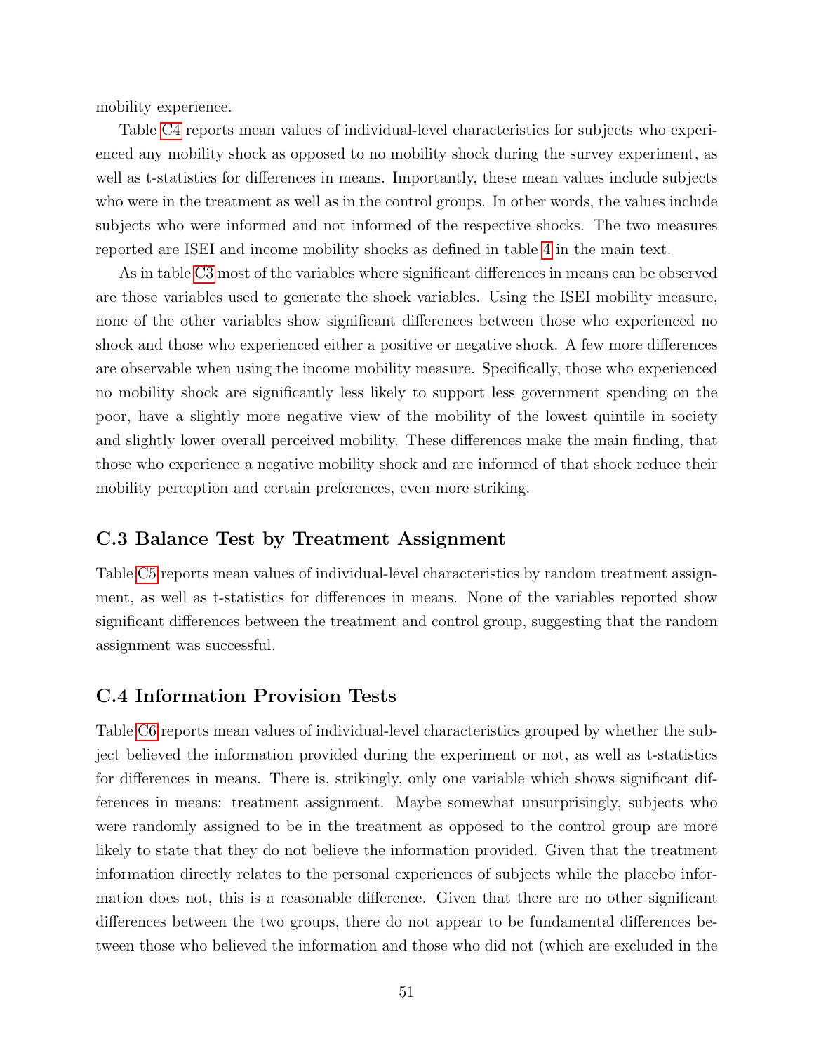mobility experience.

Table C4 reports mean values of individual-level characteristics for subjects who experienced any mobility shock as opposed to no mobility shock during the survey experiment, as well as t-statistics for differences in means. Importantly, these mean values include subjects who were in the treatment as well as in the control groups. In other words, the values include subjects who were informed and not informed of the respective shocks. The two measures reported are ISEI and income mobility shocks as defined in table 4 in the main text.

As in table C3 most of the variables where significant differences in means can be observed are those variables used to generate the shock variables. Using the ISEI mobility measure, none of the other variables show significant differences between those who experienced no shock and those who experienced either a positive or negative shock. A few more differences are observable when using the income mobility measure. Specifically, those who experienced no mobility shock are significantly less likely to support less government spending on the poor, have a slightly more negative view of the mobility of the lowest quintile in society and slightly lower overall perceived mobility. These differences make the main finding, that those who experience a negative mobility shock and are informed of that shock reduce their mobility perception and certain preferences, even more striking.

## C.3 Balance Test by Treatment Assignment

Table C5 reports mean values of individual-level characteristics by random treatment assignment, as well as t-statistics for differences in means. None of the variables reported show significant differences between the treatment and control group, suggesting that the random assignment was successful.

## C.4 Information Provision Tests

Table C6 reports mean values of individual-level characteristics grouped by whether the subject believed the information provided during the experiment or not, as well as t-statistics for differences in means. There is, strikingly, only one variable which shows significant differences in means: treatment assignment. Maybe somewhat unsurprisingly, subjects who were randomly assigned to be in the treatment as opposed to the control group are more likely to state that they do not believe the information provided. Given that the treatment information directly relates to the personal experiences of subjects while the placebo information does not, this is a reasonable difference. Given that there are no other significant differences between the two groups, there do not appear to be fundamental differences between those who believed the information and those who did not (which are excluded in the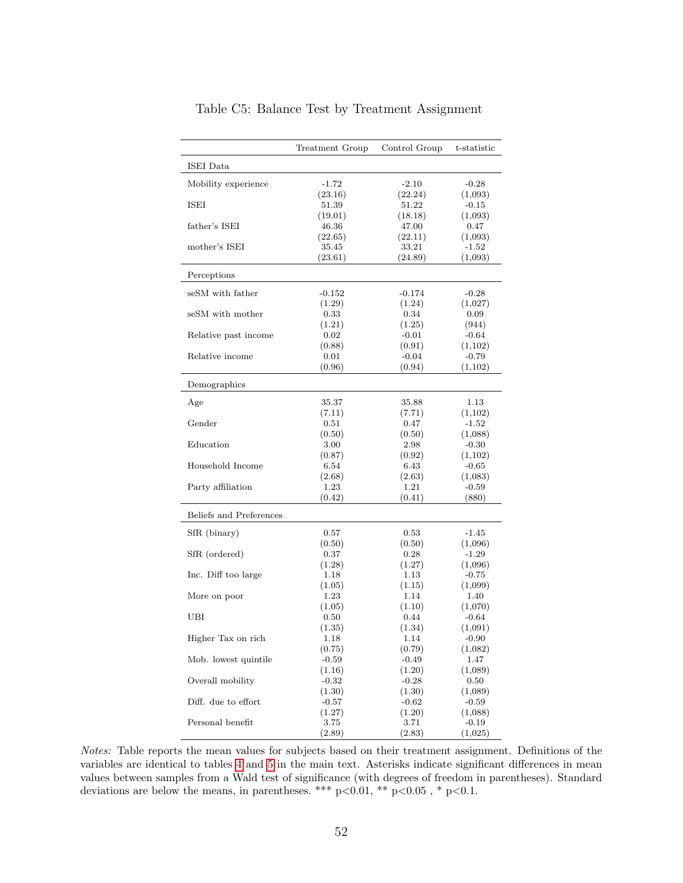Table C5: Balance Test by Treatment Assignment

| | Treatment Group | Control Group | t-statistic |
|---|---|---|---|
| ISEI Data | | | |
| Mobility experience | -1.72 | -2.10 | -0.28 |
| | (23.16) | (22.24) | (1,093) |
| ISEI | 51.39 | 51.22 | -0.15 |
| | (19.01) | (18.18) | (1,093) |
| father's ISEI | 46.36 | 47.00 | 0.47 |
| | (22.65) | (22.11) | (1,093) |
| mother's ISEI | 35.45 | 33.21 | -1.52 |
| | (23.61) | (24.89) | (1,093) |
| Perceptions | | | |
| seSM with father | -0.152 | -0.174 | -0.28 |
| | (1.29) | (1.24) | (1,027) |
| seSM with mother | 0.33 | 0.34 | 0.09 |
| | (1.21) | (1.25) | (944) |
| Relative past income | 0.02 | -0.01 | -0.64 |
| | (0.88) | (0.91) | (1,102) |
| Relative income | 0.01 | -0.04 | -0.79 |
| | (0.96) | (0.94) | (1,102) |
| Demographics | | | |
| Age | 35.37 | 35.88 | 1.13 |
| | (7.11) | (7.71) | (1,102) |
| Gender | 0.51 | 0.47 | -1.52 |
| | (0.50) | (0.50) | (1,088) |
| Education | 3.00 | 2.98 | -0.30 |
| | (0.87) | (0.92) | (1,102) |
| Household Income | 6.54 | 6.43 | -0.65 |
| | (2.68) | (2.63) | (1,083) |
| Party affiliation | 1.23 | 1.21 | -0.59 |
| | (0.42) | (0.41) | (880) |
| Beliefs and Preferences | | | |
| SfR (binary) | 0.57 | 0.53 | -1.45 |
| | (0.50) | (0.50) | (1,096) |
| SfR (ordered) | 0.37 | 0.28 | -1.29 |
| | (1.28) | (1.27) | (1,096) |
| Inc. Diff too large | 1.18 | 1.13 | -0.75 |
| | (1.05) | (1.15) | (1,099) |
| More on poor | 1.23 | 1.14 | 1.40 |
| | (1.05) | (1.10) | (1,070) |
| UBI | 0.50 | 0.44 | -0.64 |
| | (1.35) | (1.34) | (1,091) |
| Higher Tax on rich | 1.18 | 1.14 | -0.90 |
| | (0.75) | (0.79) | (1,082) |
| Mob. lowest quintile | -0.59 | -0.49 | 1.47 |
| | (1.16) | (1.20) | (1,089) |
| Overall mobility | -0.32 | -0.28 | 0.50 |
| | (1.30) | (1.30) | (1,089) |
| Diff. due to effort | -0.57 | -0.62 | -0.59 |
| | (1.27) | (1.20) | (1,088) |
| Personal benefit | 3.75 | 3.71 | -0.19 |
| | (2.89) | (2.83) | (1,025) |

*Notes:* Table reports the mean values for subjects based on their treatment assignment. Definitions of the variables are identical to tables 4 and 5 in the main text. Asterisks indicate significant differences in mean values between samples from a Wald test of significance (with degrees of freedom in parentheses). Standard deviations are below the means, in parentheses. *** $p<0.01$, ** $p<0.05$ , * $p<0.1$.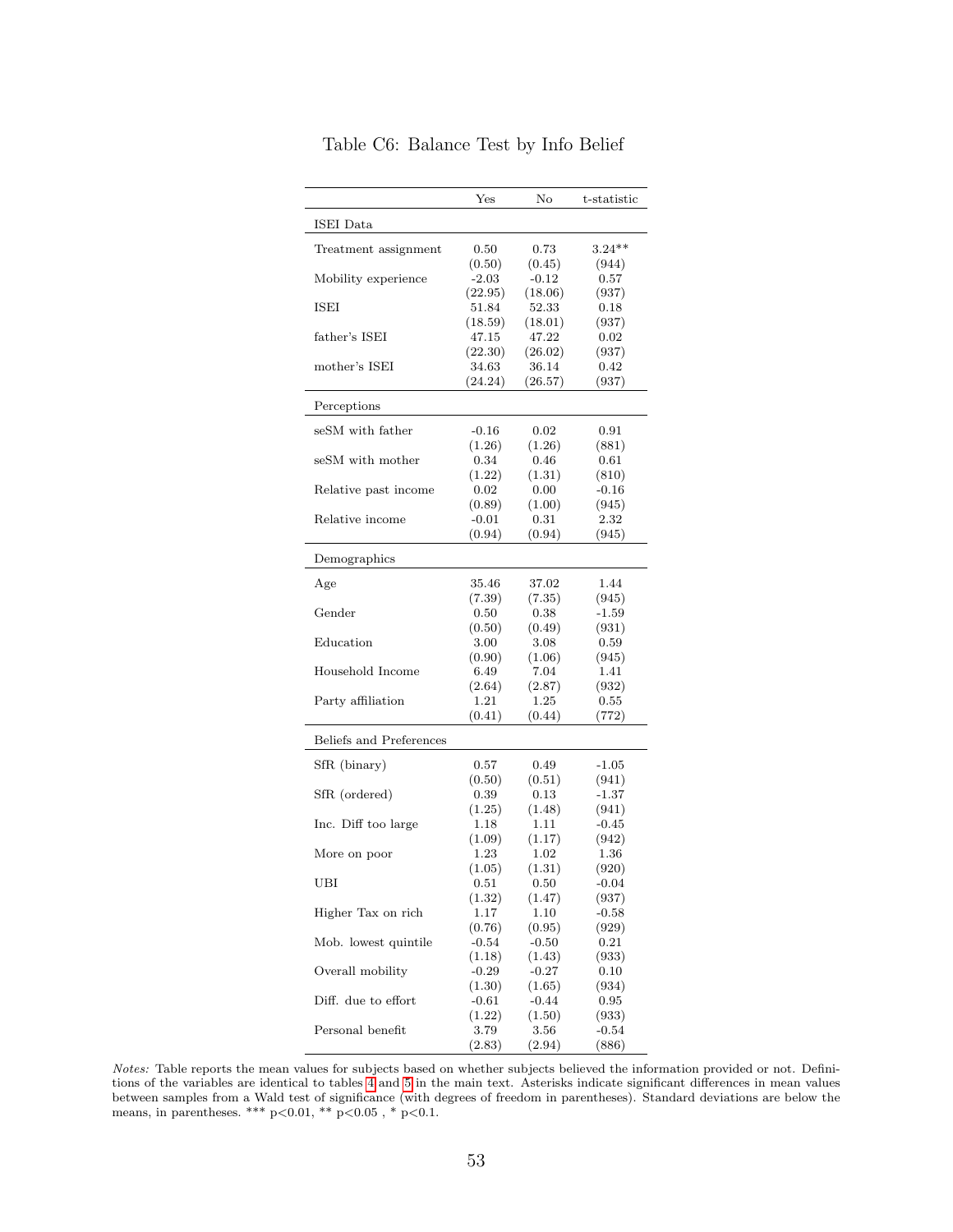Table C6: Balance Test by Info Belief

| | Yes | No | t-statistic |
|---|---|---|---|
| ISEI Data | | | |
| Treatment assignment | 0.50 | 0.73 | 3.24** |
| | (0.50) | (0.45) | (944) |
| Mobility experience | -2.03 | -0.12 | 0.57 |
| | (22.95) | (18.06) | (937) |
| ISEI | 51.84 | 52.33 | 0.18 |
| | (18.59) | (18.01) | (937) |
| father's ISEI | 47.15 | 47.22 | 0.02 |
| | (22.30) | (26.02) | (937) |
| mother's ISEI | 34.63 | 36.14 | 0.42 |
| | (24.24) | (26.57) | (937) |
| Perceptions | | | |
| seSM with father | -0.16 | 0.02 | 0.91 |
| | (1.26) | (1.26) | (881) |
| seSM with mother | 0.34 | 0.46 | 0.61 |
| | (1.22) | (1.31) | (810) |
| Relative past income | 0.02 | 0.00 | -0.16 |
| | (0.89) | (1.00) | (945) |
| Relative income | -0.01 | 0.31 | 2.32 |
| | (0.94) | (0.94) | (945) |
| Demographics | | | |
| Age | 35.46 | 37.02 | 1.44 |
| | (7.39) | (7.35) | (945) |
| Gender | 0.50 | 0.38 | -1.59 |
| | (0.50) | (0.49) | (931) |
| Education | 3.00 | 3.08 | 0.59 |
| | (0.90) | (1.06) | (945) |
| Household Income | 6.49 | 7.04 | 1.41 |
| | (2.64) | (2.87) | (932) |
| Party affiliation | 1.21 | 1.25 | 0.55 |
| | (0.41) | (0.44) | (772) |
| Beliefs and Preferences | | | |
| SfR (binary) | 0.57 | 0.49 | -1.05 |
| | (0.50) | (0.51) | (941) |
| SfR (ordered) | 0.39 | 0.13 | -1.37 |
| | (1.25) | (1.48) | (941) |
| Inc. Diff too large | 1.18 | 1.11 | -0.45 |
| | (1.09) | (1.17) | (942) |
| More on poor | 1.23 | 1.02 | 1.36 |
| | (1.05) | (1.31) | (920) |
| UBI | 0.51 | 0.50 | -0.04 |
| | (1.32) | (1.47) | (937) |
| Higher Tax on rich | 1.17 | 1.10 | -0.58 |
| | (0.76) | (0.95) | (929) |
| Mob. lowest quintile | -0.54 | -0.50 | 0.21 |
| | (1.18) | (1.43) | (933) |
| Overall mobility | -0.29 | -0.27 | 0.10 |
| | (1.30) | (1.65) | (934) |
| Diff. due to effort | -0.61 | -0.44 | 0.95 |
| | (1.22) | (1.50) | (933) |
| Personal benefit | 3.79 | 3.56 | -0.54 |
| | (2.83) | (2.94) | (886) |

*Notes:* Table reports the mean values for subjects based on whether subjects believed the information provided or not. Definitions of the variables are identical to tables 4 and 5 in the main text. Asterisks indicate significant differences in mean values between samples from a Wald test of significance (with degrees of freedom in parentheses). Standard deviations are below the means, in parentheses. *** p<0.01, ** p<0.05 , * p<0.1.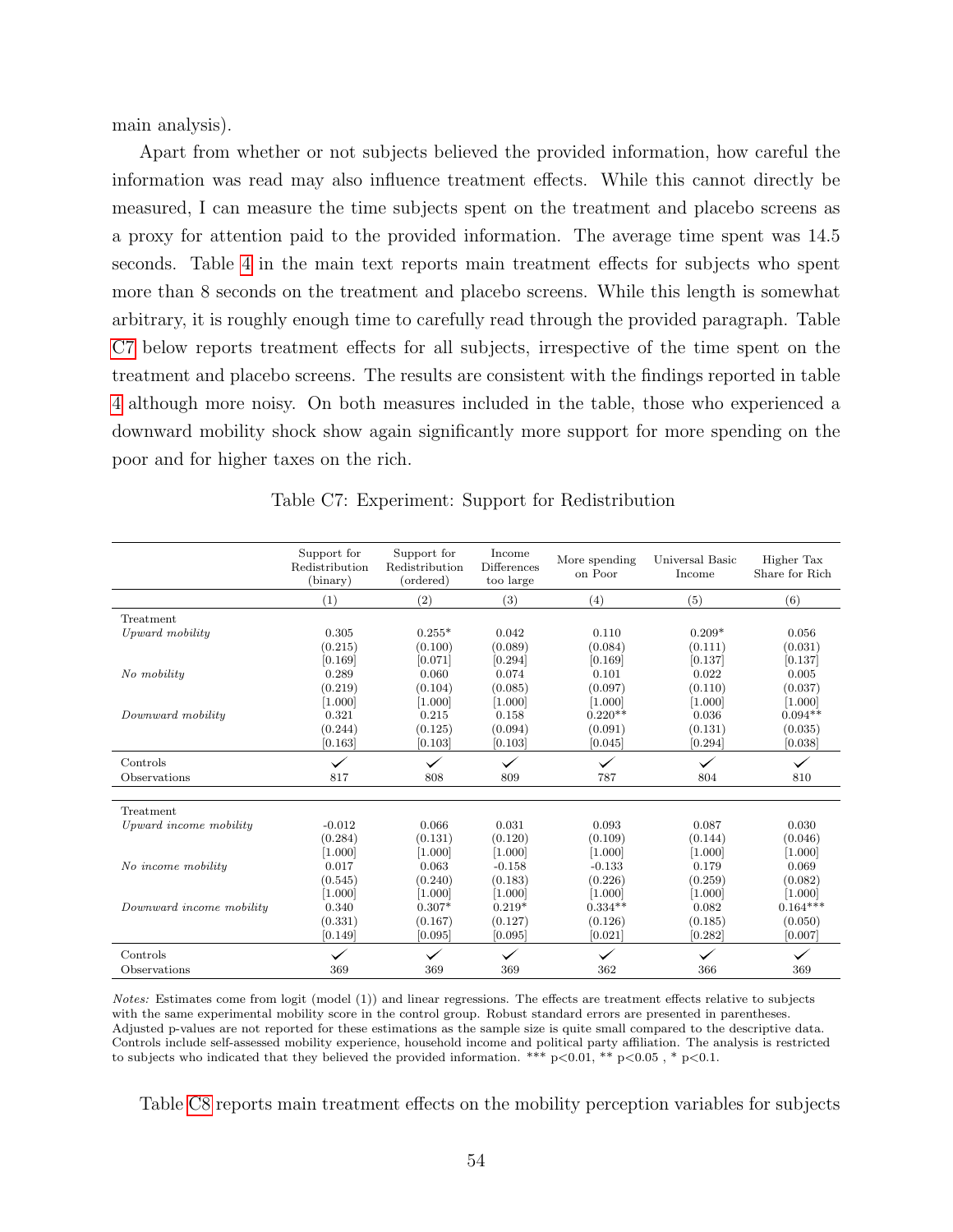main analysis).

Apart from whether or not subjects believed the provided information, how careful the information was read may also influence treatment effects. While this cannot directly be measured, I can measure the time subjects spent on the treatment and placebo screens as a proxy for attention paid to the provided information. The average time spent was 14.5 seconds. Table 4 in the main text reports main treatment effects for subjects who spent more than 8 seconds on the treatment and placebo screens. While this length is somewhat arbitrary, it is roughly enough time to carefully read through the provided paragraph. Table C7 below reports treatment effects for all subjects, irrespective of the time spent on the treatment and placebo screens. The results are consistent with the findings reported in table 4 although more noisy. On both measures included in the table, those who experienced a downward mobility shock show again significantly more support for more spending on the poor and for higher taxes on the rich.

Table C7: Experiment: Support for Redistribution

| | Support for Redistribution (binary) | Support for Redistribution (ordered) | Income Differences too large | More spending on Poor | Universal Basic Income | Higher Tax Share for Rich |
|---|---|---|---|---|---|---|
| | (1) | (2) | (3) | (4) | (5) | (6) |
| Treatment | | | | | | |
| *Upward mobility* | 0.305 | 0.255* | 0.042 | 0.110 | 0.209* | 0.056 |
| | (0.215) | (0.100) | (0.089) | (0.084) | (0.111) | (0.031) |
| | [0.169] | [0.071] | [0.294] | [0.169] | [0.137] | [0.137] |
| *No mobility* | 0.289 | 0.060 | 0.074 | 0.101 | 0.022 | 0.005 |
| | (0.219) | (0.104) | (0.085) | (0.097) | (0.110) | (0.037) |
| | [1.000] | [1.000] | [1.000] | [1.000] | [1.000] | [1.000] |
| *Downward mobility* | 0.321 | 0.215 | 0.158 | 0.220** | 0.036 | 0.094** |
| | (0.244) | (0.125) | (0.094) | (0.091) | (0.131) | (0.035) |
| | [0.163] | [0.103] | [0.103] | [0.045] | [0.294] | [0.038] |
| Controls | ✓ | ✓ | ✓ | ✓ | ✓ | ✓ |
| Observations | 817 | 808 | 809 | 787 | 804 | 810 |
| Treatment | | | | | | |
| *Upward income mobility* | -0.012 | 0.066 | 0.031 | 0.093 | 0.087 | 0.030 |
| | (0.284) | (0.131) | (0.120) | (0.109) | (0.144) | (0.046) |
| | [1.000] | [1.000] | [1.000] | [1.000] | [1.000] | [1.000] |
| *No income mobility* | 0.017 | 0.063 | -0.158 | -0.133 | 0.179 | 0.069 |
| | (0.545) | (0.240) | (0.183) | (0.226) | (0.259) | (0.082) |
| | [1.000] | [1.000] | [1.000] | [1.000] | [1.000] | [1.000] |
| *Downward income mobility* | 0.340 | 0.307* | 0.219* | 0.334** | 0.082 | 0.164*** |
| | (0.331) | (0.167) | (0.127) | (0.126) | (0.185) | (0.050) |
| | [0.149] | [0.095] | [0.095] | [0.021] | [0.282] | [0.007] |
| Controls | ✓ | ✓ | ✓ | ✓ | ✓ | ✓ |
| Observations | 369 | 369 | 369 | 362 | 366 | 369 |

*Notes:* Estimates come from logit (model (1)) and linear regressions. The effects are treatment effects relative to subjects with the same experimental mobility score in the control group. Robust standard errors are presented in parentheses. Adjusted p-values are not reported for these estimations as the sample size is quite small compared to the descriptive data. Controls include self-assessed mobility experience, household income and political party affiliation. The analysis is restricted to subjects who indicated that they believed the provided information. *** p<0.01, ** p<0.05 , * p<0.1.

Table C8 reports main treatment effects on the mobility perception variables for subjects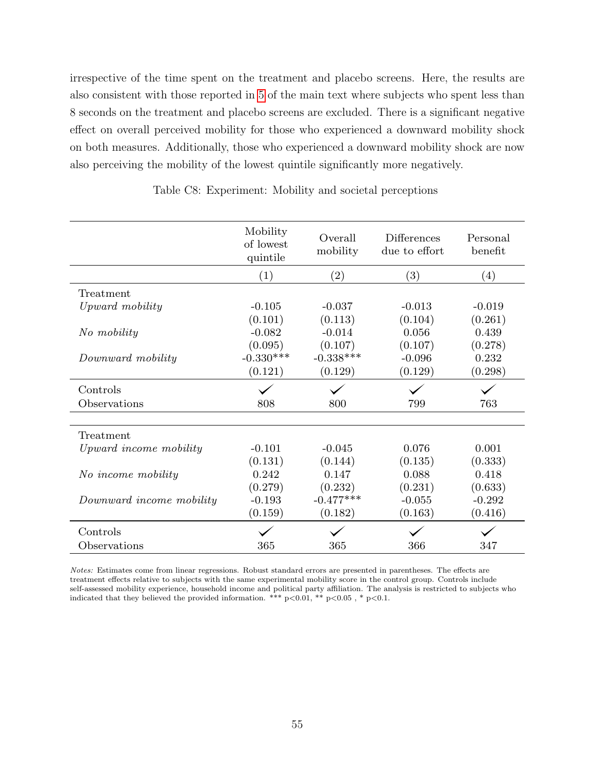irrespective of the time spent on the treatment and placebo screens. Here, the results are also consistent with those reported in 5 of the main text where subjects who spent less than 8 seconds on the treatment and placebo screens are excluded. There is a significant negative effect on overall perceived mobility for those who experienced a downward mobility shock on both measures. Additionally, those who experienced a downward mobility shock are now also perceiving the mobility of the lowest quintile significantly more negatively.

Table C8: Experiment: Mobility and societal perceptions

| | Mobility of lowest quintile | Overall mobility | Differences due to effort | Personal benefit |
|---|---|---|---|---|
| | (1) | (2) | (3) | (4) |
| Treatment | | | | |
| *Upward mobility* | -0.105 | -0.037 | -0.013 | -0.019 |
| | (0.101) | (0.113) | (0.104) | (0.261) |
| *No mobility* | -0.082 | -0.014 | 0.056 | 0.439 |
| | (0.095) | (0.107) | (0.107) | (0.278) |
| *Downward mobility* | -0.330*** | -0.338*** | -0.096 | 0.232 |
| | (0.121) | (0.129) | (0.129) | (0.298) |
| Controls | ✓ | ✓ | ✓ | ✓ |
| Observations | 808 | 800 | 799 | 763 |
| Treatment | | | | |
| *Upward income mobility* | -0.101 | -0.045 | 0.076 | 0.001 |
| | (0.131) | (0.144) | (0.135) | (0.333) |
| *No income mobility* | 0.242 | 0.147 | 0.088 | 0.418 |
| | (0.279) | (0.232) | (0.231) | (0.633) |
| *Downward income mobility* | -0.193 | -0.477*** | -0.055 | -0.292 |
| | (0.159) | (0.182) | (0.163) | (0.416) |
| Controls | ✓ | ✓ | ✓ | ✓ |
| Observations | 365 | 365 | 366 | 347 |

*Notes:* Estimates come from linear regressions. Robust standard errors are presented in parentheses. The effects are treatment effects relative to subjects with the same experimental mobility score in the control group. Controls include self-assessed mobility experience, household income and political party affiliation. The analysis is restricted to subjects who indicated that they believed the provided information. *** p<0.01, ** p<0.05 , * p<0.1.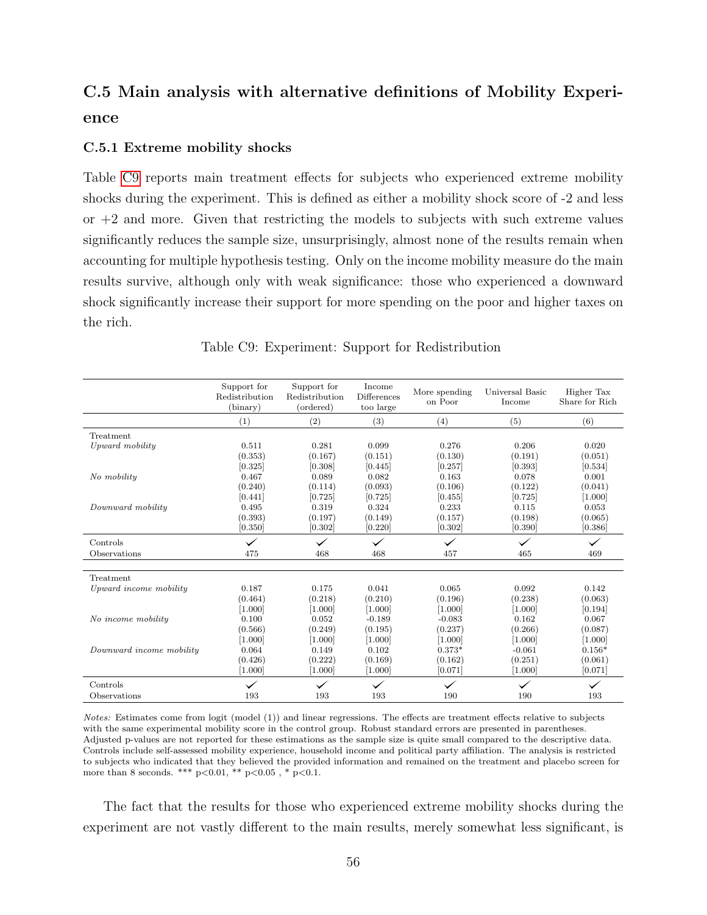## C.5 Main analysis with alternative definitions of Mobility Experience

### C.5.1 Extreme mobility shocks

Table C9 reports main treatment effects for subjects who experienced extreme mobility shocks during the experiment. This is defined as either a mobility shock score of -2 and less or +2 and more. Given that restricting the models to subjects with such extreme values significantly reduces the sample size, unsurprisingly, almost none of the results remain when accounting for multiple hypothesis testing. Only on the income mobility measure do the main results survive, although only with weak significance: those who experienced a downward shock significantly increase their support for more spending on the poor and higher taxes on the rich.

Table C9: Experiment: Support for Redistribution

| | Support for Redistribution (binary) | Support for Redistribution (ordered) | Income Differences too large | More spending on Poor | Universal Basic Income | Higher Tax Share for Rich |
|---|---|---|---|---|---|---|
| | (1) | (2) | (3) | (4) | (5) | (6) |
| Treatment | | | | | | |
| *Upward mobility* | 0.511 | 0.281 | 0.099 | 0.276 | 0.206 | 0.020 |
| | (0.353) | (0.167) | (0.151) | (0.130) | (0.191) | (0.051) |
| | [0.325] | [0.308] | [0.445] | [0.257] | [0.393] | [0.534] |
| *No mobility* | 0.467 | 0.089 | 0.082 | 0.163 | 0.078 | 0.001 |
| | (0.240) | (0.114) | (0.093) | (0.106) | (0.122) | (0.041) |
| | [0.441] | [0.725] | [0.725] | [0.455] | [0.725] | [1.000] |
| *Downward mobility* | 0.495 | 0.319 | 0.324 | 0.233 | 0.115 | 0.053 |
| | (0.393) | (0.197) | (0.149) | (0.157) | (0.198) | (0.065) |
| | [0.350] | [0.302] | [0.220] | [0.302] | [0.390] | [0.386] |
| Controls | ✓ | ✓ | ✓ | ✓ | ✓ | ✓ |
| Observations | 475 | 468 | 468 | 457 | 465 | 469 |
| Treatment | | | | | | |
| *Upward income mobility* | 0.187 | 0.175 | 0.041 | 0.065 | 0.092 | 0.142 |
| | (0.464) | (0.218) | (0.210) | (0.196) | (0.238) | (0.063) |
| | [1.000] | [1.000] | [1.000] | [1.000] | [1.000] | [0.194] |
| *No income mobility* | 0.100 | 0.052 | -0.189 | -0.083 | 0.162 | 0.067 |
| | (0.566) | (0.249) | (0.195) | (0.237) | (0.266) | (0.087) |
| | [1.000] | [1.000] | [1.000] | [1.000] | [1.000] | [1.000] |
| *Downward income mobility* | 0.064 | 0.149 | 0.102 | 0.373* | -0.061 | 0.156* |
| | (0.426) | (0.222) | (0.169) | (0.162) | (0.251) | (0.061) |
| | [1.000] | [1.000] | [1.000] | [0.071] | [1.000] | [0.071] |
| Controls | ✓ | ✓ | ✓ | ✓ | ✓ | ✓ |
| Observations | 193 | 193 | 193 | 190 | 190 | 193 |

*Notes:* Estimates come from logit (model (1)) and linear regressions. The effects are treatment effects relative to subjects with the same experimental mobility score in the control group. Robust standard errors are presented in parentheses. Adjusted p-values are not reported for these estimations as the sample size is quite small compared to the descriptive data. Controls include self-assessed mobility experience, household income and political party affiliation. The analysis is restricted to subjects who indicated that they believed the provided information and remained on the treatment and placebo screen for more than 8 seconds. *** p<0.01, ** p<0.05 , * p<0.1.

The fact that the results for those who experienced extreme mobility shocks during the experiment are not vastly different to the main results, merely somewhat less significant, is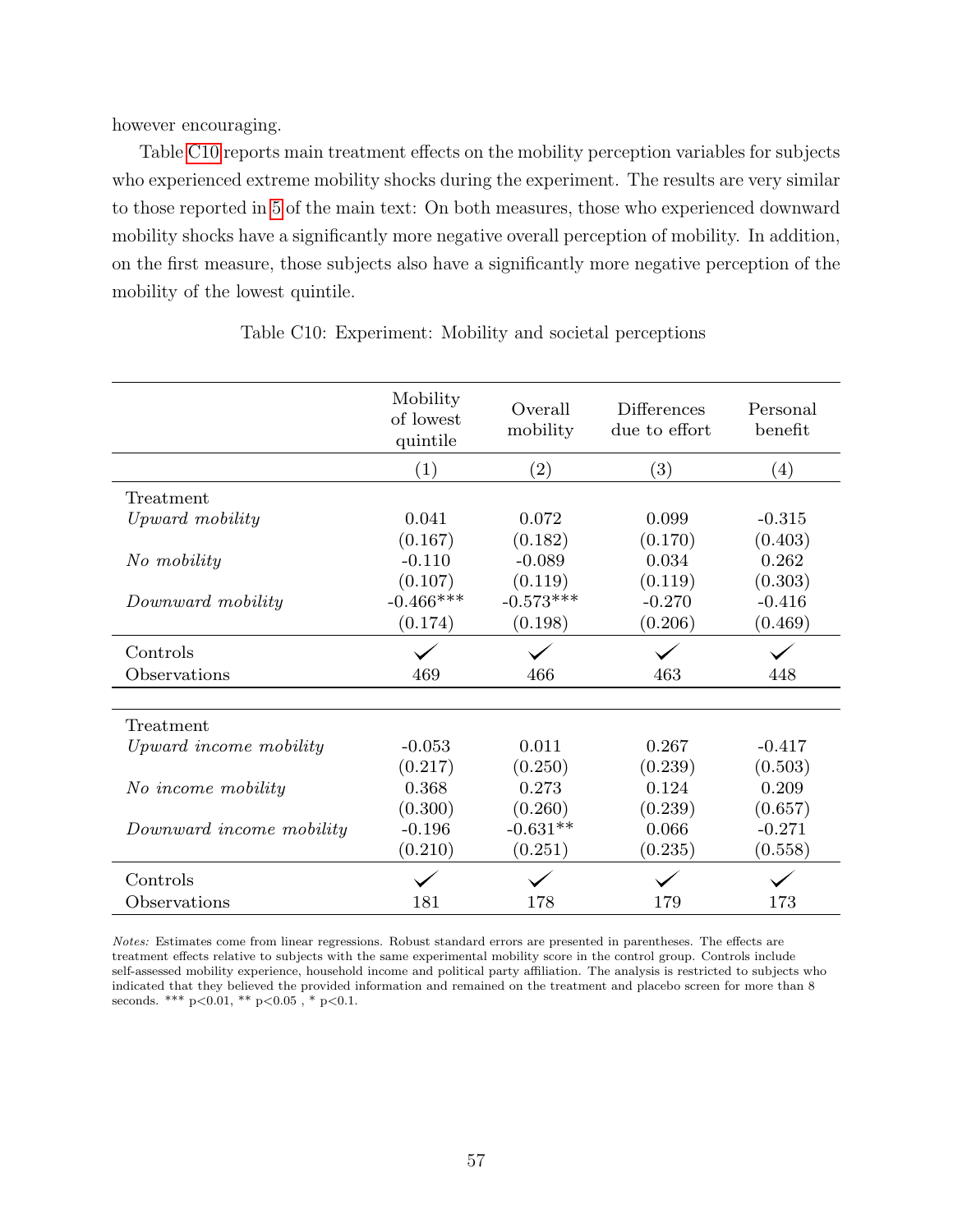however encouraging.

Table C10 reports main treatment effects on the mobility perception variables for subjects who experienced extreme mobility shocks during the experiment. The results are very similar to those reported in 5 of the main text: On both measures, those who experienced downward mobility shocks have a significantly more negative overall perception of mobility. In addition, on the first measure, those subjects also have a significantly more negative perception of the mobility of the lowest quintile.

Table C10: Experiment: Mobility and societal perceptions

| | Mobility of lowest quintile | Overall mobility | Differences due to effort | Personal benefit |
|---|---|---|---|---|
| | (1) | (2) | (3) | (4) |
| Treatment | | | | |
| *Upward mobility* | 0.041 | 0.072 | 0.099 | -0.315 |
| | (0.167) | (0.182) | (0.170) | (0.403) |
| *No mobility* | -0.110 | -0.089 | 0.034 | 0.262 |
| | (0.107) | (0.119) | (0.119) | (0.303) |
| *Downward mobility* | -0.466*** | -0.573*** | -0.270 | -0.416 |
| | (0.174) | (0.198) | (0.206) | (0.469) |
| Controls | ✓ | ✓ | ✓ | ✓ |
| Observations | 469 | 466 | 463 | 448 |
| | | | | |
| Treatment | | | | |
| *Upward income mobility* | -0.053 | 0.011 | 0.267 | -0.417 |
| | (0.217) | (0.250) | (0.239) | (0.503) |
| *No income mobility* | 0.368 | 0.273 | 0.124 | 0.209 |
| | (0.300) | (0.260) | (0.239) | (0.657) |
| *Downward income mobility* | -0.196 | -0.631** | 0.066 | -0.271 |
| | (0.210) | (0.251) | (0.235) | (0.558) |
| Controls | ✓ | ✓ | ✓ | ✓ |
| Observations | 181 | 178 | 179 | 173 |

*Notes:* Estimates come from linear regressions. Robust standard errors are presented in parentheses. The effects are treatment effects relative to subjects with the same experimental mobility score in the control group. Controls include self-assessed mobility experience, household income and political party affiliation. The analysis is restricted to subjects who indicated that they believed the provided information and remained on the treatment and placebo screen for more than 8 seconds. *** p<0.01, ** p<0.05 , * p<0.1.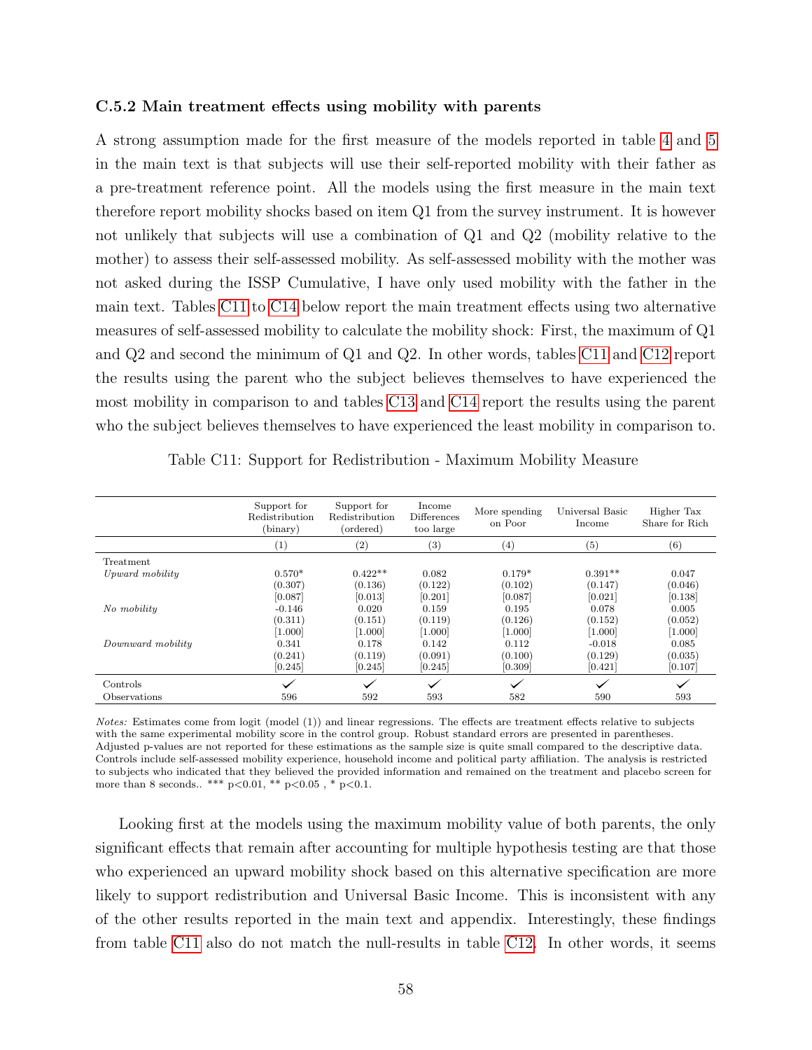### C.5.2 Main treatment effects using mobility with parents

A strong assumption made for the first measure of the models reported in table 4 and 5 in the main text is that subjects will use their self-reported mobility with their father as a pre-treatment reference point. All the models using the first measure in the main text therefore report mobility shocks based on item Q1 from the survey instrument. It is however not unlikely that subjects will use a combination of Q1 and Q2 (mobility relative to the mother) to assess their self-assessed mobility. As self-assessed mobility with the mother was not asked during the ISSP Cumulative, I have only used mobility with the father in the main text. Tables C11 to C14 below report the main treatment effects using two alternative measures of self-assessed mobility to calculate the mobility shock: First, the maximum of Q1 and Q2 and second the minimum of Q1 and Q2. In other words, tables C11 and C12 report the results using the parent who the subject believes themselves to have experienced the most mobility in comparison to and tables C13 and C14 report the results using the parent who the subject believes themselves to have experienced the least mobility in comparison to.

Table C11: Support for Redistribution - Maximum Mobility Measure

| | Support for Redistribution (binary) | Support for Redistribution (ordered) | Income Differences too large | More spending on Poor | Universal Basic Income | Higher Tax Share for Rich |
|---|---|---|---|---|---|---|
| | (1) | (2) | (3) | (4) | (5) | (6) |
| Treatment | | | | | | |
| *Upward mobility* | 0.570* | 0.422** | 0.082 | 0.179* | 0.391** | 0.047 |
| | (0.307) | (0.136) | (0.122) | (0.102) | (0.147) | (0.046) |
| | [0.087] | [0.013] | [0.201] | [0.087] | [0.021] | [0.138] |
| *No mobility* | -0.146 | 0.020 | 0.159 | 0.195 | 0.078 | 0.005 |
| | (0.311) | (0.151) | (0.119) | (0.126) | (0.152) | (0.052) |
| | [1.000] | [1.000] | [1.000] | [1.000] | [1.000] | [1.000] |
| *Downward mobility* | 0.341 | 0.178 | 0.142 | 0.112 | -0.018 | 0.085 |
| | (0.241) | (0.119) | (0.091) | (0.100) | (0.129) | (0.035) |
| | [0.245] | [0.245] | [0.245] | [0.309] | [0.421] | [0.107] |
| Controls | ✓ | ✓ | ✓ | ✓ | ✓ | ✓ |
| Observations | 596 | 592 | 593 | 582 | 590 | 593 |

*Notes:* Estimates come from logit (model (1)) and linear regressions. The effects are treatment effects relative to subjects with the same experimental mobility score in the control group. Robust standard errors are presented in parentheses. Adjusted p-values are not reported for these estimations as the sample size is quite small compared to the descriptive data. Controls include self-assessed mobility experience, household income and political party affiliation. The analysis is restricted to subjects who indicated that they believed the provided information and remained on the treatment and placebo screen for more than 8 seconds.. *** p<0.01, ** p<0.05 , * p<0.1.

Looking first at the models using the maximum mobility value of both parents, the only significant effects that remain after accounting for multiple hypothesis testing are that those who experienced an upward mobility shock based on this alternative specification are more likely to support redistribution and Universal Basic Income. This is inconsistent with any of the other results reported in the main text and appendix. Interestingly, these findings from table C11 also do not match the null-results in table C12. In other words, it seems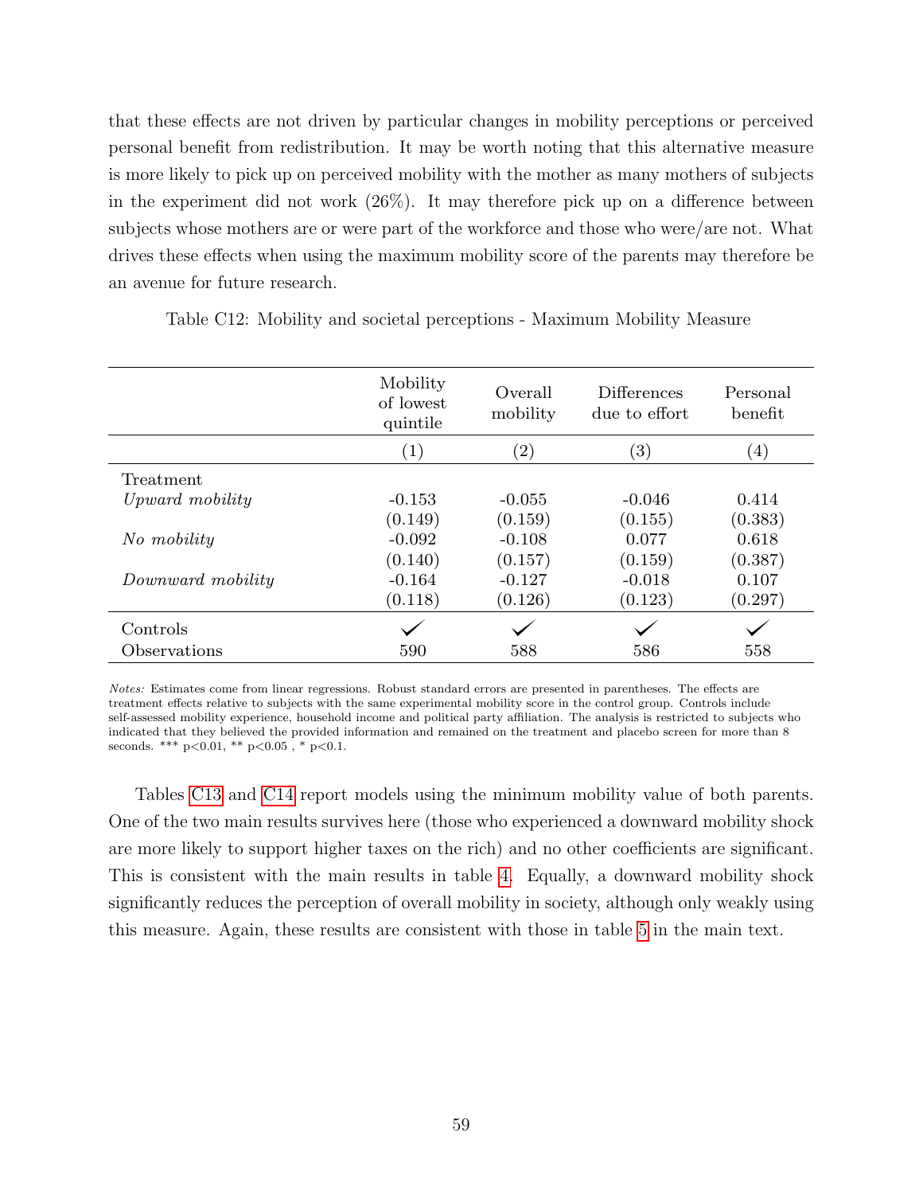that these effects are not driven by particular changes in mobility perceptions or perceived personal benefit from redistribution. It may be worth noting that this alternative measure is more likely to pick up on perceived mobility with the mother as many mothers of subjects in the experiment did not work (26%). It may therefore pick up on a difference between subjects whose mothers are or were part of the workforce and those who were/are not. What drives these effects when using the maximum mobility score of the parents may therefore be an avenue for future research.

Table C12: Mobility and societal perceptions - Maximum Mobility Measure

| | Mobility of lowest quintile | Overall mobility | Differences due to effort | Personal benefit |
|---|---|---|---|---|
| | (1) | (2) | (3) | (4) |
| Treatment | | | | |
| *Upward mobility* | -0.153 | -0.055 | -0.046 | 0.414 |
| | (0.149) | (0.159) | (0.155) | (0.383) |
| *No mobility* | -0.092 | -0.108 | 0.077 | 0.618 |
| | (0.140) | (0.157) | (0.159) | (0.387) |
| *Downward mobility* | -0.164 | -0.127 | -0.018 | 0.107 |
| | (0.118) | (0.126) | (0.123) | (0.297) |
| Controls | ✓ | ✓ | ✓ | ✓ |
| Observations | 590 | 588 | 586 | 558 |

*Notes:* Estimates come from linear regressions. Robust standard errors are presented in parentheses. The effects are treatment effects relative to subjects with the same experimental mobility score in the control group. Controls include self-assessed mobility experience, household income and political party affiliation. The analysis is restricted to subjects who indicated that they believed the provided information and remained on the treatment and placebo screen for more than 8 seconds. *** p<0.01, ** p<0.05 , * p<0.1.

Tables C13 and C14 report models using the minimum mobility value of both parents. One of the two main results survives here (those who experienced a downward mobility shock are more likely to support higher taxes on the rich) and no other coefficients are significant. This is consistent with the main results in table 4. Equally, a downward mobility shock significantly reduces the perception of overall mobility in society, although only weakly using this measure. Again, these results are consistent with those in table 5 in the main text.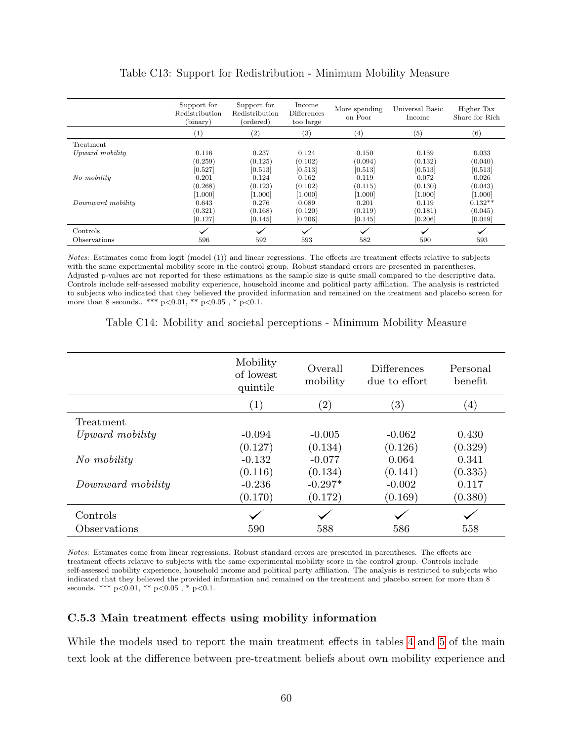Table C13: Support for Redistribution - Minimum Mobility Measure

| | Support for Redistribution (binary) | Support for Redistribution (ordered) | Income Differences too large | More spending on Poor | Universal Basic Income | Higher Tax Share for Rich |
|---|---|---|---|---|---|---|
| | (1) | (2) | (3) | (4) | (5) | (6) |
| Treatment | | | | | | |
| *Upward mobility* | 0.116 | 0.237 | 0.124 | 0.150 | 0.159 | 0.033 |
| | (0.259) | (0.125) | (0.102) | (0.094) | (0.132) | (0.040) |
| | [0.527] | [0.513] | [0.513] | [0.513] | [0.513] | [0.513] |
| *No mobility* | 0.201 | 0.124 | 0.162 | 0.119 | 0.072 | 0.026 |
| | (0.268) | (0.123) | (0.102) | (0.115) | (0.130) | (0.043) |
| | [1.000] | [1.000] | [1.000] | [1.000] | [1.000] | [1.000] |
| *Downward mobility* | 0.643 | 0.276 | 0.089 | 0.201 | 0.119 | 0.132** |
| | (0.321) | (0.168) | (0.120) | (0.119) | (0.181) | (0.045) |
| | [0.127] | [0.145] | [0.206] | [0.145] | [0.206] | [0.019] |
| Controls | ✓ | ✓ | ✓ | ✓ | ✓ | ✓ |
| Observations | 596 | 592 | 593 | 582 | 590 | 593 |

*Notes:* Estimates come from logit (model (1)) and linear regressions. The effects are treatment effects relative to subjects with the same experimental mobility score in the control group. Robust standard errors are presented in parentheses. Adjusted p-values are not reported for these estimations as the sample size is quite small compared to the descriptive data. Controls include self-assessed mobility experience, household income and political party affiliation. The analysis is restricted to subjects who indicated that they believed the provided information and remained on the treatment and placebo screen for more than 8 seconds.. *** p<0.01, ** p<0.05 , * p<0.1.

Table C14: Mobility and societal perceptions - Minimum Mobility Measure

| | Mobility of lowest quintile | Overall mobility | Differences due to effort | Personal benefit |
|---|---|---|---|---|
| | (1) | (2) | (3) | (4) |
| Treatment | | | | |
| *Upward mobility* | -0.094 | -0.005 | -0.062 | 0.430 |
| | (0.127) | (0.134) | (0.126) | (0.329) |
| *No mobility* | -0.132 | -0.077 | 0.064 | 0.341 |
| | (0.116) | (0.134) | (0.141) | (0.335) |
| *Downward mobility* | -0.236 | -0.297* | -0.002 | 0.117 |
| | (0.170) | (0.172) | (0.169) | (0.380) |
| Controls | ✓ | ✓ | ✓ | ✓ |
| Observations | 590 | 588 | 586 | 558 |

*Notes:* Estimates come from linear regressions. Robust standard errors are presented in parentheses. The effects are treatment effects relative to subjects with the same experimental mobility score in the control group. Controls include self-assessed mobility experience, household income and political party affiliation. The analysis is restricted to subjects who indicated that they believed the provided information and remained on the treatment and placebo screen for more than 8 seconds. *** p<0.01, ** p<0.05 , * p<0.1.

### C.5.3 Main treatment effects using mobility information

While the models used to report the main treatment effects in tables 4 and 5 of the main text look at the difference between pre-treatment beliefs about own mobility experience and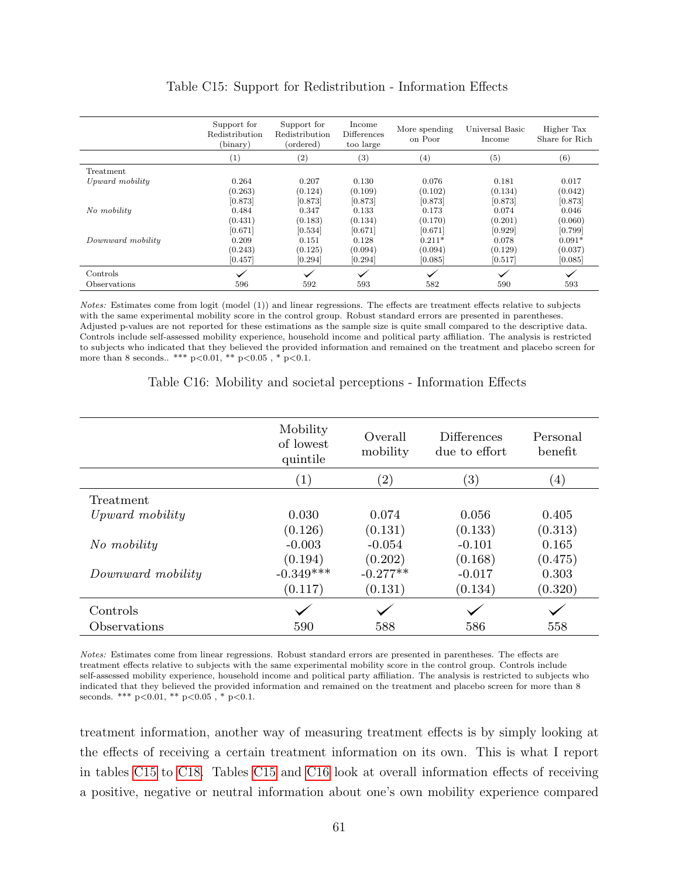Table C15: Support for Redistribution - Information Effects

| | Support for Redistribution (binary) | Support for Redistribution (ordered) | Income Differences too large | More spending on Poor | Universal Basic Income | Higher Tax Share for Rich |
|---|---|---|---|---|---|---|
| | (1) | (2) | (3) | (4) | (5) | (6) |
| Treatment | | | | | | |
| *Upward mobility* | 0.264 | 0.207 | 0.130 | 0.076 | 0.181 | 0.017 |
| | (0.263) | (0.124) | (0.109) | (0.102) | (0.134) | (0.042) |
| | [0.873] | [0.873] | [0.873] | [0.873] | [0.873] | [0.873] |
| *No mobility* | 0.484 | 0.347 | 0.133 | 0.173 | 0.074 | 0.046 |
| | (0.431) | (0.183) | (0.134) | (0.170) | (0.201) | (0.060) |
| | [0.671] | [0.534] | [0.671] | [0.671] | [0.929] | [0.799] |
| *Downward mobility* | 0.209 | 0.151 | 0.128 | 0.211* | 0.078 | 0.091* |
| | (0.243) | (0.125) | (0.094) | (0.094) | (0.129) | (0.037) |
| | [0.457] | [0.294] | [0.294] | [0.085] | [0.517] | [0.085] |
| Controls | ✓ | ✓ | ✓ | ✓ | ✓ | ✓ |
| Observations | 596 | 592 | 593 | 582 | 590 | 593 |

*Notes:* Estimates come from logit (model (1)) and linear regressions. The effects are treatment effects relative to subjects with the same experimental mobility score in the control group. Robust standard errors are presented in parentheses. Adjusted p-values are not reported for these estimations as the sample size is quite small compared to the descriptive data. Controls include self-assessed mobility experience, household income and political party affiliation. The analysis is restricted to subjects who indicated that they believed the provided information and remained on the treatment and placebo screen for more than 8 seconds.. *** p<0.01, ** p<0.05 , * p<0.1.

Table C16: Mobility and societal perceptions - Information Effects

| | Mobility of lowest quintile | Overall mobility | Differences due to effort | Personal benefit |
|---|---|---|---|---|
| | (1) | (2) | (3) | (4) |
| Treatment | | | | |
| *Upward mobility* | 0.030 | 0.074 | 0.056 | 0.405 |
| | (0.126) | (0.131) | (0.133) | (0.313) |
| *No mobility* | -0.003 | -0.054 | -0.101 | 0.165 |
| | (0.194) | (0.202) | (0.168) | (0.475) |
| *Downward mobility* | -0.349*** | -0.277** | -0.017 | 0.303 |
| | (0.117) | (0.131) | (0.134) | (0.320) |
| Controls | ✓ | ✓ | ✓ | ✓ |
| Observations | 590 | 588 | 586 | 558 |

*Notes:* Estimates come from linear regressions. Robust standard errors are presented in parentheses. The effects are treatment effects relative to subjects with the same experimental mobility score in the control group. Controls include self-assessed mobility experience, household income and political party affiliation. The analysis is restricted to subjects who indicated that they believed the provided information and remained on the treatment and placebo screen for more than 8 seconds. *** p<0.01, ** p<0.05 , * p<0.1.

treatment information, another way of measuring treatment effects is by simply looking at the effects of receiving a certain treatment information on its own. This is what I report in tables C15 to C18. Tables C15 and C16 look at overall information effects of receiving a positive, negative or neutral information about one's own mobility experience compared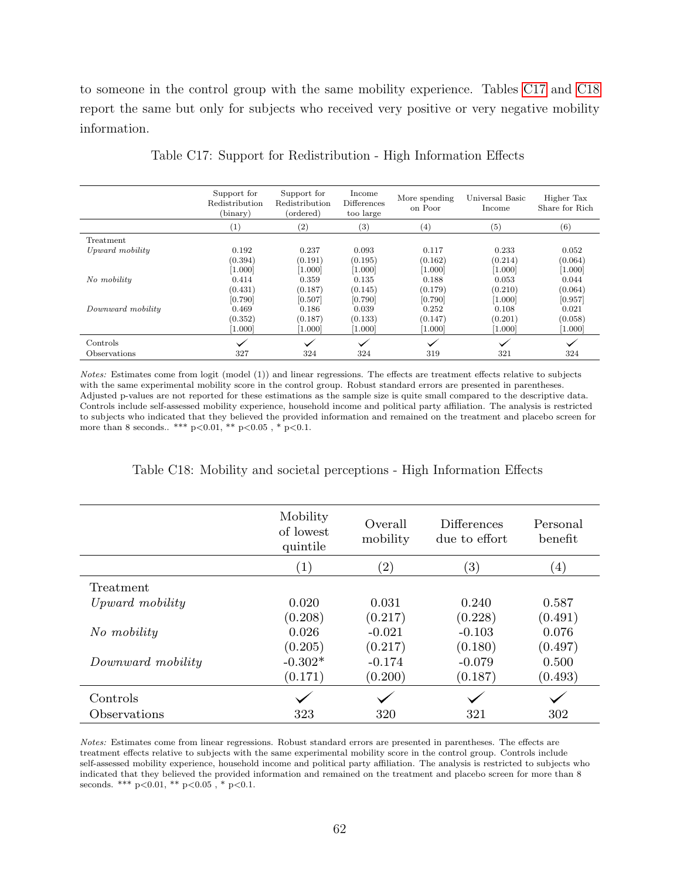to someone in the control group with the same mobility experience. Tables C17 and C18 report the same but only for subjects who received very positive or very negative mobility information.

Table C17: Support for Redistribution - High Information Effects

| | Support for Redistribution (binary) | Support for Redistribution (ordered) | Income Differences too large | More spending on Poor | Universal Basic Income | Higher Tax Share for Rich |
|---|---|---|---|---|---|---|
| | (1) | (2) | (3) | (4) | (5) | (6) |
| Treatment | | | | | | |
| *Upward mobility* | 0.192 | 0.237 | 0.093 | 0.117 | 0.233 | 0.052 |
| | (0.394) | (0.191) | (0.195) | (0.162) | (0.214) | (0.064) |
| | [1.000] | [1.000] | [1.000] | [1.000] | [1.000] | [1.000] |
| *No mobility* | 0.414 | 0.359 | 0.135 | 0.188 | 0.053 | 0.044 |
| | (0.431) | (0.187) | (0.145) | (0.179) | (0.210) | (0.064) |
| | [0.790] | [0.507] | [0.790] | [0.790] | [1.000] | [0.957] |
| *Downward mobility* | 0.469 | 0.186 | 0.039 | 0.252 | 0.108 | 0.021 |
| | (0.352) | (0.187) | (0.133) | (0.147) | (0.201) | (0.058) |
| | [1.000] | [1.000] | [1.000] | [1.000] | [1.000] | [1.000] |
| Controls | ✓ | ✓ | ✓ | ✓ | ✓ | ✓ |
| Observations | 327 | 324 | 324 | 319 | 321 | 324 |

*Notes:* Estimates come from logit (model (1)) and linear regressions. The effects are treatment effects relative to subjects with the same experimental mobility score in the control group. Robust standard errors are presented in parentheses. Adjusted p-values are not reported for these estimations as the sample size is quite small compared to the descriptive data. Controls include self-assessed mobility experience, household income and political party affiliation. The analysis is restricted to subjects who indicated that they believed the provided information and remained on the treatment and placebo screen for more than 8 seconds.. *** p<0.01, ** p<0.05 , * p<0.1.

Table C18: Mobility and societal perceptions - High Information Effects

| | Mobility of lowest quintile | Overall mobility | Differences due to effort | Personal benefit |
|---|---|---|---|---|
| | (1) | (2) | (3) | (4) |
| Treatment | | | | |
| *Upward mobility* | 0.020 | 0.031 | 0.240 | 0.587 |
| | (0.208) | (0.217) | (0.228) | (0.491) |
| *No mobility* | 0.026 | -0.021 | -0.103 | 0.076 |
| | (0.205) | (0.217) | (0.180) | (0.497) |
| *Downward mobility* | -0.302* | -0.174 | -0.079 | 0.500 |
| | (0.171) | (0.200) | (0.187) | (0.493) |
| Controls | ✓ | ✓ | ✓ | ✓ |
| Observations | 323 | 320 | 321 | 302 |

*Notes:* Estimates come from linear regressions. Robust standard errors are presented in parentheses. The effects are treatment effects relative to subjects with the same experimental mobility score in the control group. Controls include self-assessed mobility experience, household income and political party affiliation. The analysis is restricted to subjects who indicated that they believed the provided information and remained on the treatment and placebo screen for more than 8 seconds. *** p<0.01, ** p<0.05 , * p<0.1.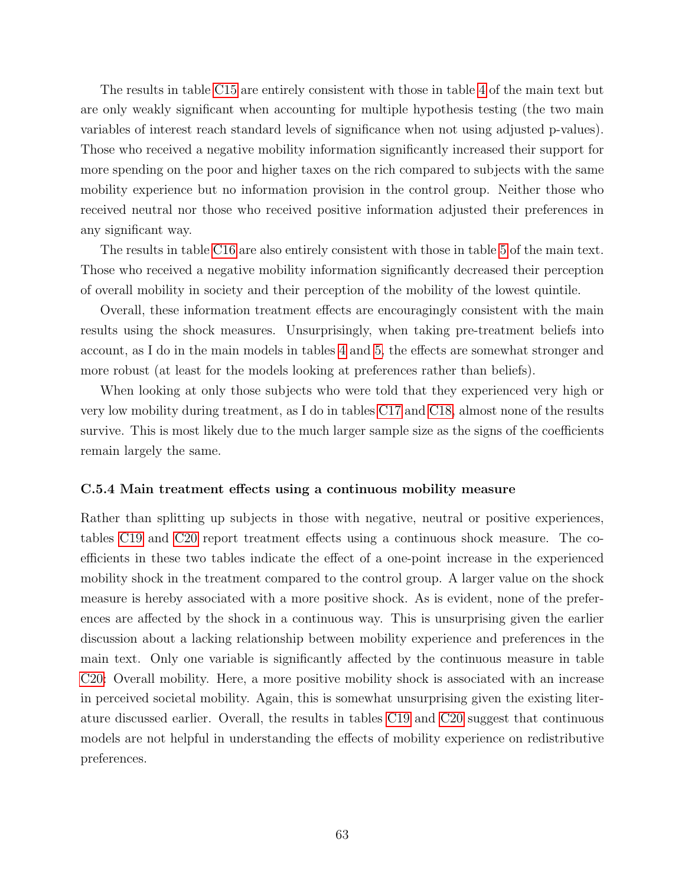The results in table C15 are entirely consistent with those in table 4 of the main text but are only weakly significant when accounting for multiple hypothesis testing (the two main variables of interest reach standard levels of significance when not using adjusted p-values). Those who received a negative mobility information significantly increased their support for more spending on the poor and higher taxes on the rich compared to subjects with the same mobility experience but no information provision in the control group. Neither those who received neutral nor those who received positive information adjusted their preferences in any significant way.

The results in table C16 are also entirely consistent with those in table 5 of the main text. Those who received a negative mobility information significantly decreased their perception of overall mobility in society and their perception of the mobility of the lowest quintile.

Overall, these information treatment effects are encouragingly consistent with the main results using the shock measures. Unsurprisingly, when taking pre-treatment beliefs into account, as I do in the main models in tables 4 and 5, the effects are somewhat stronger and more robust (at least for the models looking at preferences rather than beliefs).

When looking at only those subjects who were told that they experienced very high or very low mobility during treatment, as I do in tables C17 and C18, almost none of the results survive. This is most likely due to the much larger sample size as the signs of the coefficients remain largely the same.

### C.5.4 Main treatment effects using a continuous mobility measure

Rather than splitting up subjects in those with negative, neutral or positive experiences, tables C19 and C20 report treatment effects using a continuous shock measure. The coefficients in these two tables indicate the effect of a one-point increase in the experienced mobility shock in the treatment compared to the control group. A larger value on the shock measure is hereby associated with a more positive shock. As is evident, none of the preferences are affected by the shock in a continuous way. This is unsurprising given the earlier discussion about a lacking relationship between mobility experience and preferences in the main text. Only one variable is significantly affected by the continuous measure in table C20: Overall mobility. Here, a more positive mobility shock is associated with an increase in perceived societal mobility. Again, this is somewhat unsurprising given the existing literature discussed earlier. Overall, the results in tables C19 and C20 suggest that continuous models are not helpful in understanding the effects of mobility experience on redistributive preferences.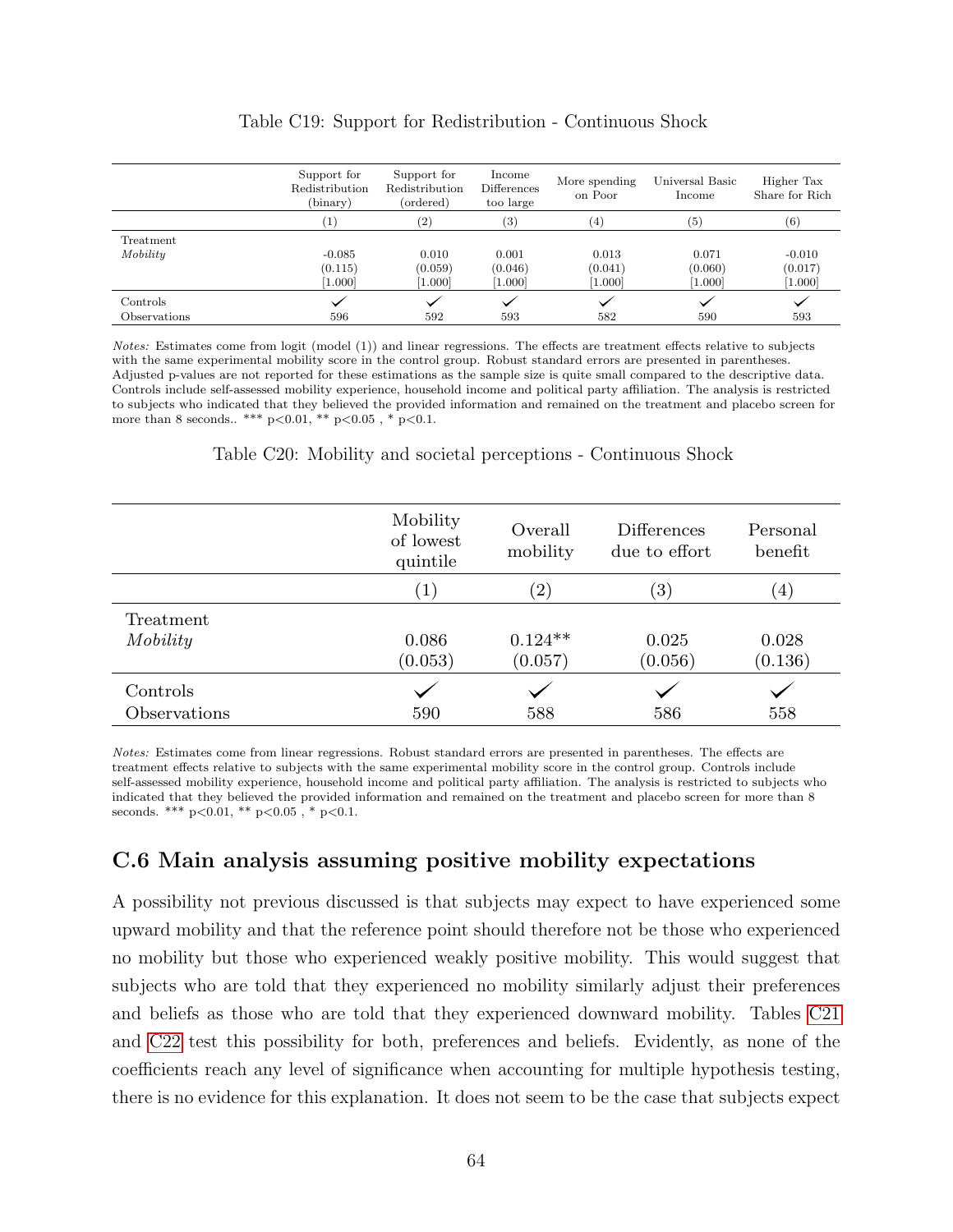Table C19: Support for Redistribution - Continuous Shock

| | Support for Redistribution (binary) | Support for Redistribution (ordered) | Income Differences too large | More spending on Poor | Universal Basic Income | Higher Tax Share for Rich |
|---|---|---|---|---|---|---|
| | (1) | (2) | (3) | (4) | (5) | (6) |
| Treatment | | | | | | |
| *Mobility* | -0.085 | 0.010 | 0.001 | 0.013 | 0.071 | -0.010 |
| | (0.115) | (0.059) | (0.046) | (0.041) | (0.060) | (0.017) |
| | [1.000] | [1.000] | [1.000] | [1.000] | [1.000] | [1.000] |
| Controls | ✓ | ✓ | ✓ | ✓ | ✓ | ✓ |
| Observations | 596 | 592 | 593 | 582 | 590 | 593 |

*Notes:* Estimates come from logit (model (1)) and linear regressions. The effects are treatment effects relative to subjects with the same experimental mobility score in the control group. Robust standard errors are presented in parentheses. Adjusted p-values are not reported for these estimations as the sample size is quite small compared to the descriptive data. Controls include self-assessed mobility experience, household income and political party affiliation. The analysis is restricted to subjects who indicated that they believed the provided information and remained on the treatment and placebo screen for more than 8 seconds.. *** p<0.01, ** p<0.05 , * p<0.1.

Table C20: Mobility and societal perceptions - Continuous Shock

| | Mobility of lowest quintile | Overall mobility | Differences due to effort | Personal benefit |
|---|---|---|---|---|
| | (1) | (2) | (3) | (4) |
| Treatment | | | | |
| *Mobility* | 0.086 | 0.124** | 0.025 | 0.028 |
| | (0.053) | (0.057) | (0.056) | (0.136) |
| Controls | ✓ | ✓ | ✓ | ✓ |
| Observations | 590 | 588 | 586 | 558 |

*Notes:* Estimates come from linear regressions. Robust standard errors are presented in parentheses. The effects are treatment effects relative to subjects with the same experimental mobility score in the control group. Controls include self-assessed mobility experience, household income and political party affiliation. The analysis is restricted to subjects who indicated that they believed the provided information and remained on the treatment and placebo screen for more than 8 seconds. *** p<0.01, ** p<0.05 , * p<0.1.

## C.6 Main analysis assuming positive mobility expectations

A possibility not previous discussed is that subjects may expect to have experienced some upward mobility and that the reference point should therefore not be those who experienced no mobility but those who experienced weakly positive mobility. This would suggest that subjects who are told that they experienced no mobility similarly adjust their preferences and beliefs as those who are told that they experienced downward mobility. Tables C21 and C22 test this possibility for both, preferences and beliefs. Evidently, as none of the coefficients reach any level of significance when accounting for multiple hypothesis testing, there is no evidence for this explanation. It does not seem to be the case that subjects expect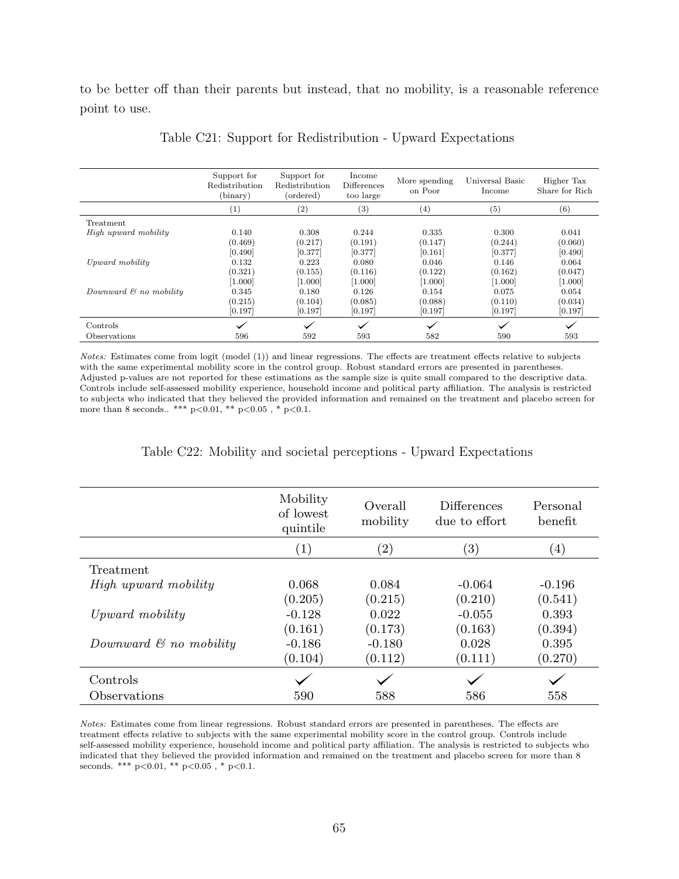to be better off than their parents but instead, that no mobility, is a reasonable reference point to use.

Table C21: Support for Redistribution - Upward Expectations

| | Support for Redistribution (binary) | Support for Redistribution (ordered) | Income Differences too large | More spending on Poor | Universal Basic Income | Higher Tax Share for Rich |
|---|---|---|---|---|---|---|
| | (1) | (2) | (3) | (4) | (5) | (6) |
| Treatment | | | | | | |
| *High upward mobility* | 0.140 | 0.308 | 0.244 | 0.335 | 0.300 | 0.041 |
| | (0.469) | (0.217) | (0.191) | (0.147) | (0.244) | (0.060) |
| | [0.490] | [0.377] | [0.377] | [0.161] | [0.377] | [0.490] |
| *Upward mobility* | 0.132 | 0.223 | 0.080 | 0.046 | 0.146 | 0.064 |
| | (0.321) | (0.155) | (0.116) | (0.122) | (0.162) | (0.047) |
| | [1.000] | [1.000] | [1.000] | [1.000] | [1.000] | [1.000] |
| *Downward & no mobility* | 0.345 | 0.180 | 0.126 | 0.154 | 0.075 | 0.054 |
| | (0.215) | (0.104) | (0.085) | (0.088) | (0.110) | (0.034) |
| | [0.197] | [0.197] | [0.197] | [0.197] | [0.197] | [0.197] |
| Controls | ✓ | ✓ | ✓ | ✓ | ✓ | ✓ |
| Observations | 596 | 592 | 593 | 582 | 590 | 593 |

*Notes:* Estimates come from logit (model (1)) and linear regressions. The effects are treatment effects relative to subjects with the same experimental mobility score in the control group. Robust standard errors are presented in parentheses. Adjusted p-values are not reported for these estimations as the sample size is quite small compared to the descriptive data. Controls include self-assessed mobility experience, household income and political party affiliation. The analysis is restricted to subjects who indicated that they believed the provided information and remained on the treatment and placebo screen for more than 8 seconds.. *** p<0.01, ** p<0.05 , * p<0.1.

Table C22: Mobility and societal perceptions - Upward Expectations

| | Mobility of lowest quintile | Overall mobility | Differences due to effort | Personal benefit |
|---|---|---|---|---|
| | (1) | (2) | (3) | (4) |
| Treatment | | | | |
| *High upward mobility* | 0.068 | 0.084 | -0.064 | -0.196 |
| | (0.205) | (0.215) | (0.210) | (0.541) |
| *Upward mobility* | -0.128 | 0.022 | -0.055 | 0.393 |
| | (0.161) | (0.173) | (0.163) | (0.394) |
| *Downward & no mobility* | -0.186 | -0.180 | 0.028 | 0.395 |
| | (0.104) | (0.112) | (0.111) | (0.270) |
| Controls | ✓ | ✓ | ✓ | ✓ |
| Observations | 590 | 588 | 586 | 558 |

*Notes:* Estimates come from linear regressions. Robust standard errors are presented in parentheses. The effects are treatment effects relative to subjects with the same experimental mobility score in the control group. Controls include self-assessed mobility experience, household income and political party affiliation. The analysis is restricted to subjects who indicated that they believed the provided information and remained on the treatment and placebo screen for more than 8 seconds. *** p<0.01, ** p<0.05 , * p<0.1.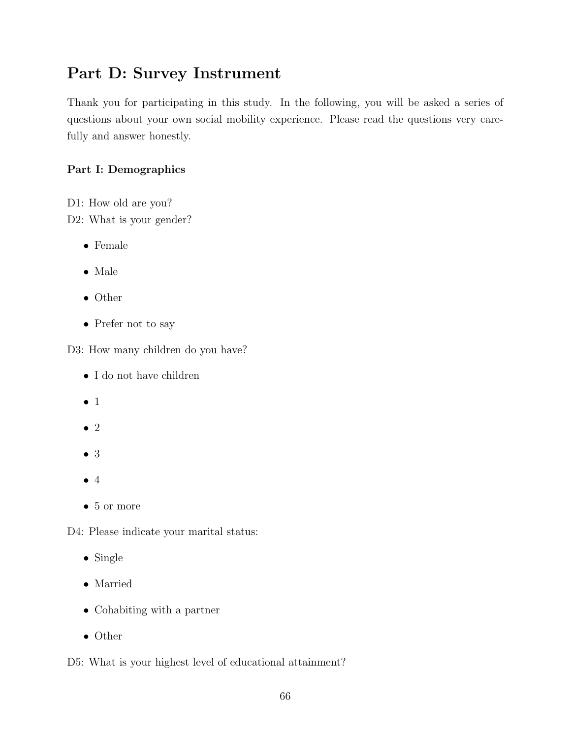# Part D: Survey Instrument

Thank you for participating in this study. In the following, you will be asked a series of questions about your own social mobility experience. Please read the questions very carefully and answer honestly.

### Part I: Demographics

D1: How old are you?
D2: What is your gender?

- Female
- Male
- Other
- Prefer not to say

D3: How many children do you have?

- I do not have children
- 1
- 2
- 3
- 4
- 5 or more

D4: Please indicate your marital status:

- Single
- Married
- Cohabiting with a partner
- Other

D5: What is your highest level of educational attainment?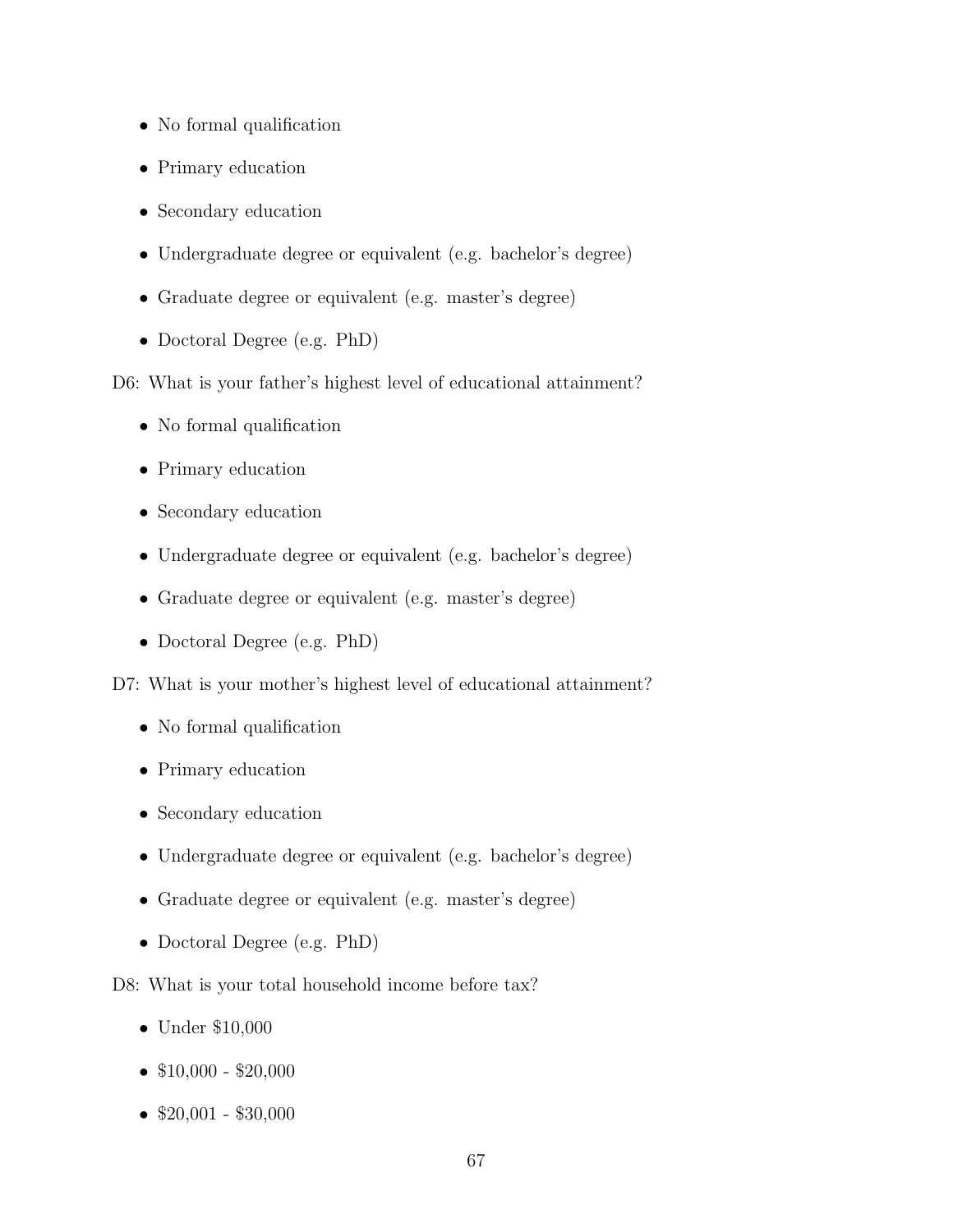- No formal qualification
- Primary education
- Secondary education
- Undergraduate degree or equivalent (e.g. bachelor's degree)
- Graduate degree or equivalent (e.g. master's degree)
- Doctoral Degree (e.g. PhD)

D6: What is your father's highest level of educational attainment?

- No formal qualification
- Primary education
- Secondary education
- Undergraduate degree or equivalent (e.g. bachelor's degree)
- Graduate degree or equivalent (e.g. master's degree)
- Doctoral Degree (e.g. PhD)

D7: What is your mother's highest level of educational attainment?

- No formal qualification
- Primary education
- Secondary education
- Undergraduate degree or equivalent (e.g. bachelor's degree)
- Graduate degree or equivalent (e.g. master's degree)
- Doctoral Degree (e.g. PhD)

D8: What is your total household income before tax?

- Under $10,000
- $10,000 - $20,000
- $20,001 - $30,000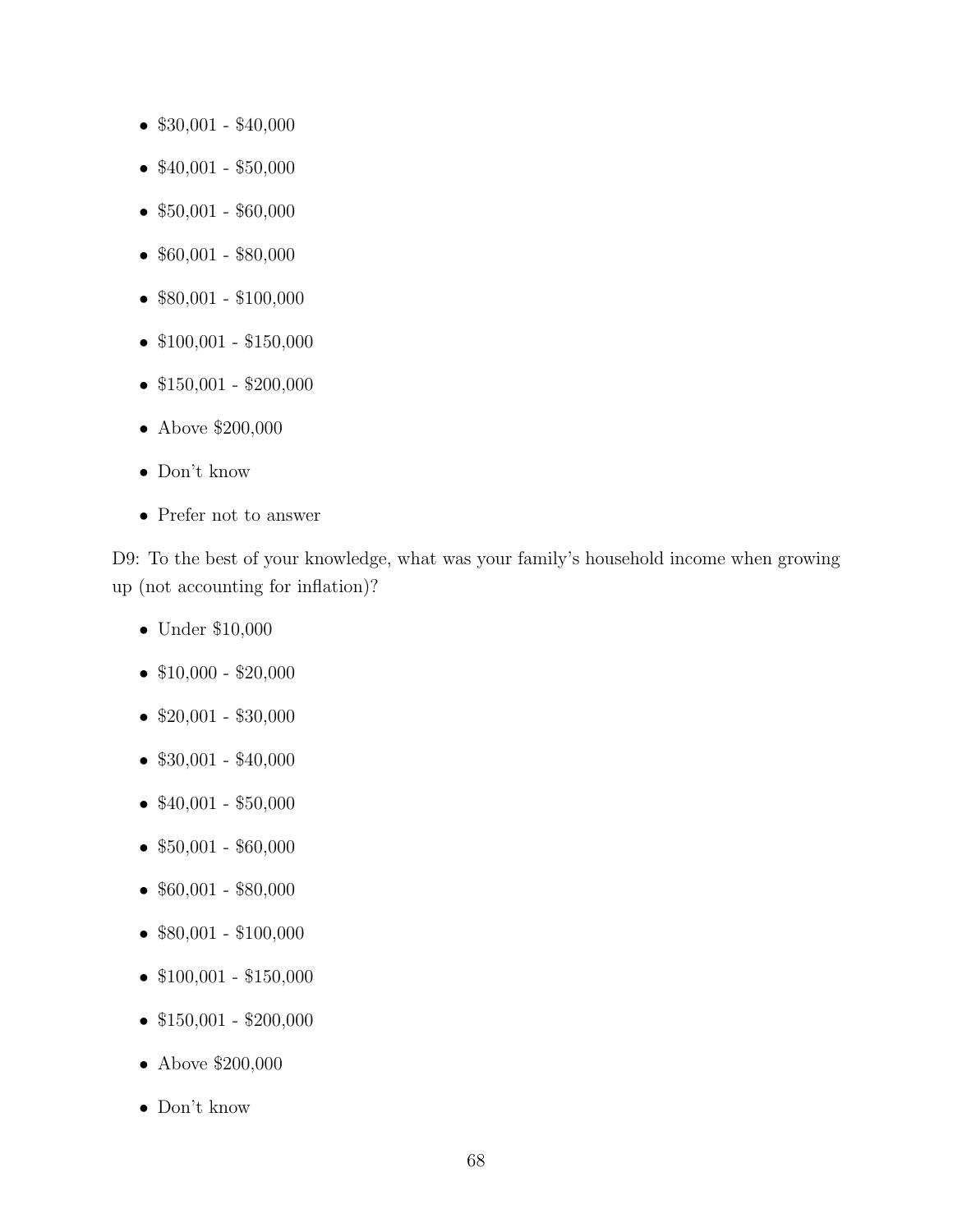- $30,001 - $40,000
- $40,001 - $50,000
- $50,001 - $60,000
- $60,001 - $80,000
- $80,001 - $100,000
- $100,001 - $150,000
- $150,001 - $200,000
- Above $200,000
- Don't know
- Prefer not to answer

D9: To the best of your knowledge, what was your family's household income when growing up (not accounting for inflation)?

- Under $10,000
- $10,000 - $20,000
- $20,001 - $30,000
- $30,001 - $40,000
- $40,001 - $50,000
- $50,001 - $60,000
- $60,001 - $80,000
- $80,001 - $100,000
- $100,001 - $150,000
- $150,001 - $200,000
- Above $200,000
- Don't know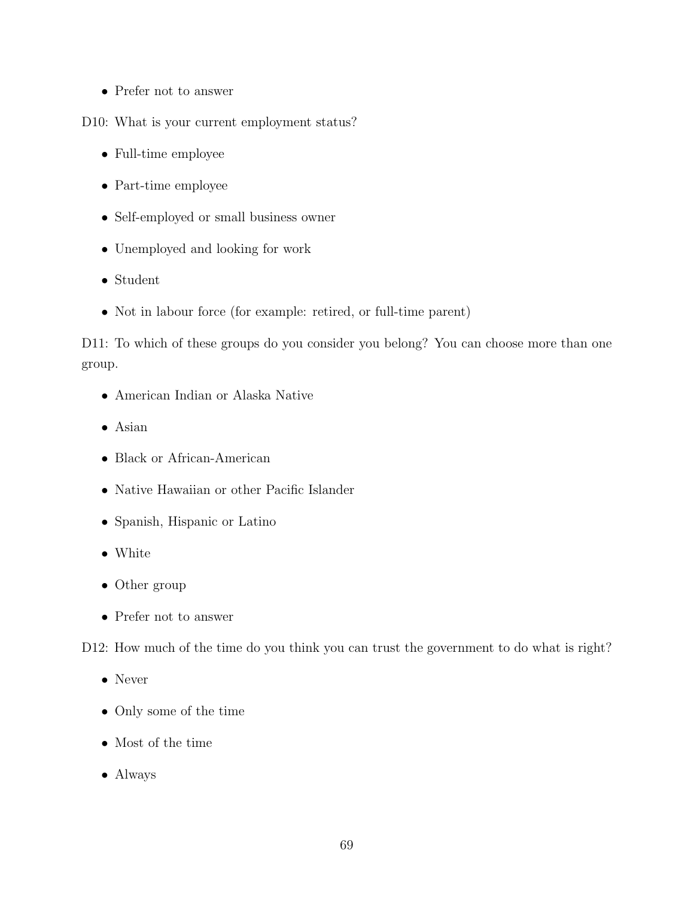- Prefer not to answer

D10: What is your current employment status?

- Full-time employee
- Part-time employee
- Self-employed or small business owner
- Unemployed and looking for work
- Student
- Not in labour force (for example: retired, or full-time parent)

D11: To which of these groups do you consider you belong? You can choose more than one group.

- American Indian or Alaska Native
- Asian
- Black or African-American
- Native Hawaiian or other Pacific Islander
- Spanish, Hispanic or Latino
- White
- Other group
- Prefer not to answer

D12: How much of the time do you think you can trust the government to do what is right?

- Never
- Only some of the time
- Most of the time
- Always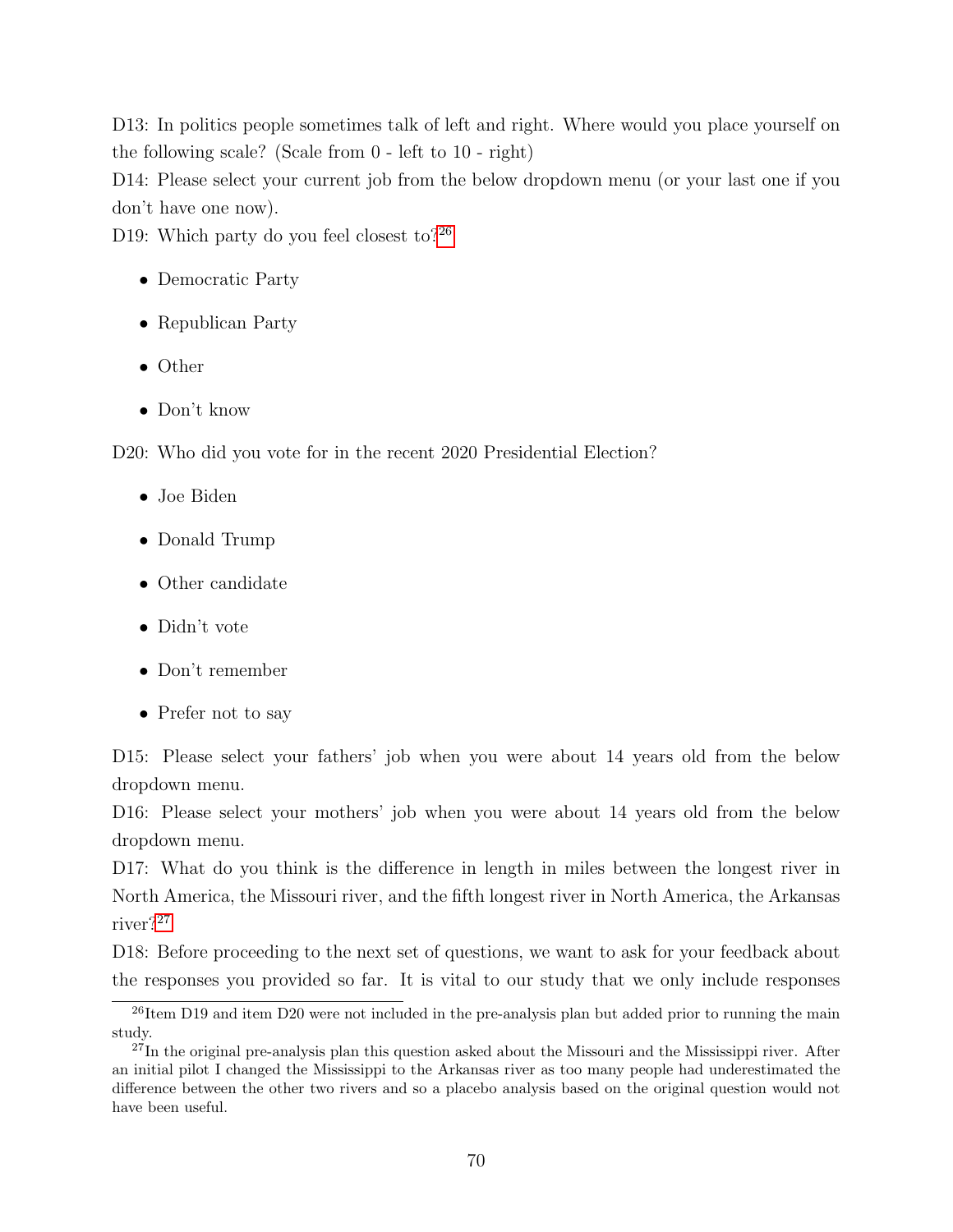D13: In politics people sometimes talk of left and right. Where would you place yourself on the following scale? (Scale from 0 - left to 10 - right)

D14: Please select your current job from the below dropdown menu (or your last one if you don't have one now).

D19: Which party do you feel closest to?[26]

- Democratic Party
- Republican Party
- Other
- Don't know

D20: Who did you vote for in the recent 2020 Presidential Election?

- Joe Biden
- Donald Trump
- Other candidate
- Didn't vote
- Don't remember
- Prefer not to say

D15: Please select your fathers' job when you were about 14 years old from the below dropdown menu.

D16: Please select your mothers' job when you were about 14 years old from the below dropdown menu.

D17: What do you think is the difference in length in miles between the longest river in North America, the Missouri river, and the fifth longest river in North America, the Arkansas river?[27]

D18: Before proceeding to the next set of questions, we want to ask for your feedback about the responses you provided so far. It is vital to our study that we only include responses

[26] Item D19 and item D20 were not included in the pre-analysis plan but added prior to running the main study.

[27] In the original pre-analysis plan this question asked about the Missouri and the Mississippi river. After an initial pilot I changed the Mississippi to the Arkansas river as too many people had underestimated the difference between the other two rivers and so a placebo analysis based on the original question would not have been useful.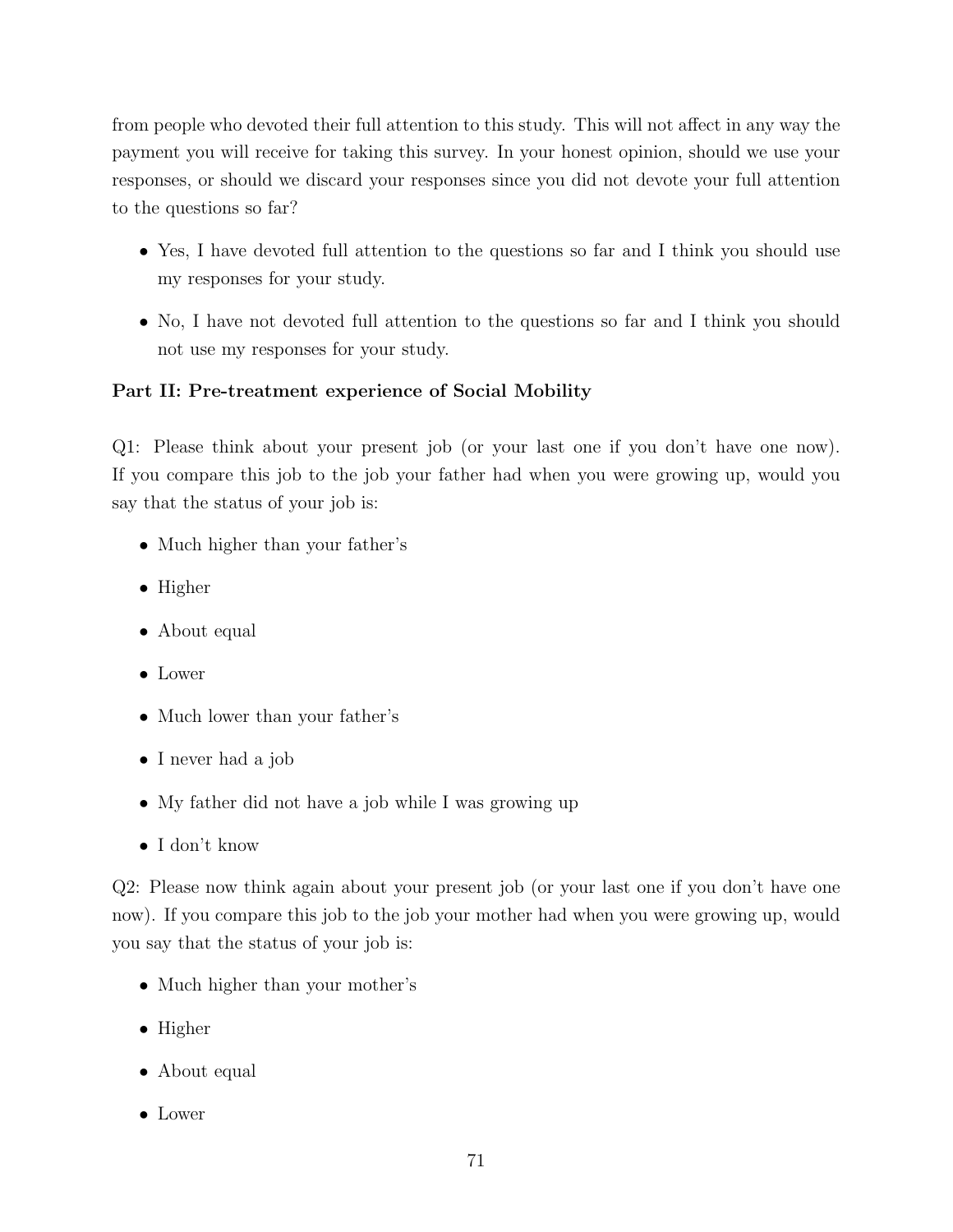from people who devoted their full attention to this study. This will not affect in any way the payment you will receive for taking this survey. In your honest opinion, should we use your responses, or should we discard your responses since you did not devote your full attention to the questions so far?

- Yes, I have devoted full attention to the questions so far and I think you should use my responses for your study.
- No, I have not devoted full attention to the questions so far and I think you should not use my responses for your study.

**Part II: Pre-treatment experience of Social Mobility**

Q1: Please think about your present job (or your last one if you don't have one now). If you compare this job to the job your father had when you were growing up, would you say that the status of your job is:

- Much higher than your father's
- Higher
- About equal
- Lower
- Much lower than your father's
- I never had a job
- My father did not have a job while I was growing up
- I don't know

Q2: Please now think again about your present job (or your last one if you don't have one now). If you compare this job to the job your mother had when you were growing up, would you say that the status of your job is:

- Much higher than your mother's
- Higher
- About equal
- Lower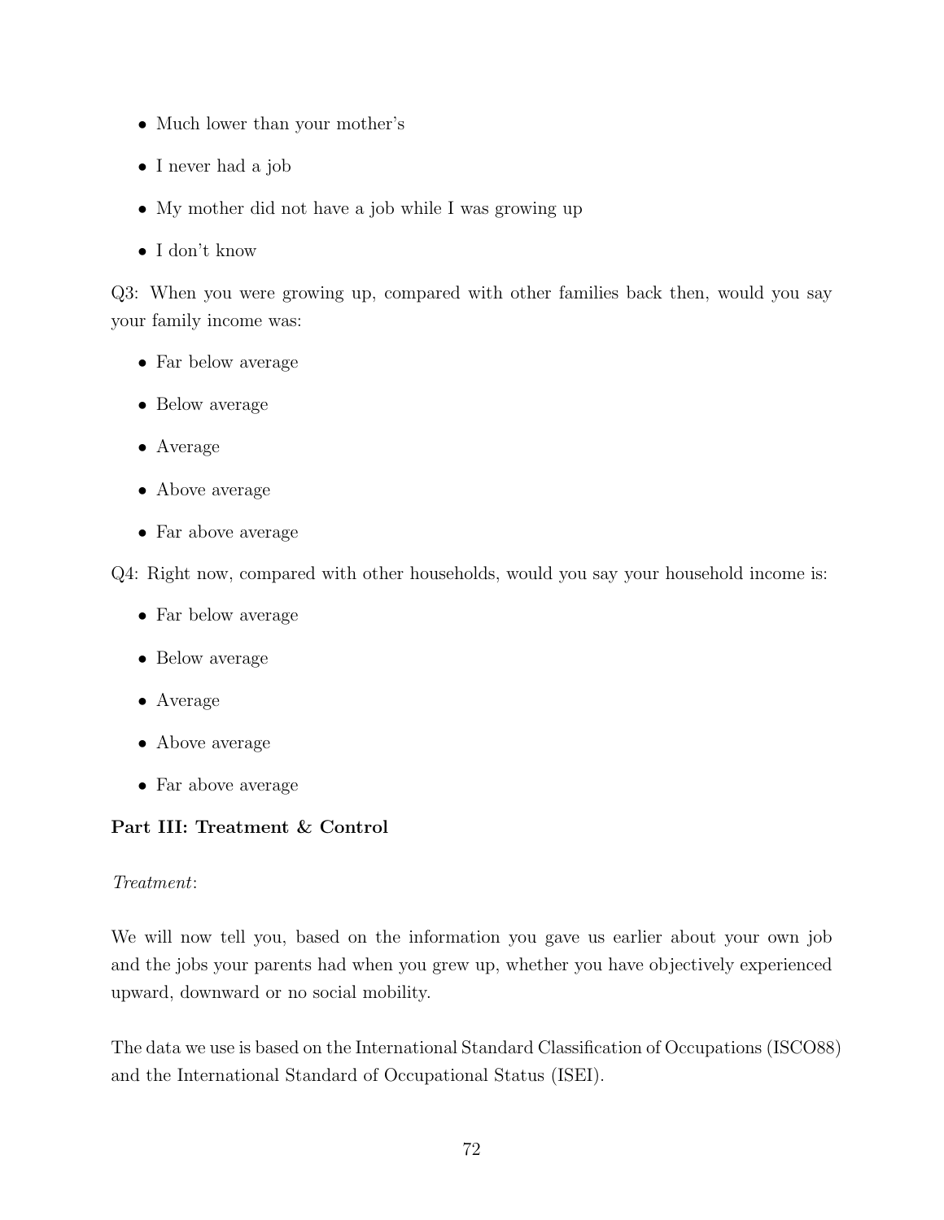- Much lower than your mother's
- I never had a job
- My mother did not have a job while I was growing up
- I don't know

Q3: When you were growing up, compared with other families back then, would you say your family income was:

- Far below average
- Below average
- Average
- Above average
- Far above average

Q4: Right now, compared with other households, would you say your household income is:

- Far below average
- Below average
- Average
- Above average
- Far above average

**Part III: Treatment & Control**

*Treatment*:

We will now tell you, based on the information you gave us earlier about your own job and the jobs your parents had when you grew up, whether you have objectively experienced upward, downward or no social mobility.

The data we use is based on the International Standard Classification of Occupations (ISCO88) and the International Standard of Occupational Status (ISEI).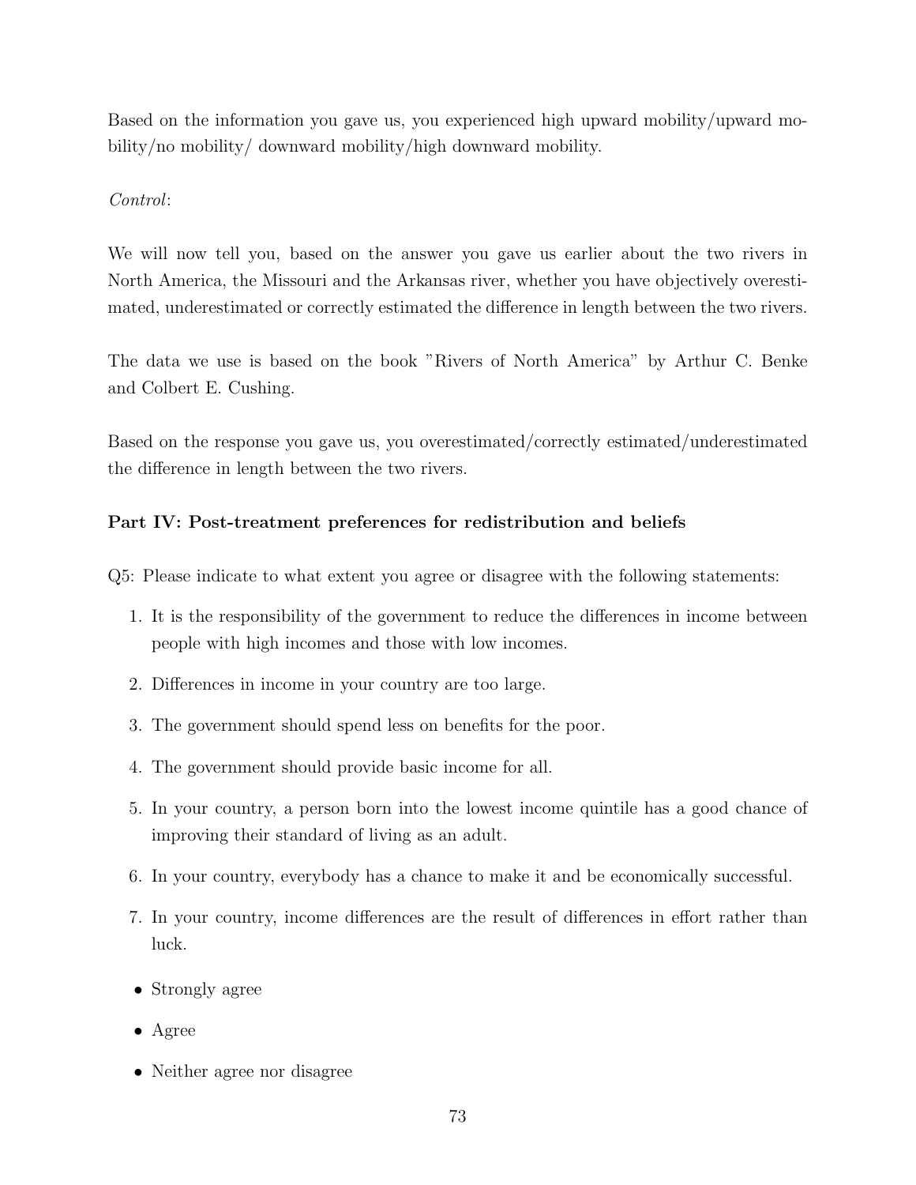Based on the information you gave us, you experienced high upward mobility/upward mobility/no mobility/ downward mobility/high downward mobility.

*Control*:

We will now tell you, based on the answer you gave us earlier about the two rivers in North America, the Missouri and the Arkansas river, whether you have objectively overestimated, underestimated or correctly estimated the difference in length between the two rivers.

The data we use is based on the book "Rivers of North America" by Arthur C. Benke and Colbert E. Cushing.

Based on the response you gave us, you overestimated/correctly estimated/underestimated the difference in length between the two rivers.

**Part IV: Post-treatment preferences for redistribution and beliefs**

Q5: Please indicate to what extent you agree or disagree with the following statements:

1. It is the responsibility of the government to reduce the differences in income between people with high incomes and those with low incomes.
2. Differences in income in your country are too large.
3. The government should spend less on benefits for the poor.
4. The government should provide basic income for all.
5. In your country, a person born into the lowest income quintile has a good chance of improving their standard of living as an adult.
6. In your country, everybody has a chance to make it and be economically successful.
7. In your country, income differences are the result of differences in effort rather than luck.

- Strongly agree
- Agree
- Neither agree nor disagree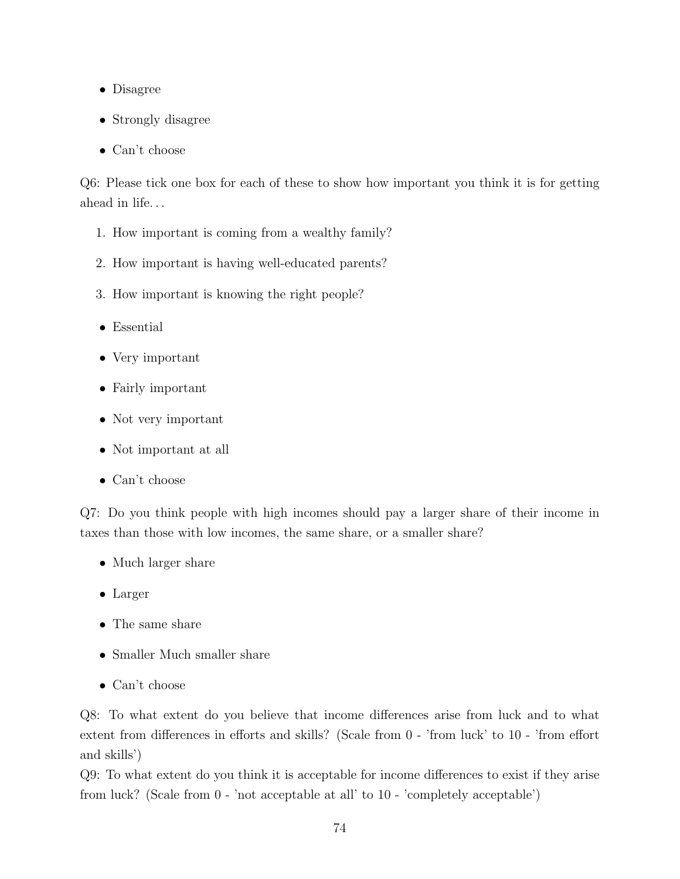- Disagree
- Strongly disagree
- Can't choose

Q6: Please tick one box for each of these to show how important you think it is for getting ahead in life. . .

1. How important is coming from a wealthy family?
2. How important is having well-educated parents?
3. How important is knowing the right people?

- Essential
- Very important
- Fairly important
- Not very important
- Not important at all
- Can't choose

Q7: Do you think people with high incomes should pay a larger share of their income in taxes than those with low incomes, the same share, or a smaller share?

- Much larger share
- Larger
- The same share
- Smaller Much smaller share
- Can't choose

Q8: To what extent do you believe that income differences arise from luck and to what extent from differences in efforts and skills? (Scale from 0 - 'from luck' to 10 - 'from effort and skills')

Q9: To what extent do you think it is acceptable for income differences to exist if they arise from luck? (Scale from 0 - 'not acceptable at all' to 10 - 'completely acceptable')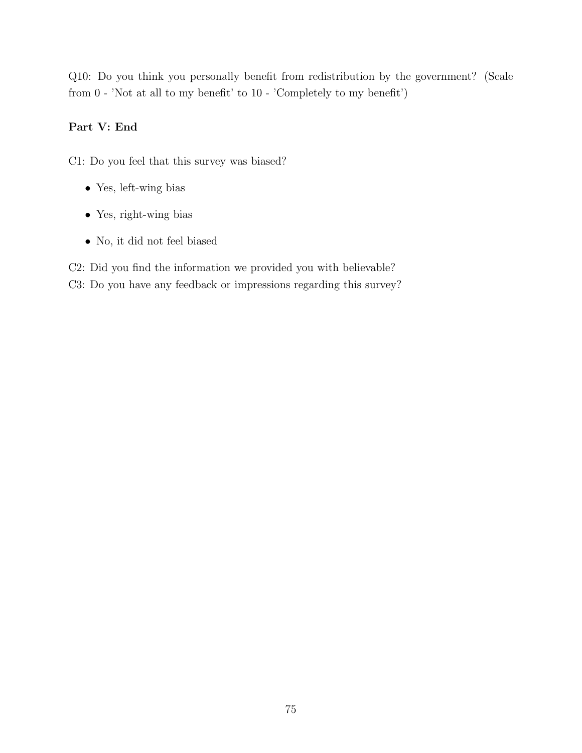Q10: Do you think you personally benefit from redistribution by the government? (Scale from 0 - 'Not at all to my benefit' to 10 - 'Completely to my benefit')

**Part V: End**

C1: Do you feel that this survey was biased?

- Yes, left-wing bias
- Yes, right-wing bias
- No, it did not feel biased

C2: Did you find the information we provided you with believable?

C3: Do you have any feedback or impressions regarding this survey?